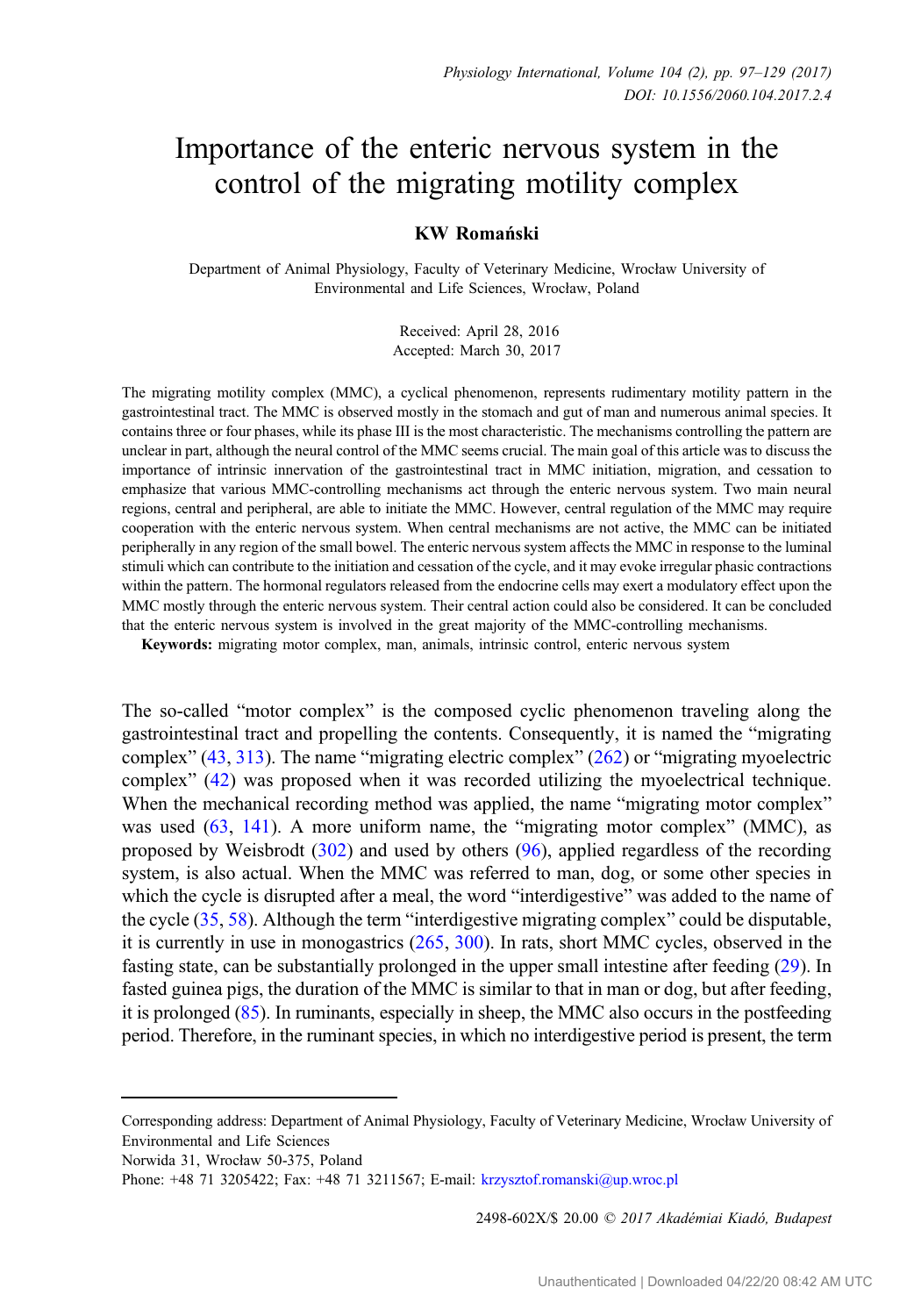# Importance of the enteric nervous system in the control of the migrating motility complex

**KW Romański**

Department of Animal Physiology, Faculty of Veterinary Medicine, Wrocław University of Environmental and Life Sciences, Wrocław, Poland

Received: April 28, 2016
Accepted: March 30, 2017

The migrating motility complex (MMC), a cyclical phenomenon, represents rudimentary motility pattern in the gastrointestinal tract. The MMC is observed mostly in the stomach and gut of man and numerous animal species. It contains three or four phases, while its phase III is the most characteristic. The mechanisms controlling the pattern are unclear in part, although the neural control of the MMC seems crucial. The main goal of this article was to discuss the importance of intrinsic innervation of the gastrointestinal tract in MMC initiation, migration, and cessation to emphasize that various MMC-controlling mechanisms act through the enteric nervous system. Two main neural regions, central and peripheral, are able to initiate the MMC. However, central regulation of the MMC may require cooperation with the enteric nervous system. When central mechanisms are not active, the MMC can be initiated peripherally in any region of the small bowel. The enteric nervous system affects the MMC in response to the luminal stimuli which can contribute to the initiation and cessation of the cycle, and it may evoke irregular phasic contractions within the pattern. The hormonal regulators released from the endocrine cells may exert a modulatory effect upon the MMC mostly through the enteric nervous system. Their central action could also be considered. It can be concluded that the enteric nervous system is involved in the great majority of the MMC-controlling mechanisms.

**Keywords:** migrating motor complex, man, animals, intrinsic control, enteric nervous system

The so-called "motor complex" is the composed cyclic phenomenon traveling along the gastrointestinal tract and propelling the contents. Consequently, it is named the "migrating complex" (43, 313). The name "migrating electric complex" (262) or "migrating myoelectric complex" (42) was proposed when it was recorded utilizing the myoelectrical technique. When the mechanical recording method was applied, the name "migrating motor complex" was used (63, 141). A more uniform name, the "migrating motor complex" (MMC), as proposed by Weisbrodt (302) and used by others (96), applied regardless of the recording system, is also actual. When the MMC was referred to man, dog, or some other species in which the cycle is disrupted after a meal, the word "interdigestive" was added to the name of the cycle (35, 58). Although the term "interdigestive migrating complex" could be disputable, it is currently in use in monogastrics (265, 300). In rats, short MMC cycles, observed in the fasting state, can be substantially prolonged in the upper small intestine after feeding (29). In fasted guinea pigs, the duration of the MMC is similar to that in man or dog, but after feeding, it is prolonged (85). In ruminants, especially in sheep, the MMC also occurs in the postfeeding period. Therefore, in the ruminant species, in which no interdigestive period is present, the term

Corresponding address: Department of Animal Physiology, Faculty of Veterinary Medicine, Wrocław University of Environmental and Life Sciences
Norwida 31, Wrocław 50-375, Poland
Phone: +48 71 3205422; Fax: +48 71 3211567; E-mail: krzysztof.romanski@up.wroc.pl

2498-602X/$ 20.00 © 2017 Akadémiai Kiadó, Budapest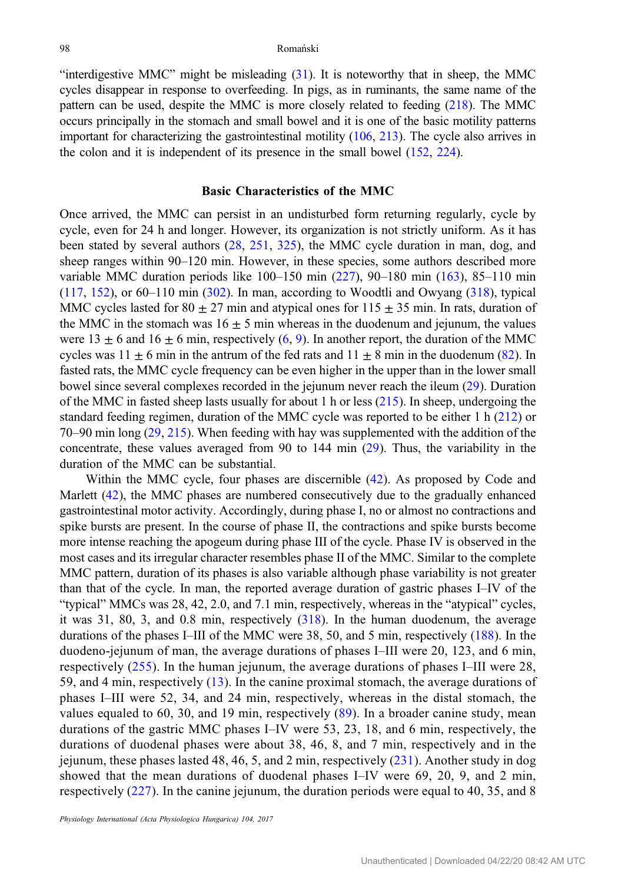"interdigestive MMC" might be misleading (31). It is noteworthy that in sheep, the MMC cycles disappear in response to overfeeding. In pigs, as in ruminants, the same name of the pattern can be used, despite the MMC is more closely related to feeding (218). The MMC occurs principally in the stomach and small bowel and it is one of the basic motility patterns important for characterizing the gastrointestinal motility (106, 213). The cycle also arrives in the colon and it is independent of its presence in the small bowel (152, 224).

## Basic Characteristics of the MMC

Once arrived, the MMC can persist in an undisturbed form returning regularly, cycle by cycle, even for 24 h and longer. However, its organization is not strictly uniform. As it has been stated by several authors (28, 251, 325), the MMC cycle duration in man, dog, and sheep ranges within 90–120 min. However, in these species, some authors described more variable MMC duration periods like 100–150 min (227), 90–180 min (163), 85–110 min (117, 152), or 60–110 min (302). In man, according to Woodtli and Owyang (318), typical MMC cycles lasted for 80 ± 27 min and atypical ones for 115 ± 35 min. In rats, duration of the MMC in the stomach was 16 ± 5 min whereas in the duodenum and jejunum, the values were 13 ± 6 and 16 ± 6 min, respectively (6, 9). In another report, the duration of the MMC cycles was 11 ± 6 min in the antrum of the fed rats and 11 ± 8 min in the duodenum (82). In fasted rats, the MMC cycle frequency can be even higher in the upper than in the lower small bowel since several complexes recorded in the jejunum never reach the ileum (29). Duration of the MMC in fasted sheep lasts usually for about 1 h or less (215). In sheep, undergoing the standard feeding regimen, duration of the MMC cycle was reported to be either 1 h (212) or 70–90 min long (29, 215). When feeding with hay was supplemented with the addition of the concentrate, these values averaged from 90 to 144 min (29). Thus, the variability in the duration of the MMC can be substantial.

Within the MMC cycle, four phases are discernible (42). As proposed by Code and Marlett (42), the MMC phases are numbered consecutively due to the gradually enhanced gastrointestinal motor activity. Accordingly, during phase I, no or almost no contractions and spike bursts are present. In the course of phase II, the contractions and spike bursts become more intense reaching the apogeum during phase III of the cycle. Phase IV is observed in the most cases and its irregular character resembles phase II of the MMC. Similar to the complete MMC pattern, duration of its phases is also variable although phase variability is not greater than that of the cycle. In man, the reported average duration of gastric phases I–IV of the "typical" MMCs was 28, 42, 2.0, and 7.1 min, respectively, whereas in the "atypical" cycles, it was 31, 80, 3, and 0.8 min, respectively (318). In the human duodenum, the average durations of the phases I–III of the MMC were 38, 50, and 5 min, respectively (188). In the duodeno-jejunum of man, the average durations of phases I–III were 20, 123, and 6 min, respectively (255). In the human jejunum, the average durations of phases I–III were 28, 59, and 4 min, respectively (13). In the canine proximal stomach, the average durations of phases I–III were 52, 34, and 24 min, respectively, whereas in the distal stomach, the values equaled to 60, 30, and 19 min, respectively (89). In a broader canine study, mean durations of the gastric MMC phases I–IV were 53, 23, 18, and 6 min, respectively, the durations of duodenal phases were about 38, 46, 8, and 7 min, respectively and in the jejunum, these phases lasted 48, 46, 5, and 2 min, respectively (231). Another study in dog showed that the mean durations of duodenal phases I–IV were 69, 20, 9, and 2 min, respectively (227). In the canine jejunum, the duration periods were equal to 40, 35, and 8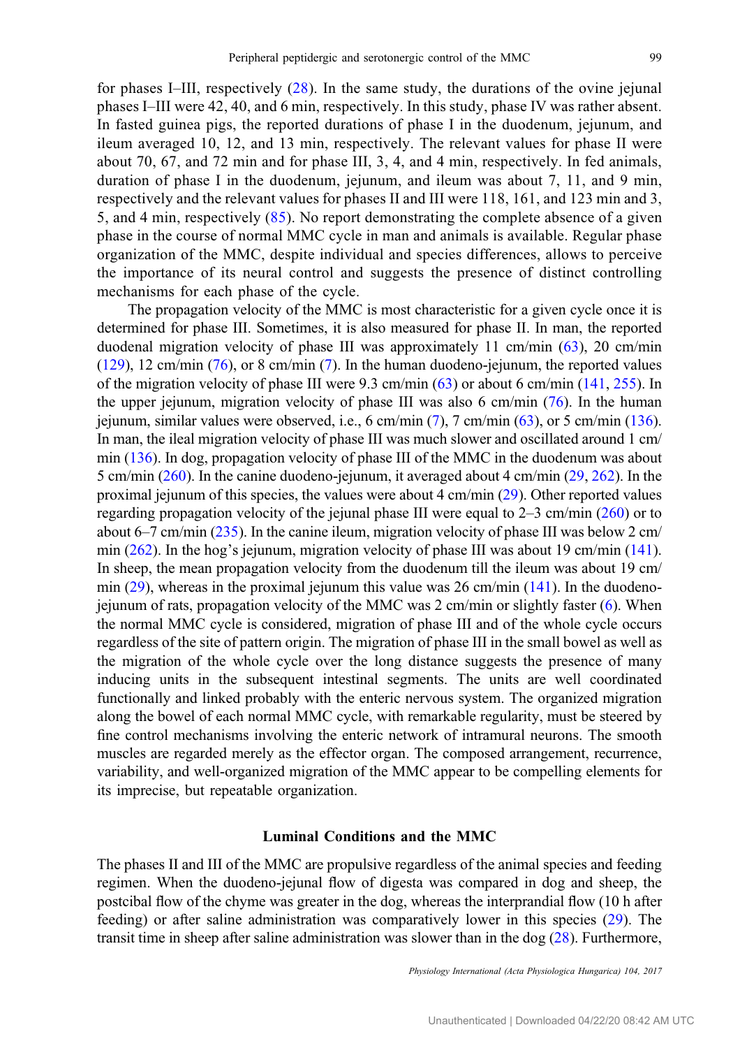for phases I–III, respectively (28). In the same study, the durations of the ovine jejunal phases I–III were 42, 40, and 6 min, respectively. In this study, phase IV was rather absent. In fasted guinea pigs, the reported durations of phase I in the duodenum, jejunum, and ileum averaged 10, 12, and 13 min, respectively. The relevant values for phase II were about 70, 67, and 72 min and for phase III, 3, 4, and 4 min, respectively. In fed animals, duration of phase I in the duodenum, jejunum, and ileum was about 7, 11, and 9 min, respectively and the relevant values for phases II and III were 118, 161, and 123 min and 3, 5, and 4 min, respectively (85). No report demonstrating the complete absence of a given phase in the course of normal MMC cycle in man and animals is available. Regular phase organization of the MMC, despite individual and species differences, allows to perceive the importance of its neural control and suggests the presence of distinct controlling mechanisms for each phase of the cycle.

The propagation velocity of the MMC is most characteristic for a given cycle once it is determined for phase III. Sometimes, it is also measured for phase II. In man, the reported duodenal migration velocity of phase III was approximately 11 cm/min (63), 20 cm/min (129), 12 cm/min (76), or 8 cm/min (7). In the human duodeno-jejunum, the reported values of the migration velocity of phase III were 9.3 cm/min (63) or about 6 cm/min (141, 255). In the upper jejunum, migration velocity of phase III was also 6 cm/min (76). In the human jejunum, similar values were observed, i.e., 6 cm/min (7), 7 cm/min (63), or 5 cm/min (136). In man, the ileal migration velocity of phase III was much slower and oscillated around 1 cm/min (136). In dog, propagation velocity of phase III of the MMC in the duodenum was about 5 cm/min (260). In the canine duodeno-jejunum, it averaged about 4 cm/min (29, 262). In the proximal jejunum of this species, the values were about 4 cm/min (29). Other reported values regarding propagation velocity of the jejunal phase III were equal to 2–3 cm/min (260) or to about 6–7 cm/min (235). In the canine ileum, migration velocity of phase III was below 2 cm/min (262). In the hog's jejunum, migration velocity of phase III was about 19 cm/min (141). In sheep, the mean propagation velocity from the duodenum till the ileum was about 19 cm/min (29), whereas in the proximal jejunum this value was 26 cm/min (141). In the duodeno-jejunum of rats, propagation velocity of the MMC was 2 cm/min or slightly faster (6). When the normal MMC cycle is considered, migration of phase III and of the whole cycle occurs regardless of the site of pattern origin. The migration of phase III in the small bowel as well as the migration of the whole cycle over the long distance suggests the presence of many inducing units in the subsequent intestinal segments. The units are well coordinated functionally and linked probably with the enteric nervous system. The organized migration along the bowel of each normal MMC cycle, with remarkable regularity, must be steered by fine control mechanisms involving the enteric network of intramural neurons. The smooth muscles are regarded merely as the effector organ. The composed arrangement, recurrence, variability, and well-organized migration of the MMC appear to be compelling elements for its imprecise, but repeatable organization.

## Luminal Conditions and the MMC

The phases II and III of the MMC are propulsive regardless of the animal species and feeding regimen. When the duodeno-jejunal flow of digesta was compared in dog and sheep, the postcibal flow of the chyme was greater in the dog, whereas the interprandial flow (10 h after feeding) or after saline administration was comparatively lower in this species (29). The transit time in sheep after saline administration was slower than in the dog (28). Furthermore,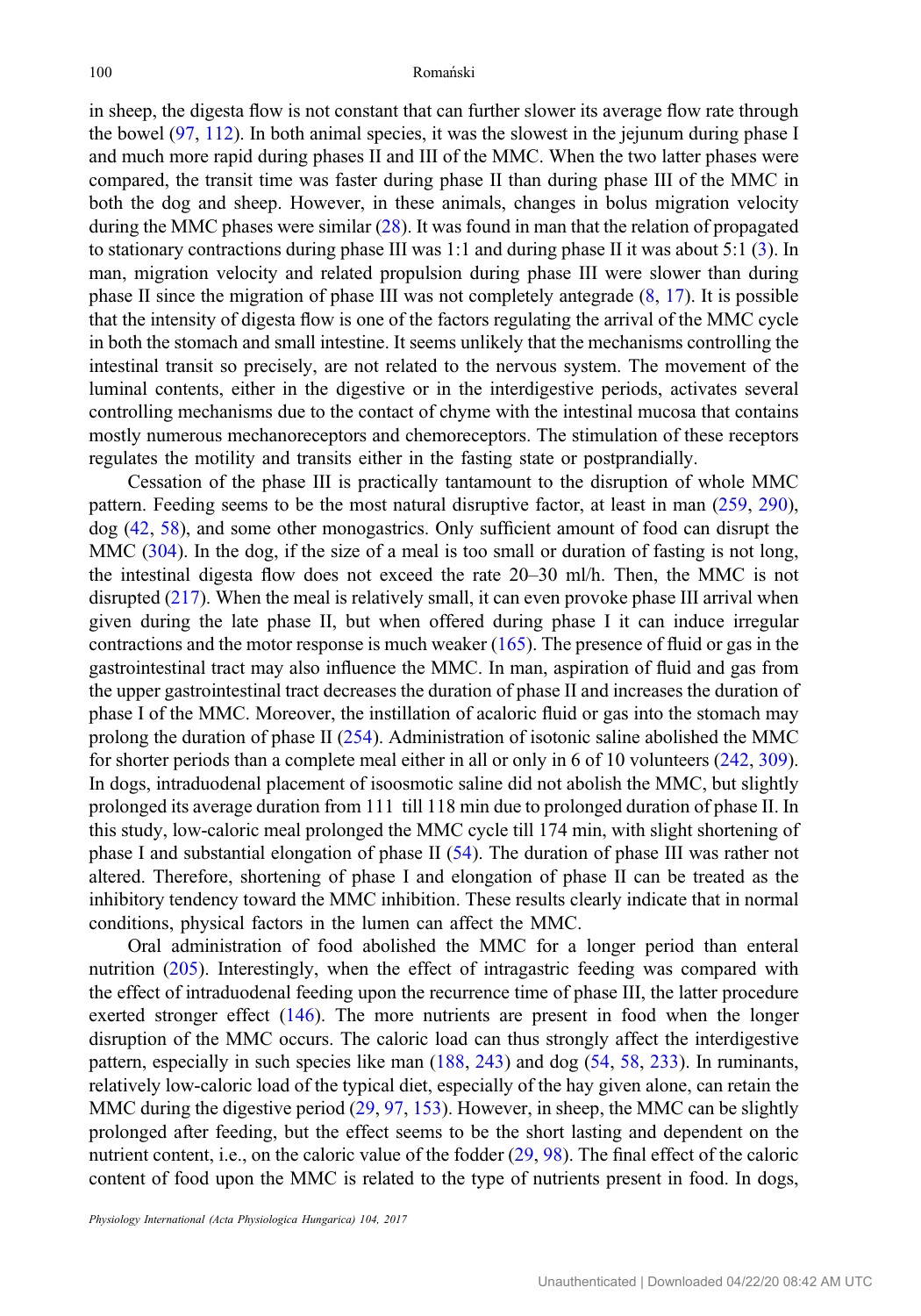in sheep, the digesta flow is not constant that can further slower its average flow rate through the bowel (97, 112). In both animal species, it was the slowest in the jejunum during phase I and much more rapid during phases II and III of the MMC. When the two latter phases were compared, the transit time was faster during phase II than during phase III of the MMC in both the dog and sheep. However, in these animals, changes in bolus migration velocity during the MMC phases were similar (28). It was found in man that the relation of propagated to stationary contractions during phase III was 1:1 and during phase II it was about 5:1 (3). In man, migration velocity and related propulsion during phase III were slower than during phase II since the migration of phase III was not completely antegrade (8, 17). It is possible that the intensity of digesta flow is one of the factors regulating the arrival of the MMC cycle in both the stomach and small intestine. It seems unlikely that the mechanisms controlling the intestinal transit so precisely, are not related to the nervous system. The movement of the luminal contents, either in the digestive or in the interdigestive periods, activates several controlling mechanisms due to the contact of chyme with the intestinal mucosa that contains mostly numerous mechanoreceptors and chemoreceptors. The stimulation of these receptors regulates the motility and transits either in the fasting state or postprandially.

Cessation of the phase III is practically tantamount to the disruption of whole MMC pattern. Feeding seems to be the most natural disruptive factor, at least in man (259, 290), dog (42, 58), and some other monogastrics. Only sufficient amount of food can disrupt the MMC (304). In the dog, if the size of a meal is too small or duration of fasting is not long, the intestinal digesta flow does not exceed the rate 20–30 ml/h. Then, the MMC is not disrupted (217). When the meal is relatively small, it can even provoke phase III arrival when given during the late phase II, but when offered during phase I it can induce irregular contractions and the motor response is much weaker (165). The presence of fluid or gas in the gastrointestinal tract may also influence the MMC. In man, aspiration of fluid and gas from the upper gastrointestinal tract decreases the duration of phase II and increases the duration of phase I of the MMC. Moreover, the instillation of acaloric fluid or gas into the stomach may prolong the duration of phase II (254). Administration of isotonic saline abolished the MMC for shorter periods than a complete meal either in all or only in 6 of 10 volunteers (242, 309). In dogs, intraduodenal placement of isoosmotic saline did not abolish the MMC, but slightly prolonged its average duration from 111 till 118 min due to prolonged duration of phase II. In this study, low-caloric meal prolonged the MMC cycle till 174 min, with slight shortening of phase I and substantial elongation of phase II (54). The duration of phase III was rather not altered. Therefore, shortening of phase I and elongation of phase II can be treated as the inhibitory tendency toward the MMC inhibition. These results clearly indicate that in normal conditions, physical factors in the lumen can affect the MMC.

Oral administration of food abolished the MMC for a longer period than enteral nutrition (205). Interestingly, when the effect of intragastric feeding was compared with the effect of intraduodenal feeding upon the recurrence time of phase III, the latter procedure exerted stronger effect (146). The more nutrients are present in food when the longer disruption of the MMC occurs. The caloric load can thus strongly affect the interdigestive pattern, especially in such species like man (188, 243) and dog (54, 58, 233). In ruminants, relatively low-caloric load of the typical diet, especially of the hay given alone, can retain the MMC during the digestive period (29, 97, 153). However, in sheep, the MMC can be slightly prolonged after feeding, but the effect seems to be the short lasting and dependent on the nutrient content, i.e., on the caloric value of the fodder (29, 98). The final effect of the caloric content of food upon the MMC is related to the type of nutrients present in food. In dogs,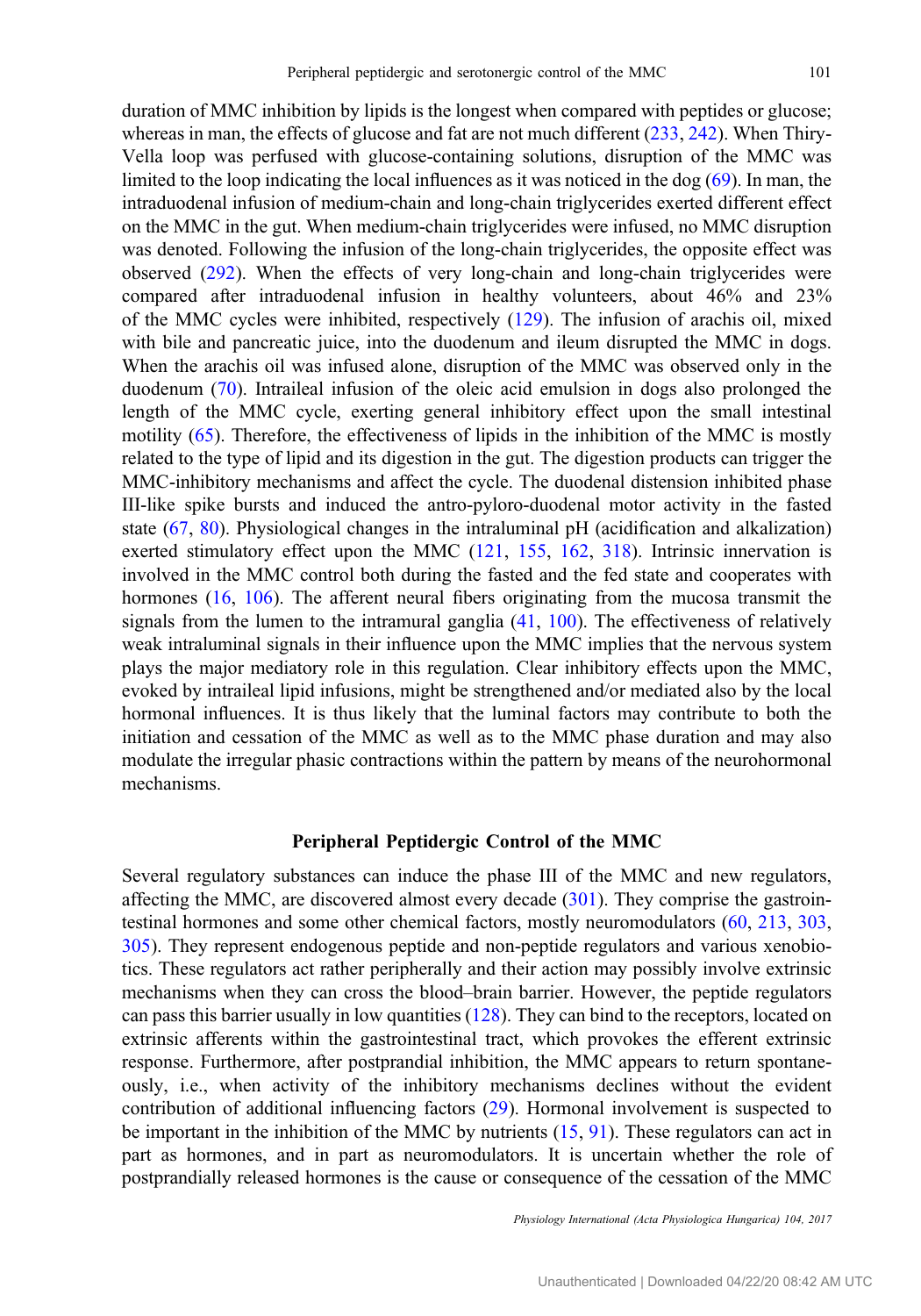duration of MMC inhibition by lipids is the longest when compared with peptides or glucose; whereas in man, the effects of glucose and fat are not much different (233, 242). When Thiry-Vella loop was perfused with glucose-containing solutions, disruption of the MMC was limited to the loop indicating the local influences as it was noticed in the dog (69). In man, the intraduodenal infusion of medium-chain and long-chain triglycerides exerted different effect on the MMC in the gut. When medium-chain triglycerides were infused, no MMC disruption was denoted. Following the infusion of the long-chain triglycerides, the opposite effect was observed (292). When the effects of very long-chain and long-chain triglycerides were compared after intraduodenal infusion in healthy volunteers, about 46% and 23% of the MMC cycles were inhibited, respectively (129). The infusion of arachis oil, mixed with bile and pancreatic juice, into the duodenum and ileum disrupted the MMC in dogs. When the arachis oil was infused alone, disruption of the MMC was observed only in the duodenum (70). Intraileal infusion of the oleic acid emulsion in dogs also prolonged the length of the MMC cycle, exerting general inhibitory effect upon the small intestinal motility (65). Therefore, the effectiveness of lipids in the inhibition of the MMC is mostly related to the type of lipid and its digestion in the gut. The digestion products can trigger the MMC-inhibitory mechanisms and affect the cycle. The duodenal distension inhibited phase III-like spike bursts and induced the antro-pyloro-duodenal motor activity in the fasted state (67, 80). Physiological changes in the intraluminal pH (acidification and alkalization) exerted stimulatory effect upon the MMC (121, 155, 162, 318). Intrinsic innervation is involved in the MMC control both during the fasted and the fed state and cooperates with hormones (16, 106). The afferent neural fibers originating from the mucosa transmit the signals from the lumen to the intramural ganglia (41, 100). The effectiveness of relatively weak intraluminal signals in their influence upon the MMC implies that the nervous system plays the major mediatory role in this regulation. Clear inhibitory effects upon the MMC, evoked by intraileal lipid infusions, might be strengthened and/or mediated also by the local hormonal influences. It is thus likely that the luminal factors may contribute to both the initiation and cessation of the MMC as well as to the MMC phase duration and may also modulate the irregular phasic contractions within the pattern by means of the neurohormonal mechanisms.

## Peripheral Peptidergic Control of the MMC

Several regulatory substances can induce the phase III of the MMC and new regulators, affecting the MMC, are discovered almost every decade (301). They comprise the gastrointestinal hormones and some other chemical factors, mostly neuromodulators (60, 213, 303, 305). They represent endogenous peptide and non-peptide regulators and various xenobiotics. These regulators act rather peripherally and their action may possibly involve extrinsic mechanisms when they can cross the blood–brain barrier. However, the peptide regulators can pass this barrier usually in low quantities (128). They can bind to the receptors, located on extrinsic afferents within the gastrointestinal tract, which provokes the efferent extrinsic response. Furthermore, after postprandial inhibition, the MMC appears to return spontaneously, i.e., when activity of the inhibitory mechanisms declines without the evident contribution of additional influencing factors (29). Hormonal involvement is suspected to be important in the inhibition of the MMC by nutrients (15, 91). These regulators can act in part as hormones, and in part as neuromodulators. It is uncertain whether the role of postprandially released hormones is the cause or consequence of the cessation of the MMC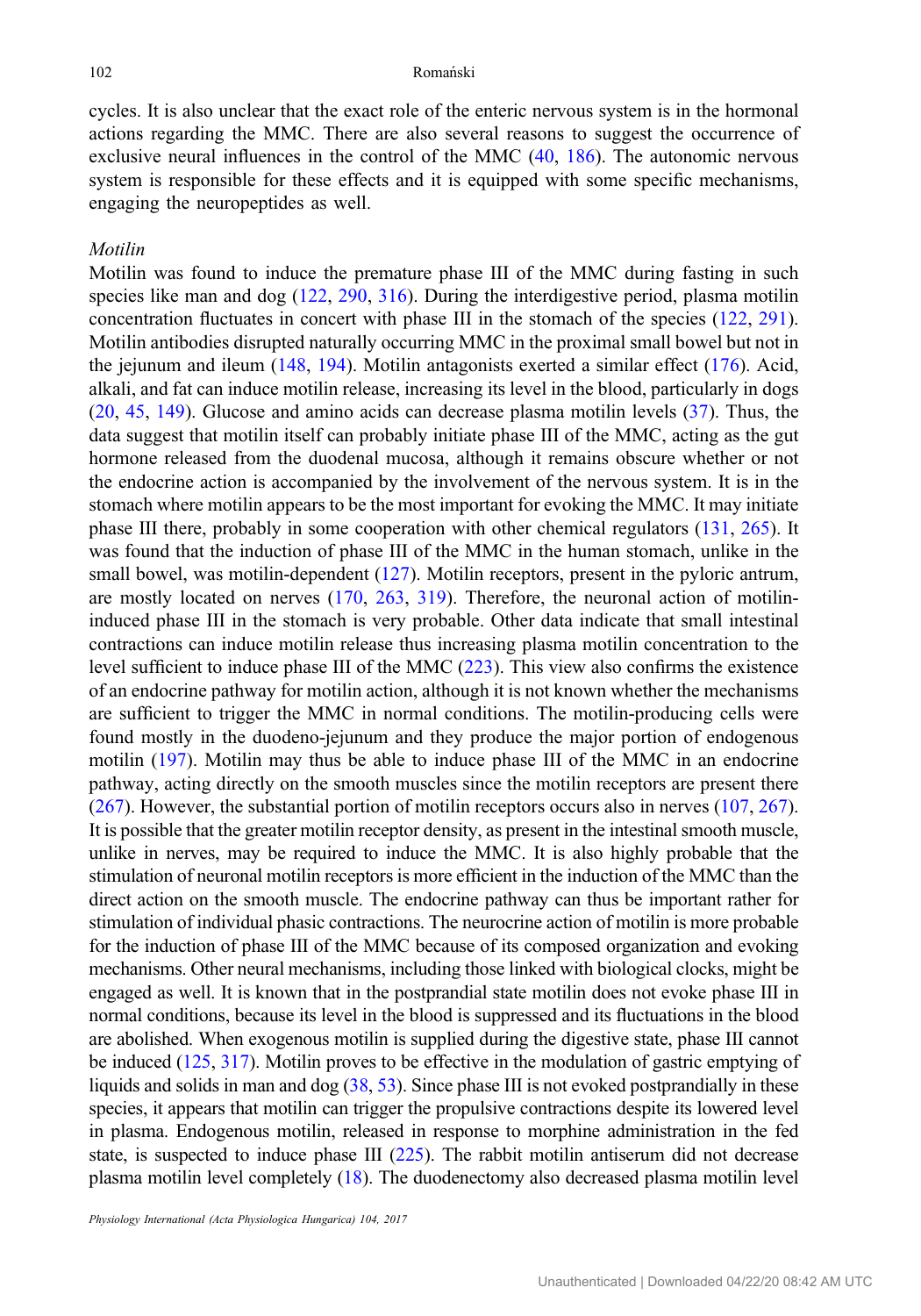cycles. It is also unclear that the exact role of the enteric nervous system is in the hormonal actions regarding the MMC. There are also several reasons to suggest the occurrence of exclusive neural influences in the control of the MMC (40, 186). The autonomic nervous system is responsible for these effects and it is equipped with some specific mechanisms, engaging the neuropeptides as well.

*Motilin*

Motilin was found to induce the premature phase III of the MMC during fasting in such species like man and dog (122, 290, 316). During the interdigestive period, plasma motilin concentration fluctuates in concert with phase III in the stomach of the species (122, 291). Motilin antibodies disrupted naturally occurring MMC in the proximal small bowel but not in the jejunum and ileum (148, 194). Motilin antagonists exerted a similar effect (176). Acid, alkali, and fat can induce motilin release, increasing its level in the blood, particularly in dogs (20, 45, 149). Glucose and amino acids can decrease plasma motilin levels (37). Thus, the data suggest that motilin itself can probably initiate phase III of the MMC, acting as the gut hormone released from the duodenal mucosa, although it remains obscure whether or not the endocrine action is accompanied by the involvement of the nervous system. It is in the stomach where motilin appears to be the most important for evoking the MMC. It may initiate phase III there, probably in some cooperation with other chemical regulators (131, 265). It was found that the induction of phase III of the MMC in the human stomach, unlike in the small bowel, was motilin-dependent (127). Motilin receptors, present in the pyloric antrum, are mostly located on nerves (170, 263, 319). Therefore, the neuronal action of motilin-induced phase III in the stomach is very probable. Other data indicate that small intestinal contractions can induce motilin release thus increasing plasma motilin concentration to the level sufficient to induce phase III of the MMC (223). This view also confirms the existence of an endocrine pathway for motilin action, although it is not known whether the mechanisms are sufficient to trigger the MMC in normal conditions. The motilin-producing cells were found mostly in the duodeno-jejunum and they produce the major portion of endogenous motilin (197). Motilin may thus be able to induce phase III of the MMC in an endocrine pathway, acting directly on the smooth muscles since the motilin receptors are present there (267). However, the substantial portion of motilin receptors occurs also in nerves (107, 267). It is possible that the greater motilin receptor density, as present in the intestinal smooth muscle, unlike in nerves, may be required to induce the MMC. It is also highly probable that the stimulation of neuronal motilin receptors is more efficient in the induction of the MMC than the direct action on the smooth muscle. The endocrine pathway can thus be important rather for stimulation of individual phasic contractions. The neurocrine action of motilin is more probable for the induction of phase III of the MMC because of its composed organization and evoking mechanisms. Other neural mechanisms, including those linked with biological clocks, might be engaged as well. It is known that in the postprandial state motilin does not evoke phase III in normal conditions, because its level in the blood is suppressed and its fluctuations in the blood are abolished. When exogenous motilin is supplied during the digestive state, phase III cannot be induced (125, 317). Motilin proves to be effective in the modulation of gastric emptying of liquids and solids in man and dog (38, 53). Since phase III is not evoked postprandially in these species, it appears that motilin can trigger the propulsive contractions despite its lowered level in plasma. Endogenous motilin, released in response to morphine administration in the fed state, is suspected to induce phase III (225). The rabbit motilin antiserum did not decrease plasma motilin level completely (18). The duodenectomy also decreased plasma motilin level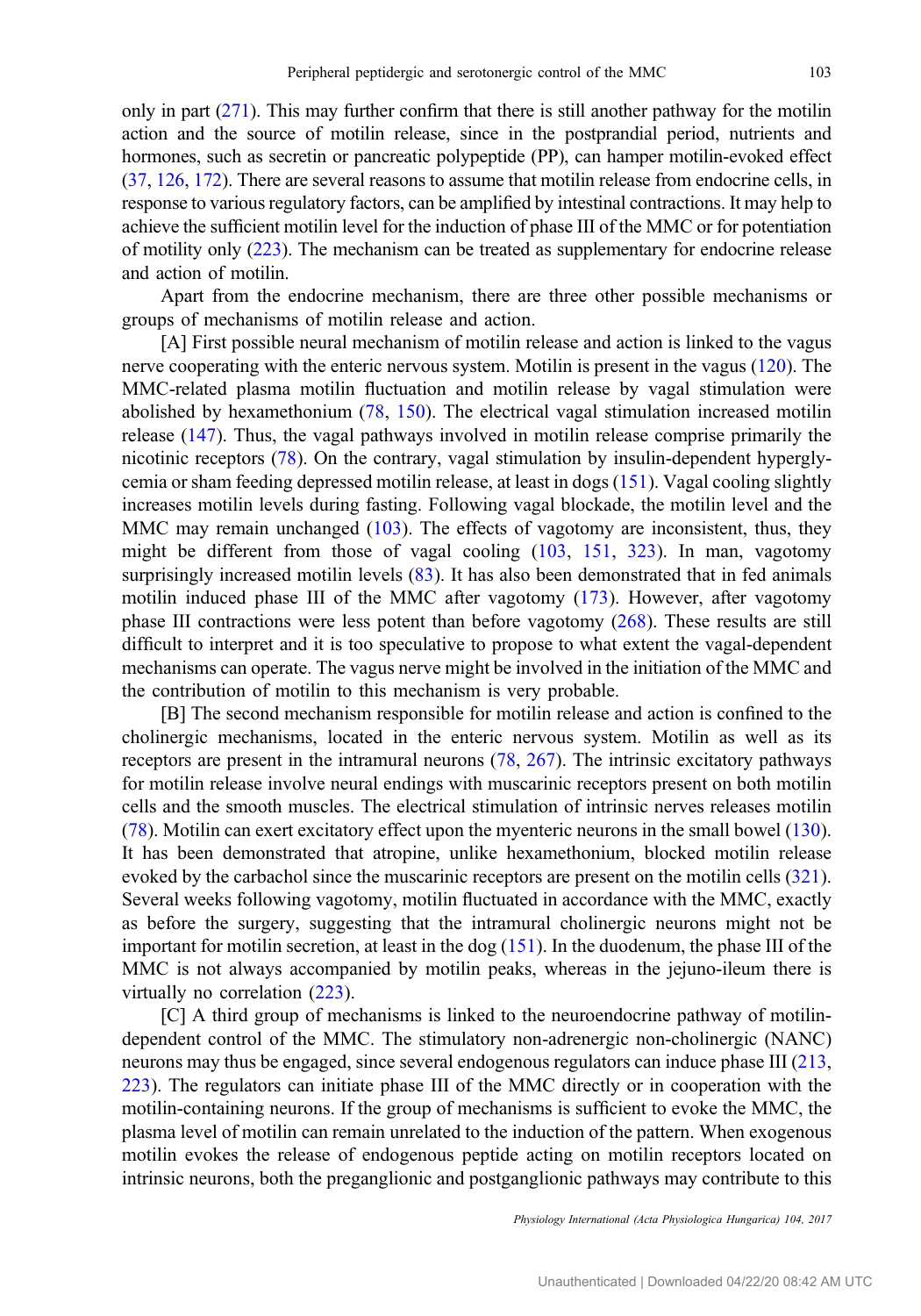only in part (271). This may further confirm that there is still another pathway for the motilin action and the source of motilin release, since in the postprandial period, nutrients and hormones, such as secretin or pancreatic polypeptide (PP), can hamper motilin-evoked effect (37, 126, 172). There are several reasons to assume that motilin release from endocrine cells, in response to various regulatory factors, can be amplified by intestinal contractions. It may help to achieve the sufficient motilin level for the induction of phase III of the MMC or for potentiation of motility only (223). The mechanism can be treated as supplementary for endocrine release and action of motilin.

Apart from the endocrine mechanism, there are three other possible mechanisms or groups of mechanisms of motilin release and action.

[A] First possible neural mechanism of motilin release and action is linked to the vagus nerve cooperating with the enteric nervous system. Motilin is present in the vagus (120). The MMC-related plasma motilin fluctuation and motilin release by vagal stimulation were abolished by hexamethonium (78, 150). The electrical vagal stimulation increased motilin release (147). Thus, the vagal pathways involved in motilin release comprise primarily the nicotinic receptors (78). On the contrary, vagal stimulation by insulin-dependent hyperglycemia or sham feeding depressed motilin release, at least in dogs (151). Vagal cooling slightly increases motilin levels during fasting. Following vagal blockade, the motilin level and the MMC may remain unchanged (103). The effects of vagotomy are inconsistent, thus, they might be different from those of vagal cooling (103, 151, 323). In man, vagotomy surprisingly increased motilin levels (83). It has also been demonstrated that in fed animals motilin induced phase III of the MMC after vagotomy (173). However, after vagotomy phase III contractions were less potent than before vagotomy (268). These results are still difficult to interpret and it is too speculative to propose to what extent the vagal-dependent mechanisms can operate. The vagus nerve might be involved in the initiation of the MMC and the contribution of motilin to this mechanism is very probable.

[B] The second mechanism responsible for motilin release and action is confined to the cholinergic mechanisms, located in the enteric nervous system. Motilin as well as its receptors are present in the intramural neurons (78, 267). The intrinsic excitatory pathways for motilin release involve neural endings with muscarinic receptors present on both motilin cells and the smooth muscles. The electrical stimulation of intrinsic nerves releases motilin (78). Motilin can exert excitatory effect upon the myenteric neurons in the small bowel (130). It has been demonstrated that atropine, unlike hexamethonium, blocked motilin release evoked by the carbachol since the muscarinic receptors are present on the motilin cells (321). Several weeks following vagotomy, motilin fluctuated in accordance with the MMC, exactly as before the surgery, suggesting that the intramural cholinergic neurons might not be important for motilin secretion, at least in the dog (151). In the duodenum, the phase III of the MMC is not always accompanied by motilin peaks, whereas in the jejuno-ileum there is virtually no correlation (223).

[C] A third group of mechanisms is linked to the neuroendocrine pathway of motilin-dependent control of the MMC. The stimulatory non-adrenergic non-cholinergic (NANC) neurons may thus be engaged, since several endogenous regulators can induce phase III (213, 223). The regulators can initiate phase III of the MMC directly or in cooperation with the motilin-containing neurons. If the group of mechanisms is sufficient to evoke the MMC, the plasma level of motilin can remain unrelated to the induction of the pattern. When exogenous motilin evokes the release of endogenous peptide acting on motilin receptors located on intrinsic neurons, both the preganglionic and postganglionic pathways may contribute to this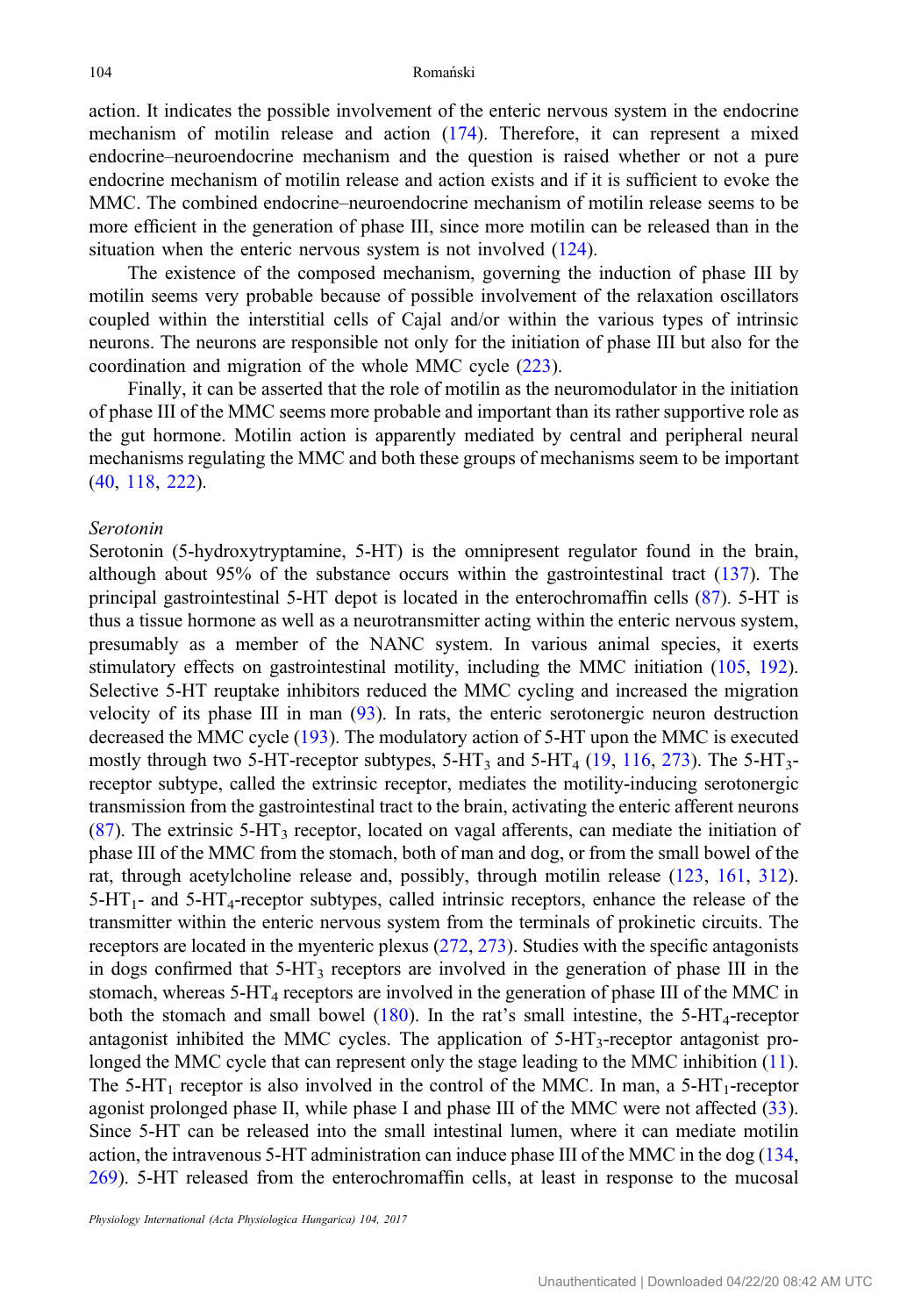action. It indicates the possible involvement of the enteric nervous system in the endocrine mechanism of motilin release and action (174). Therefore, it can represent a mixed endocrine–neuroendocrine mechanism and the question is raised whether or not a pure endocrine mechanism of motilin release and action exists and if it is sufficient to evoke the MMC. The combined endocrine–neuroendocrine mechanism of motilin release seems to be more efficient in the generation of phase III, since more motilin can be released than in the situation when the enteric nervous system is not involved (124).

The existence of the composed mechanism, governing the induction of phase III by motilin seems very probable because of possible involvement of the relaxation oscillators coupled within the interstitial cells of Cajal and/or within the various types of intrinsic neurons. The neurons are responsible not only for the initiation of phase III but also for the coordination and migration of the whole MMC cycle (223).

Finally, it can be asserted that the role of motilin as the neuromodulator in the initiation of phase III of the MMC seems more probable and important than its rather supportive role as the gut hormone. Motilin action is apparently mediated by central and peripheral neural mechanisms regulating the MMC and both these groups of mechanisms seem to be important (40, 118, 222).

*Serotonin*

Serotonin (5-hydroxytryptamine, 5-HT) is the omnipresent regulator found in the brain, although about 95% of the substance occurs within the gastrointestinal tract (137). The principal gastrointestinal 5-HT depot is located in the enterochromaffin cells (87). 5-HT is thus a tissue hormone as well as a neurotransmitter acting within the enteric nervous system, presumably as a member of the NANC system. In various animal species, it exerts stimulatory effects on gastrointestinal motility, including the MMC initiation (105, 192). Selective 5-HT reuptake inhibitors reduced the MMC cycling and increased the migration velocity of its phase III in man (93). In rats, the enteric serotonergic neuron destruction decreased the MMC cycle (193). The modulatory action of 5-HT upon the MMC is executed mostly through two 5-HT-receptor subtypes, 5-HT$_3$ and 5-HT$_4$ (19, 116, 273). The 5-HT$_3$-receptor subtype, called the extrinsic receptor, mediates the motility-inducing serotonergic transmission from the gastrointestinal tract to the brain, activating the enteric afferent neurons (87). The extrinsic 5-HT$_3$ receptor, located on vagal afferents, can mediate the initiation of phase III of the MMC from the stomach, both of man and dog, or from the small bowel of the rat, through acetylcholine release and, possibly, through motilin release (123, 161, 312). 5-HT$_1$- and 5-HT$_4$-receptor subtypes, called intrinsic receptors, enhance the release of the transmitter within the enteric nervous system from the terminals of prokinetic circuits. The receptors are located in the myenteric plexus (272, 273). Studies with the specific antagonists in dogs confirmed that 5-HT$_3$ receptors are involved in the generation of phase III in the stomach, whereas 5-HT$_4$ receptors are involved in the generation of phase III of the MMC in both the stomach and small bowel (180). In the rat's small intestine, the 5-HT$_4$-receptor antagonist inhibited the MMC cycles. The application of 5-HT$_3$-receptor antagonist prolonged the MMC cycle that can represent only the stage leading to the MMC inhibition (11). The 5-HT$_1$ receptor is also involved in the control of the MMC. In man, a 5-HT$_1$-receptor agonist prolonged phase II, while phase I and phase III of the MMC were not affected (33). Since 5-HT can be released into the small intestinal lumen, where it can mediate motilin action, the intravenous 5-HT administration can induce phase III of the MMC in the dog (134, 269). 5-HT released from the enterochromaffin cells, at least in response to the mucosal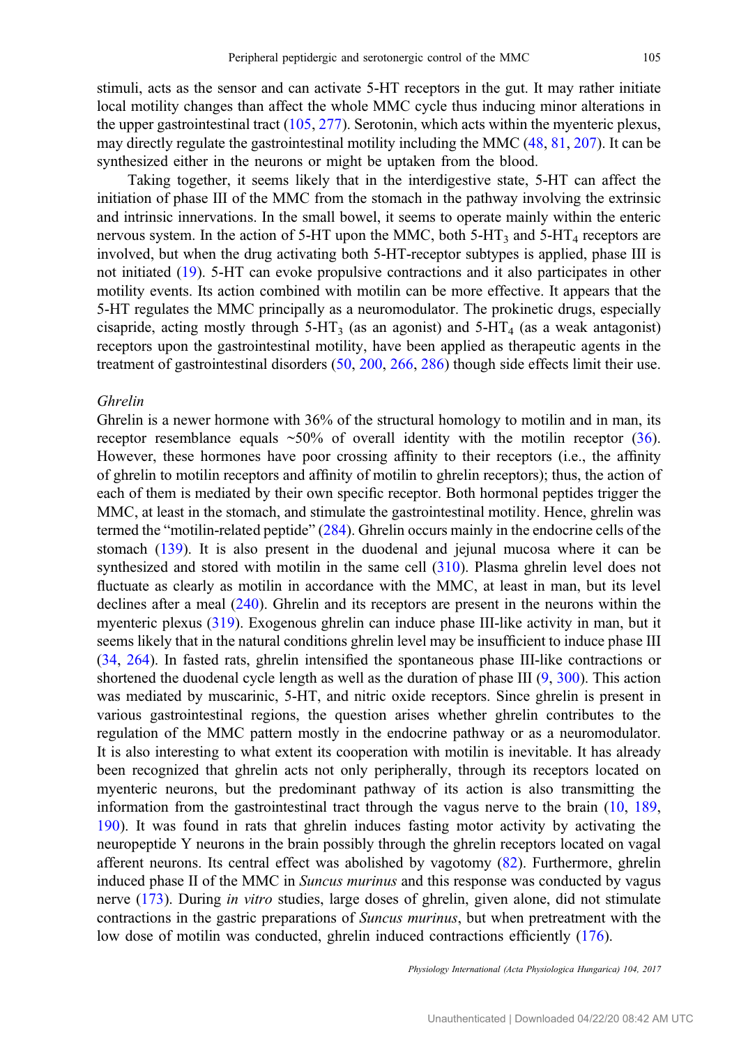stimuli, acts as the sensor and can activate 5-HT receptors in the gut. It may rather initiate local motility changes than affect the whole MMC cycle thus inducing minor alterations in the upper gastrointestinal tract (105, 277). Serotonin, which acts within the myenteric plexus, may directly regulate the gastrointestinal motility including the MMC (48, 81, 207). It can be synthesized either in the neurons or might be uptaken from the blood.

Taking together, it seems likely that in the interdigestive state, 5-HT can affect the initiation of phase III of the MMC from the stomach in the pathway involving the extrinsic and intrinsic innervations. In the small bowel, it seems to operate mainly within the enteric nervous system. In the action of 5-HT upon the MMC, both 5-$HT_3$ and 5-$HT_4$ receptors are involved, but when the drug activating both 5-HT-receptor subtypes is applied, phase III is not initiated (19). 5-HT can evoke propulsive contractions and it also participates in other motility events. Its action combined with motilin can be more effective. It appears that the 5-HT regulates the MMC principally as a neuromodulator. The prokinetic drugs, especially cisapride, acting mostly through 5-$HT_3$ (as an agonist) and 5-$HT_4$ (as a weak antagonist) receptors upon the gastrointestinal motility, have been applied as therapeutic agents in the treatment of gastrointestinal disorders (50, 200, 266, 286) though side effects limit their use.

*Ghrelin*

Ghrelin is a newer hormone with 36% of the structural homology to motilin and in man, its receptor resemblance equals ~50% of overall identity with the motilin receptor (36). However, these hormones have poor crossing affinity to their receptors (i.e., the affinity of ghrelin to motilin receptors and affinity of motilin to ghrelin receptors); thus, the action of each of them is mediated by their own specific receptor. Both hormonal peptides trigger the MMC, at least in the stomach, and stimulate the gastrointestinal motility. Hence, ghrelin was termed the "motilin-related peptide" (284). Ghrelin occurs mainly in the endocrine cells of the stomach (139). It is also present in the duodenal and jejunal mucosa where it can be synthesized and stored with motilin in the same cell (310). Plasma ghrelin level does not fluctuate as clearly as motilin in accordance with the MMC, at least in man, but its level declines after a meal (240). Ghrelin and its receptors are present in the neurons within the myenteric plexus (319). Exogenous ghrelin can induce phase III-like activity in man, but it seems likely that in the natural conditions ghrelin level may be insufficient to induce phase III (34, 264). In fasted rats, ghrelin intensified the spontaneous phase III-like contractions or shortened the duodenal cycle length as well as the duration of phase III (9, 300). This action was mediated by muscarinic, 5-HT, and nitric oxide receptors. Since ghrelin is present in various gastrointestinal regions, the question arises whether ghrelin contributes to the regulation of the MMC pattern mostly in the endocrine pathway or as a neuromodulator. It is also interesting to what extent its cooperation with motilin is inevitable. It has already been recognized that ghrelin acts not only peripherally, through its receptors located on myenteric neurons, but the predominant pathway of its action is also transmitting the information from the gastrointestinal tract through the vagus nerve to the brain (10, 189, 190). It was found in rats that ghrelin induces fasting motor activity by activating the neuropeptide Y neurons in the brain possibly through the ghrelin receptors located on vagal afferent neurons. Its central effect was abolished by vagotomy (82). Furthermore, ghrelin induced phase II of the MMC in *Suncus murinus* and this response was conducted by vagus nerve (173). During *in vitro* studies, large doses of ghrelin, given alone, did not stimulate contractions in the gastric preparations of *Suncus murinus*, but when pretreatment with the low dose of motilin was conducted, ghrelin induced contractions efficiently (176).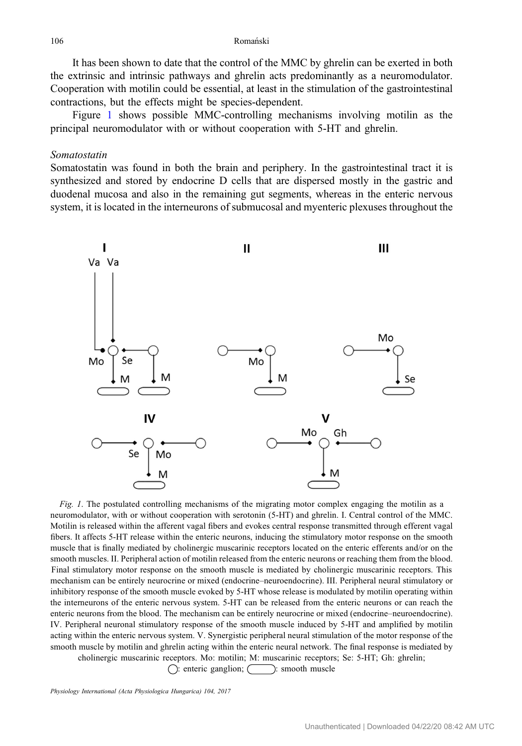It has been shown to date that the control of the MMC by ghrelin can be exerted in both the extrinsic and intrinsic pathways and ghrelin acts predominantly as a neuromodulator. Cooperation with motilin could be essential, at least in the stimulation of the gastrointestinal contractions, but the effects might be species-dependent.

Figure 1 shows possible MMC-controlling mechanisms involving motilin as the principal neuromodulator with or without cooperation with 5-HT and ghrelin.

*Somatostatin*

Somatostatin was found in both the brain and periphery. In the gastrointestinal tract it is synthesized and stored by endocrine D cells that are dispersed mostly in the gastric and duodenal mucosa and also in the remaining gut segments, whereas in the enteric nervous system, it is located in the interneurons of submucosal and myenteric plexuses throughout the

*Fig. 1*. The postulated controlling mechanisms of the migrating motor complex engaging the motilin as a neuromodulator, with or without cooperation with serotonin (5-HT) and ghrelin. I. Central control of the MMC. Motilin is released within the afferent vagal fibers and evokes central response transmitted through efferent vagal fibers. It affects 5-HT release within the enteric neurons, inducing the stimulatory motor response on the smooth muscle that is finally mediated by cholinergic muscarinic receptors located on the enteric efferents and/or on the smooth muscles. II. Peripheral action of motilin released from the enteric neurons or reaching them from the blood. Final stimulatory motor response on the smooth muscle is mediated by cholinergic muscarinic receptors. This mechanism can be entirely neurocrine or mixed (endocrine–neuroendocrine). III. Peripheral neural stimulatory or inhibitory response of the smooth muscle evoked by 5-HT whose release is modulated by motilin operating within the interneurons of the enteric nervous system. 5-HT can be released from the enteric neurons or can reach the enteric neurons from the blood. The mechanism can be entirely neurocrine or mixed (endocrine–neuroendocrine). IV. Peripheral neuronal stimulatory response of the smooth muscle induced by 5-HT and amplified by motilin acting within the enteric nervous system. V. Synergistic peripheral neural stimulation of the motor response of the smooth muscle by motilin and ghrelin acting within the enteric neural network. The final response is mediated by cholinergic muscarinic receptors. Mo: motilin; M: muscarinic receptors; Se: 5-HT; Gh: ghrelin; ◯: enteric ganglion; ⬭: smooth muscle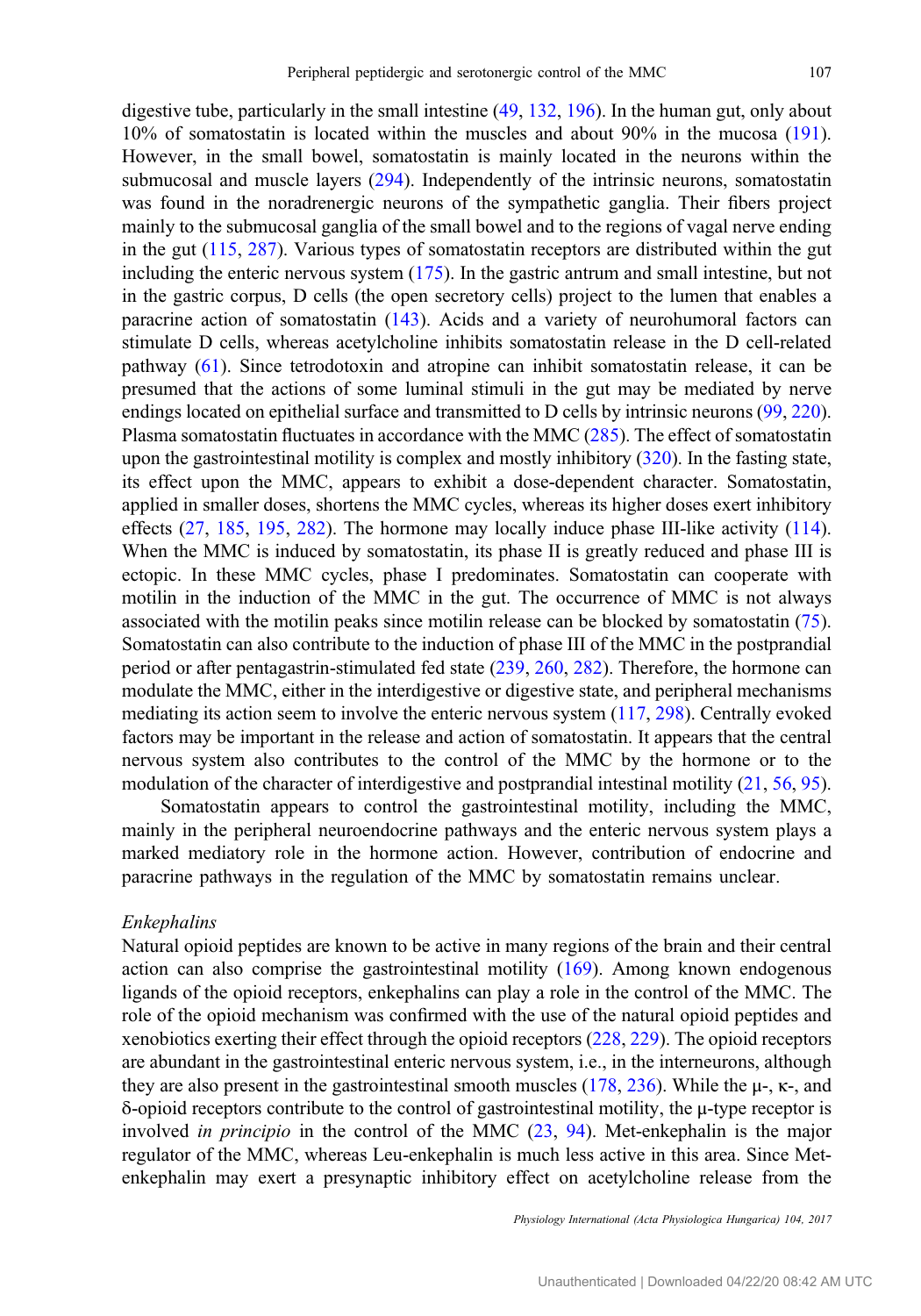digestive tube, particularly in the small intestine (49, 132, 196). In the human gut, only about 10% of somatostatin is located within the muscles and about 90% in the mucosa (191). However, in the small bowel, somatostatin is mainly located in the neurons within the submucosal and muscle layers (294). Independently of the intrinsic neurons, somatostatin was found in the noradrenergic neurons of the sympathetic ganglia. Their fibers project mainly to the submucosal ganglia of the small bowel and to the regions of vagal nerve ending in the gut (115, 287). Various types of somatostatin receptors are distributed within the gut including the enteric nervous system (175). In the gastric antrum and small intestine, but not in the gastric corpus, D cells (the open secretory cells) project to the lumen that enables a paracrine action of somatostatin (143). Acids and a variety of neurohumoral factors can stimulate D cells, whereas acetylcholine inhibits somatostatin release in the D cell-related pathway (61). Since tetrodotoxin and atropine can inhibit somatostatin release, it can be presumed that the actions of some luminal stimuli in the gut may be mediated by nerve endings located on epithelial surface and transmitted to D cells by intrinsic neurons (99, 220). Plasma somatostatin fluctuates in accordance with the MMC (285). The effect of somatostatin upon the gastrointestinal motility is complex and mostly inhibitory (320). In the fasting state, its effect upon the MMC, appears to exhibit a dose-dependent character. Somatostatin, applied in smaller doses, shortens the MMC cycles, whereas its higher doses exert inhibitory effects (27, 185, 195, 282). The hormone may locally induce phase III-like activity (114). When the MMC is induced by somatostatin, its phase II is greatly reduced and phase III is ectopic. In these MMC cycles, phase I predominates. Somatostatin can cooperate with motilin in the induction of the MMC in the gut. The occurrence of MMC is not always associated with the motilin peaks since motilin release can be blocked by somatostatin (75). Somatostatin can also contribute to the induction of phase III of the MMC in the postprandial period or after pentagastrin-stimulated fed state (239, 260, 282). Therefore, the hormone can modulate the MMC, either in the interdigestive or digestive state, and peripheral mechanisms mediating its action seem to involve the enteric nervous system (117, 298). Centrally evoked factors may be important in the release and action of somatostatin. It appears that the central nervous system also contributes to the control of the MMC by the hormone or to the modulation of the character of interdigestive and postprandial intestinal motility (21, 56, 95).

Somatostatin appears to control the gastrointestinal motility, including the MMC, mainly in the peripheral neuroendocrine pathways and the enteric nervous system plays a marked mediatory role in the hormone action. However, contribution of endocrine and paracrine pathways in the regulation of the MMC by somatostatin remains unclear.

*Enkephalins*

Natural opioid peptides are known to be active in many regions of the brain and their central action can also comprise the gastrointestinal motility (169). Among known endogenous ligands of the opioid receptors, enkephalins can play a role in the control of the MMC. The role of the opioid mechanism was confirmed with the use of the natural opioid peptides and xenobiotics exerting their effect through the opioid receptors (228, 229). The opioid receptors are abundant in the gastrointestinal enteric nervous system, i.e., in the interneurons, although they are also present in the gastrointestinal smooth muscles (178, 236). While the μ-, κ-, and δ-opioid receptors contribute to the control of gastrointestinal motility, the μ-type receptor is involved *in principio* in the control of the MMC (23, 94). Met-enkephalin is the major regulator of the MMC, whereas Leu-enkephalin is much less active in this area. Since Met-enkephalin may exert a presynaptic inhibitory effect on acetylcholine release from the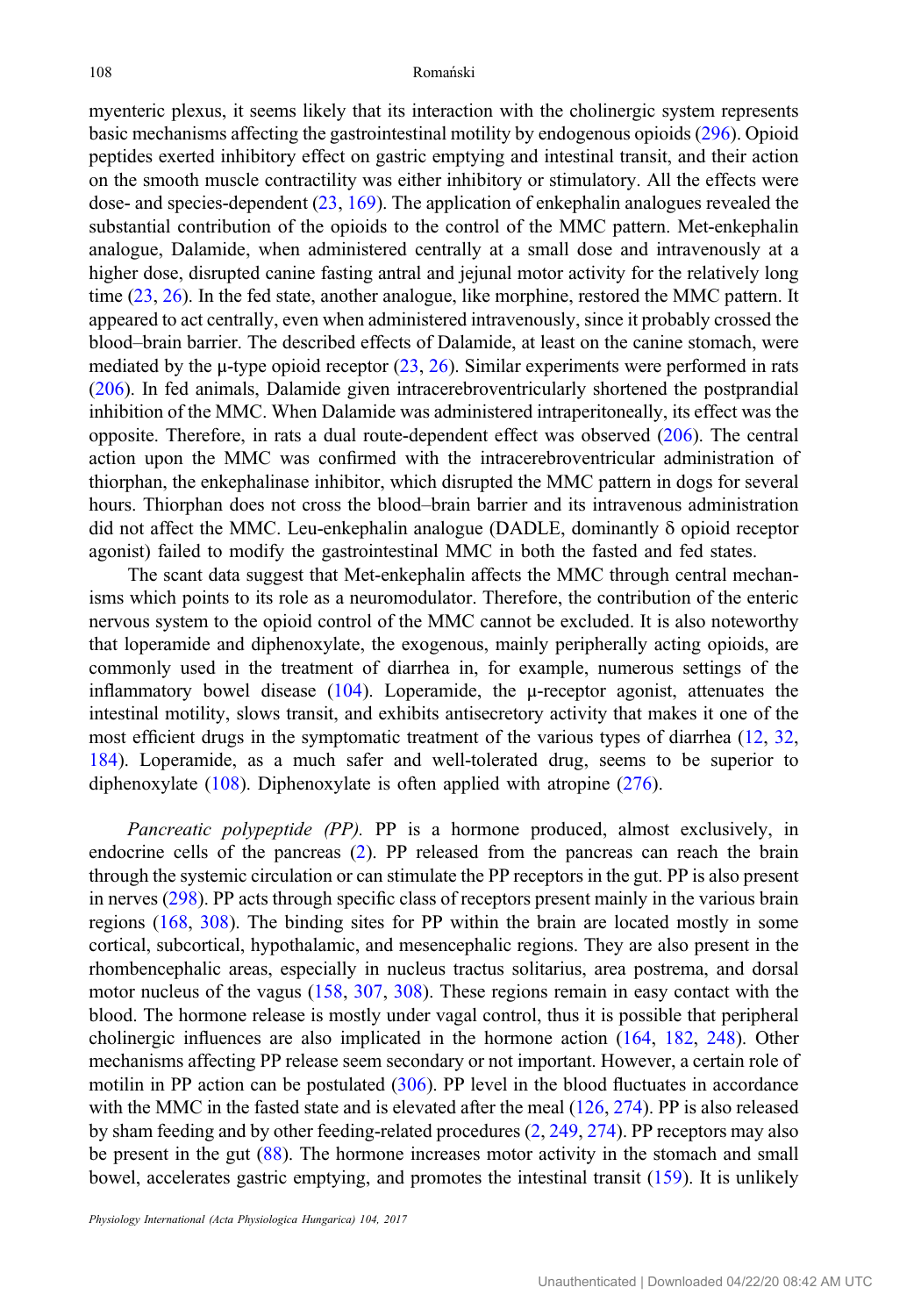myenteric plexus, it seems likely that its interaction with the cholinergic system represents basic mechanisms affecting the gastrointestinal motility by endogenous opioids (296). Opioid peptides exerted inhibitory effect on gastric emptying and intestinal transit, and their action on the smooth muscle contractility was either inhibitory or stimulatory. All the effects were dose- and species-dependent (23, 169). The application of enkephalin analogues revealed the substantial contribution of the opioids to the control of the MMC pattern. Met-enkephalin analogue, Dalamide, when administered centrally at a small dose and intravenously at a higher dose, disrupted canine fasting antral and jejunal motor activity for the relatively long time (23, 26). In the fed state, another analogue, like morphine, restored the MMC pattern. It appeared to act centrally, even when administered intravenously, since it probably crossed the blood–brain barrier. The described effects of Dalamide, at least on the canine stomach, were mediated by the μ-type opioid receptor (23, 26). Similar experiments were performed in rats (206). In fed animals, Dalamide given intracerebroventricularly shortened the postprandial inhibition of the MMC. When Dalamide was administered intraperitoneally, its effect was the opposite. Therefore, in rats a dual route-dependent effect was observed (206). The central action upon the MMC was confirmed with the intracerebroventricular administration of thiorphan, the enkephalinase inhibitor, which disrupted the MMC pattern in dogs for several hours. Thiorphan does not cross the blood–brain barrier and its intravenous administration did not affect the MMC. Leu-enkephalin analogue (DADLE, dominantly δ opioid receptor agonist) failed to modify the gastrointestinal MMC in both the fasted and fed states.

The scant data suggest that Met-enkephalin affects the MMC through central mechanisms which points to its role as a neuromodulator. Therefore, the contribution of the enteric nervous system to the opioid control of the MMC cannot be excluded. It is also noteworthy that loperamide and diphenoxylate, the exogenous, mainly peripherally acting opioids, are commonly used in the treatment of diarrhea in, for example, numerous settings of the inflammatory bowel disease (104). Loperamide, the μ-receptor agonist, attenuates the intestinal motility, slows transit, and exhibits antisecretory activity that makes it one of the most efficient drugs in the symptomatic treatment of the various types of diarrhea (12, 32, 184). Loperamide, as a much safer and well-tolerated drug, seems to be superior to diphenoxylate (108). Diphenoxylate is often applied with atropine (276).

*Pancreatic polypeptide (PP).* PP is a hormone produced, almost exclusively, in endocrine cells of the pancreas (2). PP released from the pancreas can reach the brain through the systemic circulation or can stimulate the PP receptors in the gut. PP is also present in nerves (298). PP acts through specific class of receptors present mainly in the various brain regions (168, 308). The binding sites for PP within the brain are located mostly in some cortical, subcortical, hypothalamic, and mesencephalic regions. They are also present in the rhombencephalic areas, especially in nucleus tractus solitarius, area postrema, and dorsal motor nucleus of the vagus (158, 307, 308). These regions remain in easy contact with the blood. The hormone release is mostly under vagal control, thus it is possible that peripheral cholinergic influences are also implicated in the hormone action (164, 182, 248). Other mechanisms affecting PP release seem secondary or not important. However, a certain role of motilin in PP action can be postulated (306). PP level in the blood fluctuates in accordance with the MMC in the fasted state and is elevated after the meal (126, 274). PP is also released by sham feeding and by other feeding-related procedures (2, 249, 274). PP receptors may also be present in the gut (88). The hormone increases motor activity in the stomach and small bowel, accelerates gastric emptying, and promotes the intestinal transit (159). It is unlikely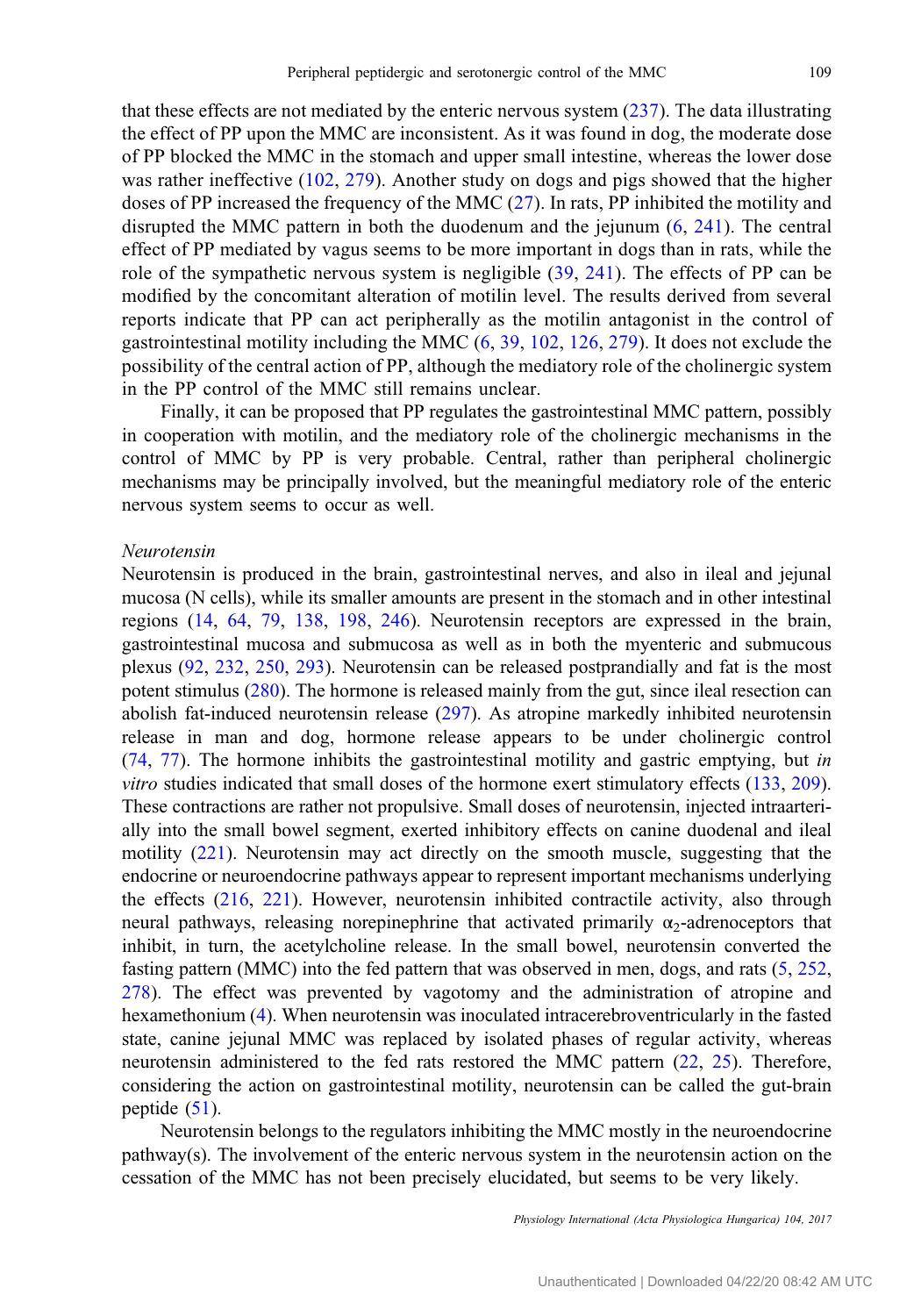that these effects are not mediated by the enteric nervous system (237). The data illustrating the effect of PP upon the MMC are inconsistent. As it was found in dog, the moderate dose of PP blocked the MMC in the stomach and upper small intestine, whereas the lower dose was rather ineffective (102, 279). Another study on dogs and pigs showed that the higher doses of PP increased the frequency of the MMC (27). In rats, PP inhibited the motility and disrupted the MMC pattern in both the duodenum and the jejunum (6, 241). The central effect of PP mediated by vagus seems to be more important in dogs than in rats, while the role of the sympathetic nervous system is negligible (39, 241). The effects of PP can be modified by the concomitant alteration of motilin level. The results derived from several reports indicate that PP can act peripherally as the motilin antagonist in the control of gastrointestinal motility including the MMC (6, 39, 102, 126, 279). It does not exclude the possibility of the central action of PP, although the mediatory role of the cholinergic system in the PP control of the MMC still remains unclear.

Finally, it can be proposed that PP regulates the gastrointestinal MMC pattern, possibly in cooperation with motilin, and the mediatory role of the cholinergic mechanisms in the control of MMC by PP is very probable. Central, rather than peripheral cholinergic mechanisms may be principally involved, but the meaningful mediatory role of the enteric nervous system seems to occur as well.

*Neurotensin*

Neurotensin is produced in the brain, gastrointestinal nerves, and also in ileal and jejunal mucosa (N cells), while its smaller amounts are present in the stomach and in other intestinal regions (14, 64, 79, 138, 198, 246). Neurotensin receptors are expressed in the brain, gastrointestinal mucosa and submucosa as well as in both the myenteric and submucous plexus (92, 232, 250, 293). Neurotensin can be released postprandially and fat is the most potent stimulus (280). The hormone is released mainly from the gut, since ileal resection can abolish fat-induced neurotensin release (297). As atropine markedly inhibited neurotensin release in man and dog, hormone release appears to be under cholinergic control (74, 77). The hormone inhibits the gastrointestinal motility and gastric emptying, but *in vitro* studies indicated that small doses of the hormone exert stimulatory effects (133, 209). These contractions are rather not propulsive. Small doses of neurotensin, injected intraarterially into the small bowel segment, exerted inhibitory effects on canine duodenal and ileal motility (221). Neurotensin may act directly on the smooth muscle, suggesting that the endocrine or neuroendocrine pathways appear to represent important mechanisms underlying the effects (216, 221). However, neurotensin inhibited contractile activity, also through neural pathways, releasing norepinephrine that activated primarily $\alpha_2$-adrenoceptors that inhibit, in turn, the acetylcholine release. In the small bowel, neurotensin converted the fasting pattern (MMC) into the fed pattern that was observed in men, dogs, and rats (5, 252, 278). The effect was prevented by vagotomy and the administration of atropine and hexamethonium (4). When neurotensin was inoculated intracerebroventricularly in the fasted state, canine jejunal MMC was replaced by isolated phases of regular activity, whereas neurotensin administered to the fed rats restored the MMC pattern (22, 25). Therefore, considering the action on gastrointestinal motility, neurotensin can be called the gut-brain peptide (51).

Neurotensin belongs to the regulators inhibiting the MMC mostly in the neuroendocrine pathway(s). The involvement of the enteric nervous system in the neurotensin action on the cessation of the MMC has not been precisely elucidated, but seems to be very likely.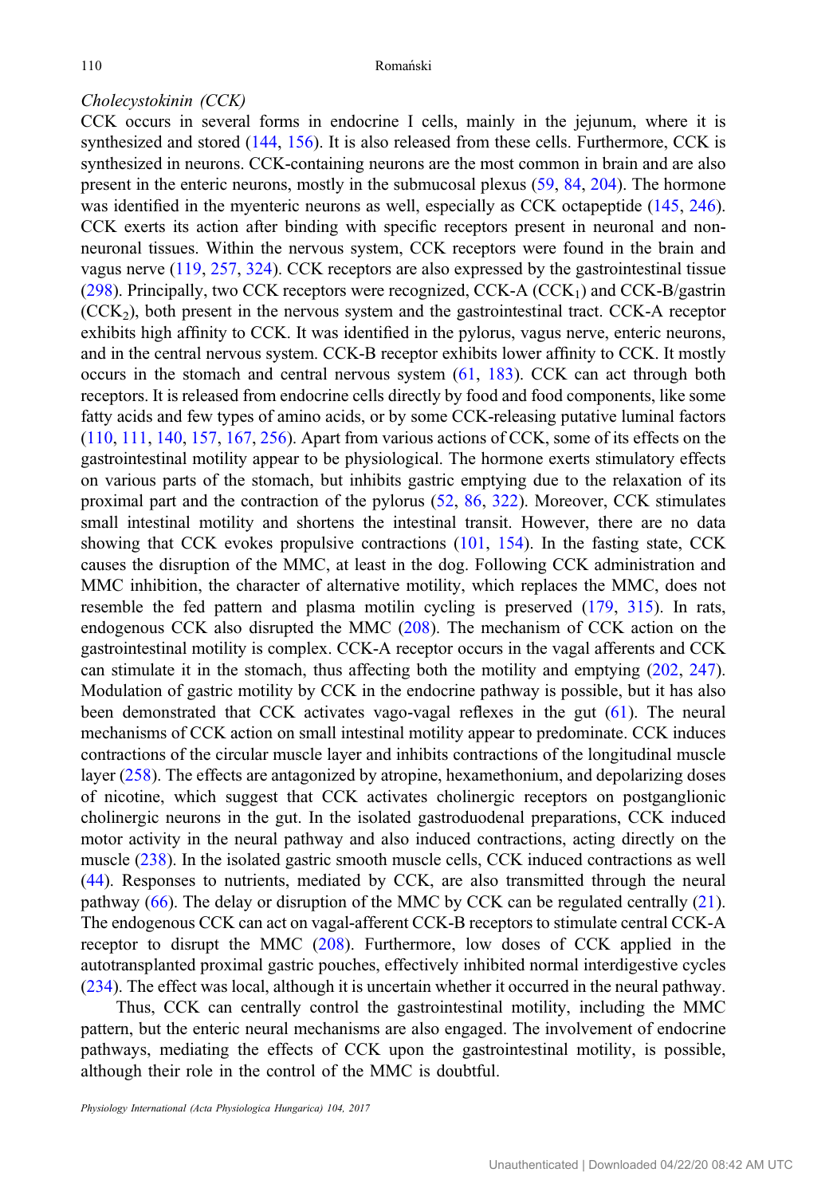*Cholecystokinin (CCK)*

CCK occurs in several forms in endocrine I cells, mainly in the jejunum, where it is synthesized and stored (144, 156). It is also released from these cells. Furthermore, CCK is synthesized in neurons. CCK-containing neurons are the most common in brain and are also present in the enteric neurons, mostly in the submucosal plexus (59, 84, 204). The hormone was identified in the myenteric neurons as well, especially as CCK octapeptide (145, 246). CCK exerts its action after binding with specific receptors present in neuronal and non-neuronal tissues. Within the nervous system, CCK receptors were found in the brain and vagus nerve (119, 257, 324). CCK receptors are also expressed by the gastrointestinal tissue (298). Principally, two CCK receptors were recognized, CCK-A ($CCK_1$) and CCK-B/gastrin ($CCK_2$), both present in the nervous system and the gastrointestinal tract. CCK-A receptor exhibits high affinity to CCK. It was identified in the pylorus, vagus nerve, enteric neurons, and in the central nervous system. CCK-B receptor exhibits lower affinity to CCK. It mostly occurs in the stomach and central nervous system (61, 183). CCK can act through both receptors. It is released from endocrine cells directly by food and food components, like some fatty acids and few types of amino acids, or by some CCK-releasing putative luminal factors (110, 111, 140, 157, 167, 256). Apart from various actions of CCK, some of its effects on the gastrointestinal motility appear to be physiological. The hormone exerts stimulatory effects on various parts of the stomach, but inhibits gastric emptying due to the relaxation of its proximal part and the contraction of the pylorus (52, 86, 322). Moreover, CCK stimulates small intestinal motility and shortens the intestinal transit. However, there are no data showing that CCK evokes propulsive contractions (101, 154). In the fasting state, CCK causes the disruption of the MMC, at least in the dog. Following CCK administration and MMC inhibition, the character of alternative motility, which replaces the MMC, does not resemble the fed pattern and plasma motilin cycling is preserved (179, 315). In rats, endogenous CCK also disrupted the MMC (208). The mechanism of CCK action on the gastrointestinal motility is complex. CCK-A receptor occurs in the vagal afferents and CCK can stimulate it in the stomach, thus affecting both the motility and emptying (202, 247). Modulation of gastric motility by CCK in the endocrine pathway is possible, but it has also been demonstrated that CCK activates vago-vagal reflexes in the gut (61). The neural mechanisms of CCK action on small intestinal motility appear to predominate. CCK induces contractions of the circular muscle layer and inhibits contractions of the longitudinal muscle layer (258). The effects are antagonized by atropine, hexamethonium, and depolarizing doses of nicotine, which suggest that CCK activates cholinergic receptors on postganglionic cholinergic neurons in the gut. In the isolated gastroduodenal preparations, CCK induced motor activity in the neural pathway and also induced contractions, acting directly on the muscle (238). In the isolated gastric smooth muscle cells, CCK induced contractions as well (44). Responses to nutrients, mediated by CCK, are also transmitted through the neural pathway (66). The delay or disruption of the MMC by CCK can be regulated centrally (21). The endogenous CCK can act on vagal-afferent CCK-B receptors to stimulate central CCK-A receptor to disrupt the MMC (208). Furthermore, low doses of CCK applied in the autotransplanted proximal gastric pouches, effectively inhibited normal interdigestive cycles (234). The effect was local, although it is uncertain whether it occurred in the neural pathway.

Thus, CCK can centrally control the gastrointestinal motility, including the MMC pattern, but the enteric neural mechanisms are also engaged. The involvement of endocrine pathways, mediating the effects of CCK upon the gastrointestinal motility, is possible, although their role in the control of the MMC is doubtful.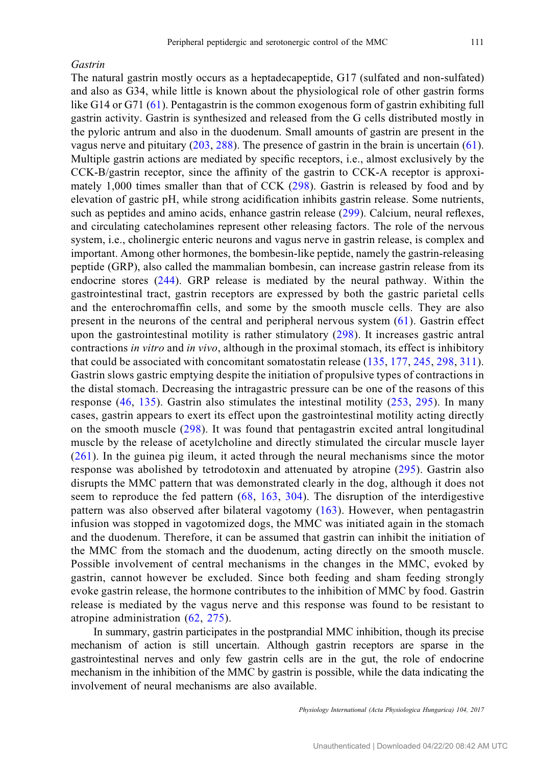*Gastrin*

The natural gastrin mostly occurs as a heptadecapeptide, G17 (sulfated and non-sulfated) and also as G34, while little is known about the physiological role of other gastrin forms like G14 or G71 (61). Pentagastrin is the common exogenous form of gastrin exhibiting full gastrin activity. Gastrin is synthesized and released from the G cells distributed mostly in the pyloric antrum and also in the duodenum. Small amounts of gastrin are present in the vagus nerve and pituitary (203, 288). The presence of gastrin in the brain is uncertain (61). Multiple gastrin actions are mediated by specific receptors, i.e., almost exclusively by the CCK-B/gastrin receptor, since the affinity of the gastrin to CCK-A receptor is approximately 1,000 times smaller than that of CCK (298). Gastrin is released by food and by elevation of gastric pH, while strong acidification inhibits gastrin release. Some nutrients, such as peptides and amino acids, enhance gastrin release (299). Calcium, neural reflexes, and circulating catecholamines represent other releasing factors. The role of the nervous system, i.e., cholinergic enteric neurons and vagus nerve in gastrin release, is complex and important. Among other hormones, the bombesin-like peptide, namely the gastrin-releasing peptide (GRP), also called the mammalian bombesin, can increase gastrin release from its endocrine stores (244). GRP release is mediated by the neural pathway. Within the gastrointestinal tract, gastrin receptors are expressed by both the gastric parietal cells and the enterochromaffin cells, and some by the smooth muscle cells. They are also present in the neurons of the central and peripheral nervous system (61). Gastrin effect upon the gastrointestinal motility is rather stimulatory (298). It increases gastric antral contractions *in vitro* and *in vivo*, although in the proximal stomach, its effect is inhibitory that could be associated with concomitant somatostatin release (135, 177, 245, 298, 311). Gastrin slows gastric emptying despite the initiation of propulsive types of contractions in the distal stomach. Decreasing the intragastric pressure can be one of the reasons of this response (46, 135). Gastrin also stimulates the intestinal motility (253, 295). In many cases, gastrin appears to exert its effect upon the gastrointestinal motility acting directly on the smooth muscle (298). It was found that pentagastrin excited antral longitudinal muscle by the release of acetylcholine and directly stimulated the circular muscle layer (261). In the guinea pig ileum, it acted through the neural mechanisms since the motor response was abolished by tetrodotoxin and attenuated by atropine (295). Gastrin also disrupts the MMC pattern that was demonstrated clearly in the dog, although it does not seem to reproduce the fed pattern (68, 163, 304). The disruption of the interdigestive pattern was also observed after bilateral vagotomy (163). However, when pentagastrin infusion was stopped in vagotomized dogs, the MMC was initiated again in the stomach and the duodenum. Therefore, it can be assumed that gastrin can inhibit the initiation of the MMC from the stomach and the duodenum, acting directly on the smooth muscle. Possible involvement of central mechanisms in the changes in the MMC, evoked by gastrin, cannot however be excluded. Since both feeding and sham feeding strongly evoke gastrin release, the hormone contributes to the inhibition of MMC by food. Gastrin release is mediated by the vagus nerve and this response was found to be resistant to atropine administration (62, 275).

In summary, gastrin participates in the postprandial MMC inhibition, though its precise mechanism of action is still uncertain. Although gastrin receptors are sparse in the gastrointestinal nerves and only few gastrin cells are in the gut, the role of endocrine mechanism in the inhibition of the MMC by gastrin is possible, while the data indicating the involvement of neural mechanisms are also available.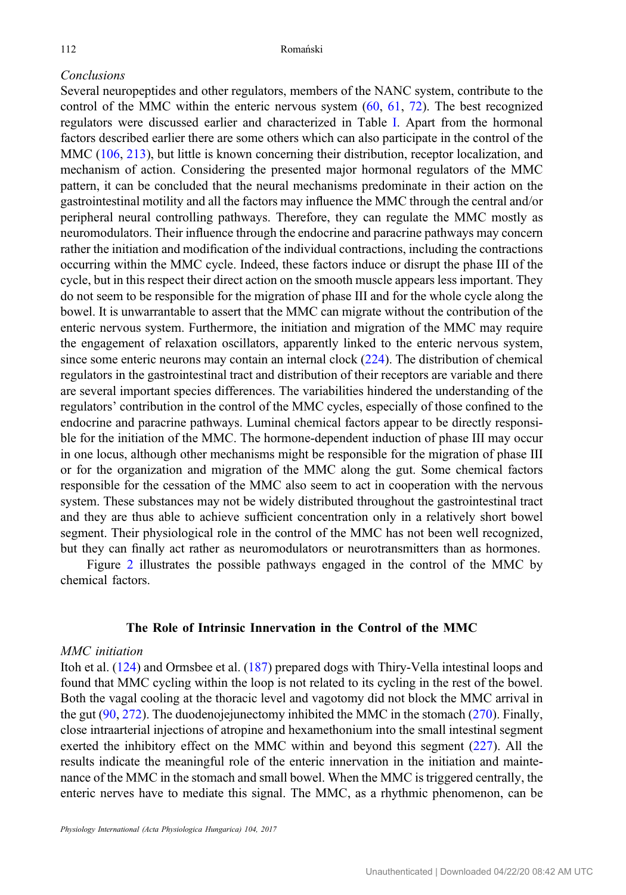*Conclusions*

Several neuropeptides and other regulators, members of the NANC system, contribute to the control of the MMC within the enteric nervous system (60, 61, 72). The best recognized regulators were discussed earlier and characterized in Table I. Apart from the hormonal factors described earlier there are some others which can also participate in the control of the MMC (106, 213), but little is known concerning their distribution, receptor localization, and mechanism of action. Considering the presented major hormonal regulators of the MMC pattern, it can be concluded that the neural mechanisms predominate in their action on the gastrointestinal motility and all the factors may influence the MMC through the central and/or peripheral neural controlling pathways. Therefore, they can regulate the MMC mostly as neuromodulators. Their influence through the endocrine and paracrine pathways may concern rather the initiation and modification of the individual contractions, including the contractions occurring within the MMC cycle. Indeed, these factors induce or disrupt the phase III of the cycle, but in this respect their direct action on the smooth muscle appears less important. They do not seem to be responsible for the migration of phase III and for the whole cycle along the bowel. It is unwarrantable to assert that the MMC can migrate without the contribution of the enteric nervous system. Furthermore, the initiation and migration of the MMC may require the engagement of relaxation oscillators, apparently linked to the enteric nervous system, since some enteric neurons may contain an internal clock (224). The distribution of chemical regulators in the gastrointestinal tract and distribution of their receptors are variable and there are several important species differences. The variabilities hindered the understanding of the regulators' contribution in the control of the MMC cycles, especially of those confined to the endocrine and paracrine pathways. Luminal chemical factors appear to be directly responsible for the initiation of the MMC. The hormone-dependent induction of phase III may occur in one locus, although other mechanisms might be responsible for the migration of phase III or for the organization and migration of the MMC along the gut. Some chemical factors responsible for the cessation of the MMC also seem to act in cooperation with the nervous system. These substances may not be widely distributed throughout the gastrointestinal tract and they are thus able to achieve sufficient concentration only in a relatively short bowel segment. Their physiological role in the control of the MMC has not been well recognized, but they can finally act rather as neuromodulators or neurotransmitters than as hormones.

Figure 2 illustrates the possible pathways engaged in the control of the MMC by chemical factors.

## The Role of Intrinsic Innervation in the Control of the MMC

*MMC initiation*

Itoh et al. (124) and Ormsbee et al. (187) prepared dogs with Thiry-Vella intestinal loops and found that MMC cycling within the loop is not related to its cycling in the rest of the bowel. Both the vagal cooling at the thoracic level and vagotomy did not block the MMC arrival in the gut (90, 272). The duodenojejunectomy inhibited the MMC in the stomach (270). Finally, close intraarterial injections of atropine and hexamethonium into the small intestinal segment exerted the inhibitory effect on the MMC within and beyond this segment (227). All the results indicate the meaningful role of the enteric innervation in the initiation and maintenance of the MMC in the stomach and small bowel. When the MMC is triggered centrally, the enteric nerves have to mediate this signal. The MMC, as a rhythmic phenomenon, can be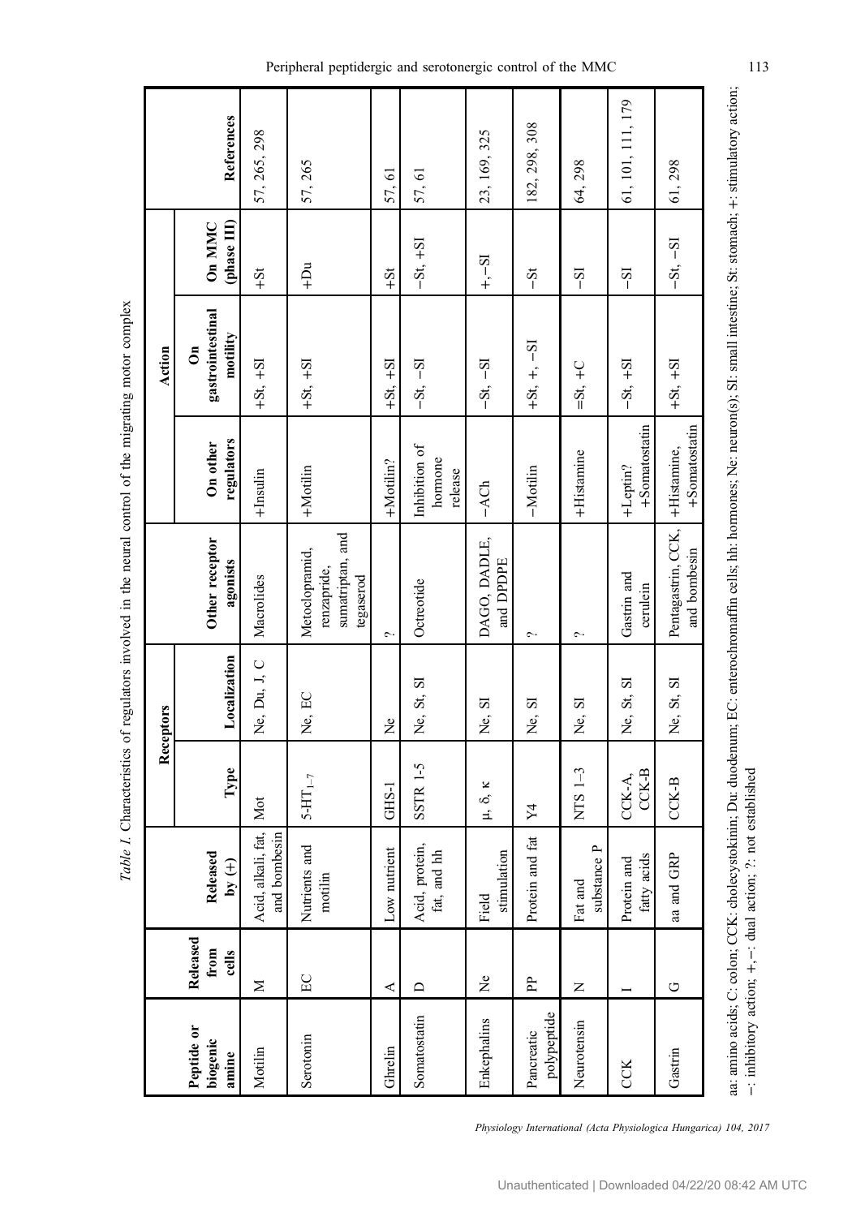*Table I.* Characteristics of regulators involved in the neural control of the migrating motor complex

| Peptide or biogenic amine | Released from cells | Released by (+) | Receptors | | Other receptor agonists | Action | | | References |
|---|---|---|---|---|---|---|---|---|---|
| | | | Type | Localization | | On other regulators | On gastrointestinal motility | On MMC (phase III) | |
| Motilin | M | Acid, alkali, fat, and bombesin | Mot | Ne, Du, J, C | Macrolides | +Insulin | +St, +SI | +St | 57, 265, 298 |
| Serotonin | EC | Nutrients and motilin | $5\text{-HT}_{1-7}$ | Ne, EC | Metoclopramid, renzapride, sumatriptan, and tegaserod | +Motilin | +St, +SI | +Du | 57, 265 |
| Ghrelin | A | Low nutrient | GHS-1 | Ne | ? | +Motilin? | +St, +SI | +St | 57, 61 |
| Somatostatin | D | Acid, protein, fat, and hh | SSTR 1-5 | Ne, St, SI | Octreotide | Inhibition of hormone release | −St, −SI | −St, +SI | 57, 61 |
| Enkephalins | Ne | Field stimulation | μ, δ, κ | Ne, SI | DAGO, DADLE, and DPDPE | −ACh | −St, −SI | +,−SI | 23, 169, 325 |
| Pancreatic polypeptide | PP | Protein and fat | Y4 | Ne, SI | ? | −Motilin | +St, +, −SI | −St | 182, 298, 308 |
| Neurotensin | N | Fat and substance P | NTS 1–3 | Ne, SI | ? | +Histamine | =St, +C | −SI | 64, 298 |
| CCK | I | Protein and fatty acids | CCK-A, CCK-B | Ne, St, SI | Gastrin and cerulein | +Leptin? +Somatostatin | −St, +SI | −SI | 61, 101, 111, 179 |
| Gastrin | G | aa and GRP | CCK-B | Ne, St, SI | Pentagastrin, CCK, and bombesin | +Histamine, +Somatostatin | +St, +SI | −St, −SI | 61, 298 |

aa: amino acids; C: colon; CCK: cholecystokinin; Du: duodenum; EC: enterochromaffin cells; hh: hormones; Ne: neuron(s); SI: small intestine; St: stomach; +: stimulatory action; −: inhibitory action; +,−: dual action; ?: not established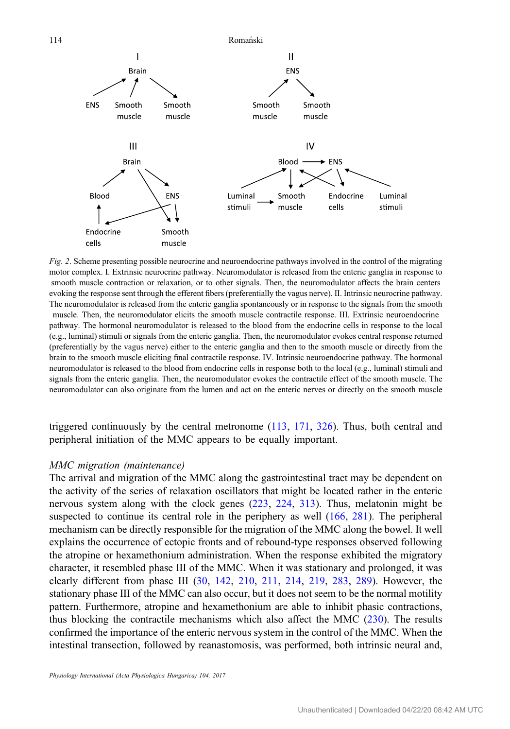I

Brain

ENS Smooth muscle Smooth muscle

II

ENS

Smooth muscle Smooth muscle

III

Brain

Blood ENS

Endocrine cells Smooth muscle

IV

Blood ENS

Luminal stimuli Smooth muscle Endocrine cells Luminal stimuli

*Fig. 2*. Scheme presenting possible neurocrine and neuroendocrine pathways involved in the control of the migrating motor complex. I. Extrinsic neurocrine pathway. Neuromodulator is released from the enteric ganglia in response to smooth muscle contraction or relaxation, or to other signals. Then, the neuromodulator affects the brain centers evoking the response sent through the efferent fibers (preferentially the vagus nerve). II. Intrinsic neurocrine pathway. The neuromodulator is released from the enteric ganglia spontaneously or in response to the signals from the smooth muscle. Then, the neuromodulator elicits the smooth muscle contractile response. III. Extrinsic neuroendocrine pathway. The hormonal neuromodulator is released to the blood from the endocrine cells in response to the local (e.g., luminal) stimuli or signals from the enteric ganglia. Then, the neuromodulator evokes central response returned (preferentially by the vagus nerve) either to the enteric ganglia and then to the smooth muscle or directly from the brain to the smooth muscle eliciting final contractile response. IV. Intrinsic neuroendocrine pathway. The hormonal neuromodulator is released to the blood from endocrine cells in response both to the local (e.g., luminal) stimuli and signals from the enteric ganglia. Then, the neuromodulator evokes the contractile effect of the smooth muscle. The neuromodulator can also originate from the lumen and act on the enteric nerves or directly on the smooth muscle

triggered continuously by the central metronome (113, 171, 326). Thus, both central and peripheral initiation of the MMC appears to be equally important.

*MMC migration (maintenance)*

The arrival and migration of the MMC along the gastrointestinal tract may be dependent on the activity of the series of relaxation oscillators that might be located rather in the enteric nervous system along with the clock genes (223, 224, 313). Thus, melatonin might be suspected to continue its central role in the periphery as well (166, 281). The peripheral mechanism can be directly responsible for the migration of the MMC along the bowel. It well explains the occurrence of ectopic fronts and of rebound-type responses observed following the atropine or hexamethonium administration. When the response exhibited the migratory character, it resembled phase III of the MMC. When it was stationary and prolonged, it was clearly different from phase III (30, 142, 210, 211, 214, 219, 283, 289). However, the stationary phase III of the MMC can also occur, but it does not seem to be the normal motility pattern. Furthermore, atropine and hexamethonium are able to inhibit phasic contractions, thus blocking the contractile mechanisms which also affect the MMC (230). The results confirmed the importance of the enteric nervous system in the control of the MMC. When the intestinal transection, followed by reanastomosis, was performed, both intrinsic neural and,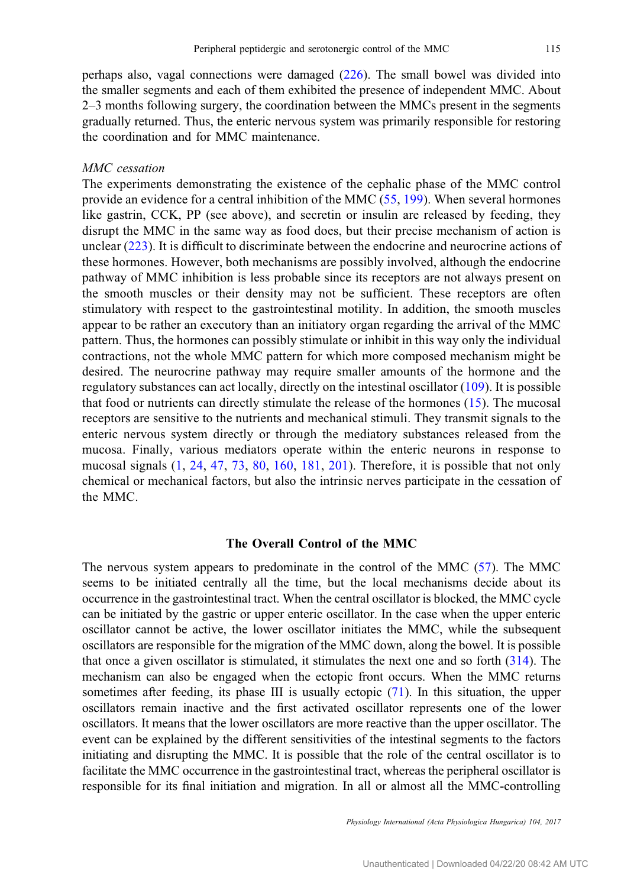perhaps also, vagal connections were damaged (226). The small bowel was divided into the smaller segments and each of them exhibited the presence of independent MMC. About 2–3 months following surgery, the coordination between the MMCs present in the segments gradually returned. Thus, the enteric nervous system was primarily responsible for restoring the coordination and for MMC maintenance.

*MMC cessation*

The experiments demonstrating the existence of the cephalic phase of the MMC control provide an evidence for a central inhibition of the MMC (55, 199). When several hormones like gastrin, CCK, PP (see above), and secretin or insulin are released by feeding, they disrupt the MMC in the same way as food does, but their precise mechanism of action is unclear (223). It is difficult to discriminate between the endocrine and neurocrine actions of these hormones. However, both mechanisms are possibly involved, although the endocrine pathway of MMC inhibition is less probable since its receptors are not always present on the smooth muscles or their density may not be sufficient. These receptors are often stimulatory with respect to the gastrointestinal motility. In addition, the smooth muscles appear to be rather an executory than an initiatory organ regarding the arrival of the MMC pattern. Thus, the hormones can possibly stimulate or inhibit in this way only the individual contractions, not the whole MMC pattern for which more composed mechanism might be desired. The neurocrine pathway may require smaller amounts of the hormone and the regulatory substances can act locally, directly on the intestinal oscillator (109). It is possible that food or nutrients can directly stimulate the release of the hormones (15). The mucosal receptors are sensitive to the nutrients and mechanical stimuli. They transmit signals to the enteric nervous system directly or through the mediatory substances released from the mucosa. Finally, various mediators operate within the enteric neurons in response to mucosal signals (1, 24, 47, 73, 80, 160, 181, 201). Therefore, it is possible that not only chemical or mechanical factors, but also the intrinsic nerves participate in the cessation of the MMC.

## The Overall Control of the MMC

The nervous system appears to predominate in the control of the MMC (57). The MMC seems to be initiated centrally all the time, but the local mechanisms decide about its occurrence in the gastrointestinal tract. When the central oscillator is blocked, the MMC cycle can be initiated by the gastric or upper enteric oscillator. In the case when the upper enteric oscillator cannot be active, the lower oscillator initiates the MMC, while the subsequent oscillators are responsible for the migration of the MMC down, along the bowel. It is possible that once a given oscillator is stimulated, it stimulates the next one and so forth (314). The mechanism can also be engaged when the ectopic front occurs. When the MMC returns sometimes after feeding, its phase III is usually ectopic (71). In this situation, the upper oscillators remain inactive and the first activated oscillator represents one of the lower oscillators. It means that the lower oscillators are more reactive than the upper oscillator. The event can be explained by the different sensitivities of the intestinal segments to the factors initiating and disrupting the MMC. It is possible that the role of the central oscillator is to facilitate the MMC occurrence in the gastrointestinal tract, whereas the peripheral oscillator is responsible for its final initiation and migration. In all or almost all the MMC-controlling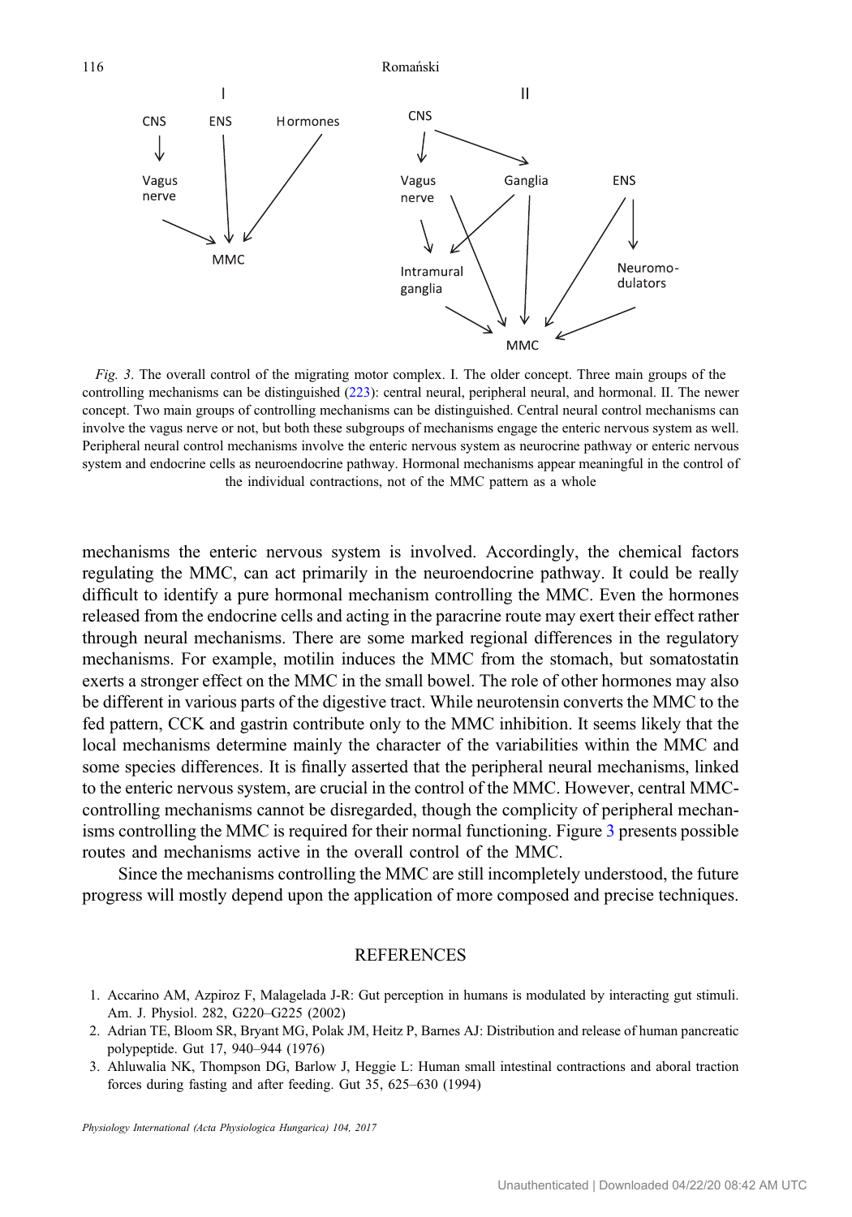I

CNS

ENS

Hormones

Vagus nerve

MMC

II

CNS

Vagus nerve

Ganglia

ENS

Intramural ganglia

Neuromodulators

MMC

*Fig. 3*. The overall control of the migrating motor complex. I. The older concept. Three main groups of the controlling mechanisms can be distinguished (223): central neural, peripheral neural, and hormonal. II. The newer concept. Two main groups of controlling mechanisms can be distinguished. Central neural control mechanisms can involve the vagus nerve or not, but both these subgroups of mechanisms engage the enteric nervous system as well. Peripheral neural control mechanisms involve the enteric nervous system as neurocrine pathway or enteric nervous system and endocrine cells as neuroendocrine pathway. Hormonal mechanisms appear meaningful in the control of the individual contractions, not of the MMC pattern as a whole

mechanisms the enteric nervous system is involved. Accordingly, the chemical factors regulating the MMC, can act primarily in the neuroendocrine pathway. It could be really difficult to identify a pure hormonal mechanism controlling the MMC. Even the hormones released from the endocrine cells and acting in the paracrine route may exert their effect rather through neural mechanisms. There are some marked regional differences in the regulatory mechanisms. For example, motilin induces the MMC from the stomach, but somatostatin exerts a stronger effect on the MMC in the small bowel. The role of other hormones may also be different in various parts of the digestive tract. While neurotensin converts the MMC to the fed pattern, CCK and gastrin contribute only to the MMC inhibition. It seems likely that the local mechanisms determine mainly the character of the variabilities within the MMC and some species differences. It is finally asserted that the peripheral neural mechanisms, linked to the enteric nervous system, are crucial in the control of the MMC. However, central MMC-controlling mechanisms cannot be disregarded, though the complicity of peripheral mechanisms controlling the MMC is required for their normal functioning. Figure 3 presents possible routes and mechanisms active in the overall control of the MMC.

Since the mechanisms controlling the MMC are still incompletely understood, the future progress will mostly depend upon the application of more composed and precise techniques.

## REFERENCES

1. Accarino AM, Azpiroz F, Malagelada J-R: Gut perception in humans is modulated by interacting gut stimuli. Am. J. Physiol. 282, G220–G225 (2002)
2. Adrian TE, Bloom SR, Bryant MG, Polak JM, Heitz P, Barnes AJ: Distribution and release of human pancreatic polypeptide. Gut 17, 940–944 (1976)
3. Ahluwalia NK, Thompson DG, Barlow J, Heggie L: Human small intestinal contractions and aboral traction forces during fasting and after feeding. Gut 35, 625–630 (1994)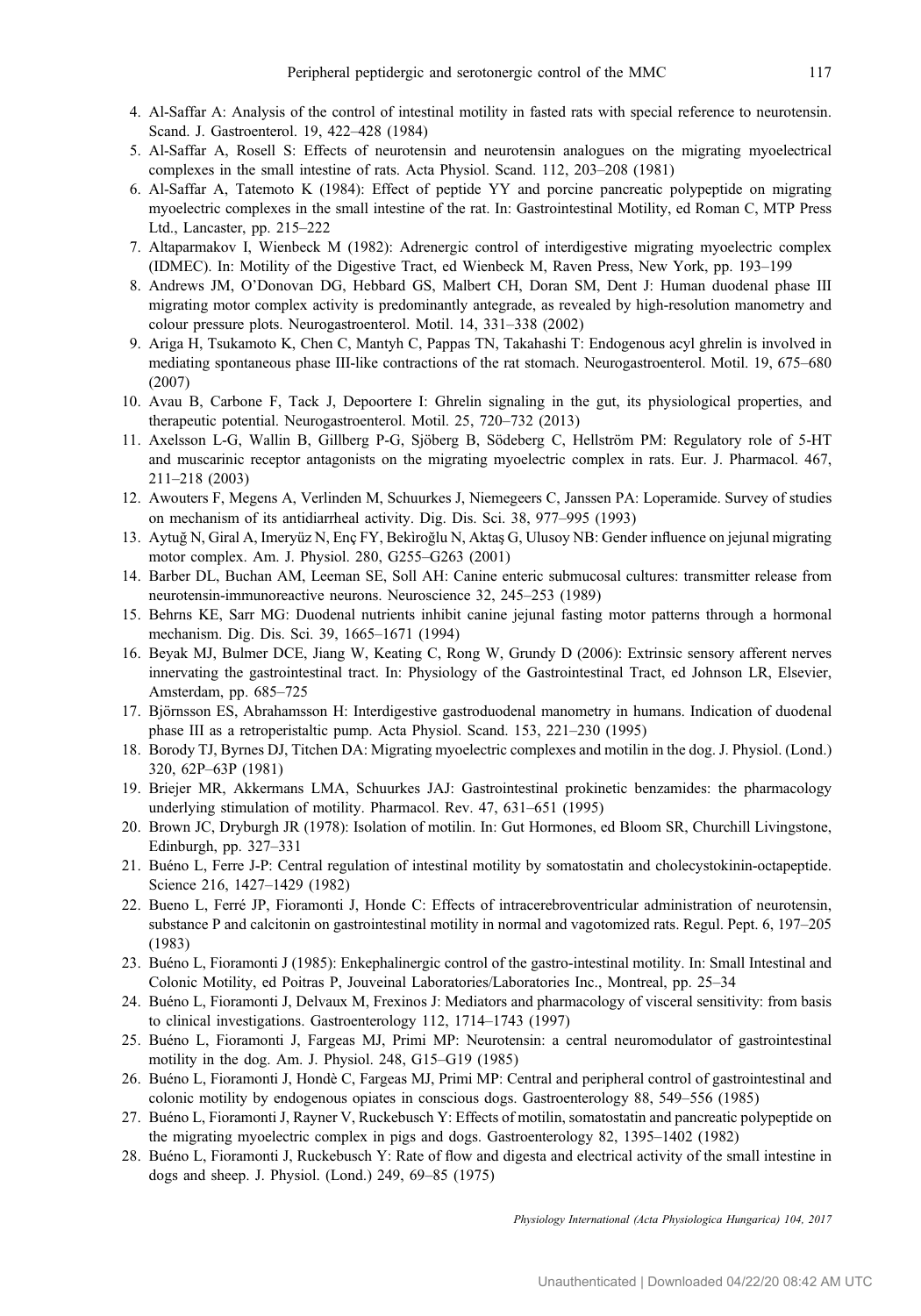4. Al-Saffar A: Analysis of the control of intestinal motility in fasted rats with special reference to neurotensin. Scand. J. Gastroenterol. 19, 422–428 (1984)
5. Al-Saffar A, Rosell S: Effects of neurotensin and neurotensin analogues on the migrating myoelectrical complexes in the small intestine of rats. Acta Physiol. Scand. 112, 203–208 (1981)
6. Al-Saffar A, Tatemoto K (1984): Effect of peptide YY and porcine pancreatic polypeptide on migrating myoelectric complexes in the small intestine of the rat. In: Gastrointestinal Motility, ed Roman C, MTP Press Ltd., Lancaster, pp. 215–222
7. Altaparmakov I, Wienbeck M (1982): Adrenergic control of interdigestive migrating myoelectric complex (IDMEC). In: Motility of the Digestive Tract, ed Wienbeck M, Raven Press, New York, pp. 193–199
8. Andrews JM, O'Donovan DG, Hebbard GS, Malbert CH, Doran SM, Dent J: Human duodenal phase III migrating motor complex activity is predominantly antegrade, as revealed by high-resolution manometry and colour pressure plots. Neurogastroenterol. Motil. 14, 331–338 (2002)
9. Ariga H, Tsukamoto K, Chen C, Mantyh C, Pappas TN, Takahashi T: Endogenous acyl ghrelin is involved in mediating spontaneous phase III-like contractions of the rat stomach. Neurogastroenterol. Motil. 19, 675–680 (2007)
10. Avau B, Carbone F, Tack J, Depoortere I: Ghrelin signaling in the gut, its physiological properties, and therapeutic potential. Neurogastroenterol. Motil. 25, 720–732 (2013)
11. Axelsson L-G, Wallin B, Gillberg P-G, Sjöberg B, Södeberg C, Hellström PM: Regulatory role of 5-HT and muscarinic receptor antagonists on the migrating myoelectric complex in rats. Eur. J. Pharmacol. 467, 211–218 (2003)
12. Awouters F, Megens A, Verlinden M, Schuurkes J, Niemegeers C, Janssen PA: Loperamide. Survey of studies on mechanism of its antidiarrheal activity. Dig. Dis. Sci. 38, 977–995 (1993)
13. Aytuğ N, Giral A, Imeryüz N, Enç FY, Bekiroğlu N, Aktaş G, Ulusoy NB: Gender influence on jejunal migrating motor complex. Am. J. Physiol. 280, G255–G263 (2001)
14. Barber DL, Buchan AM, Leeman SE, Soll AH: Canine enteric submucosal cultures: transmitter release from neurotensin-immunoreactive neurons. Neuroscience 32, 245–253 (1989)
15. Behrns KE, Sarr MG: Duodenal nutrients inhibit canine jejunal fasting motor patterns through a hormonal mechanism. Dig. Dis. Sci. 39, 1665–1671 (1994)
16. Beyak MJ, Bulmer DCE, Jiang W, Keating C, Rong W, Grundy D (2006): Extrinsic sensory afferent nerves innervating the gastrointestinal tract. In: Physiology of the Gastrointestinal Tract, ed Johnson LR, Elsevier, Amsterdam, pp. 685–725
17. Björnsson ES, Abrahamsson H: Interdigestive gastroduodenal manometry in humans. Indication of duodenal phase III as a retroperistaltic pump. Acta Physiol. Scand. 153, 221–230 (1995)
18. Borody TJ, Byrnes DJ, Titchen DA: Migrating myoelectric complexes and motilin in the dog. J. Physiol. (Lond.) 320, 62P–63P (1981)
19. Briejer MR, Akkermans LMA, Schuurkes JAJ: Gastrointestinal prokinetic benzamides: the pharmacology underlying stimulation of motility. Pharmacol. Rev. 47, 631–651 (1995)
20. Brown JC, Dryburgh JR (1978): Isolation of motilin. In: Gut Hormones, ed Bloom SR, Churchill Livingstone, Edinburgh, pp. 327–331
21. Buéno L, Ferre J-P: Central regulation of intestinal motility by somatostatin and cholecystokinin-octapeptide. Science 216, 1427–1429 (1982)
22. Bueno L, Ferré JP, Fioramonti J, Honde C: Effects of intracerebroventricular administration of neurotensin, substance P and calcitonin on gastrointestinal motility in normal and vagotomized rats. Regul. Pept. 6, 197–205 (1983)
23. Buéno L, Fioramonti J (1985): Enkephalinergic control of the gastro-intestinal motility. In: Small Intestinal and Colonic Motility, ed Poitras P, Jouveinal Laboratories/Laboratories Inc., Montreal, pp. 25–34
24. Buéno L, Fioramonti J, Delvaux M, Frexinos J: Mediators and pharmacology of visceral sensitivity: from basis to clinical investigations. Gastroenterology 112, 1714–1743 (1997)
25. Buéno L, Fioramonti J, Fargeas MJ, Primi MP: Neurotensin: a central neuromodulator of gastrointestinal motility in the dog. Am. J. Physiol. 248, G15–G19 (1985)
26. Buéno L, Fioramonti J, Hondè C, Fargeas MJ, Primi MP: Central and peripheral control of gastrointestinal and colonic motility by endogenous opiates in conscious dogs. Gastroenterology 88, 549–556 (1985)
27. Buéno L, Fioramonti J, Rayner V, Ruckebusch Y: Effects of motilin, somatostatin and pancreatic polypeptide on the migrating myoelectric complex in pigs and dogs. Gastroenterology 82, 1395–1402 (1982)
28. Buéno L, Fioramonti J, Ruckebusch Y: Rate of flow and digesta and electrical activity of the small intestine in dogs and sheep. J. Physiol. (Lond.) 249, 69–85 (1975)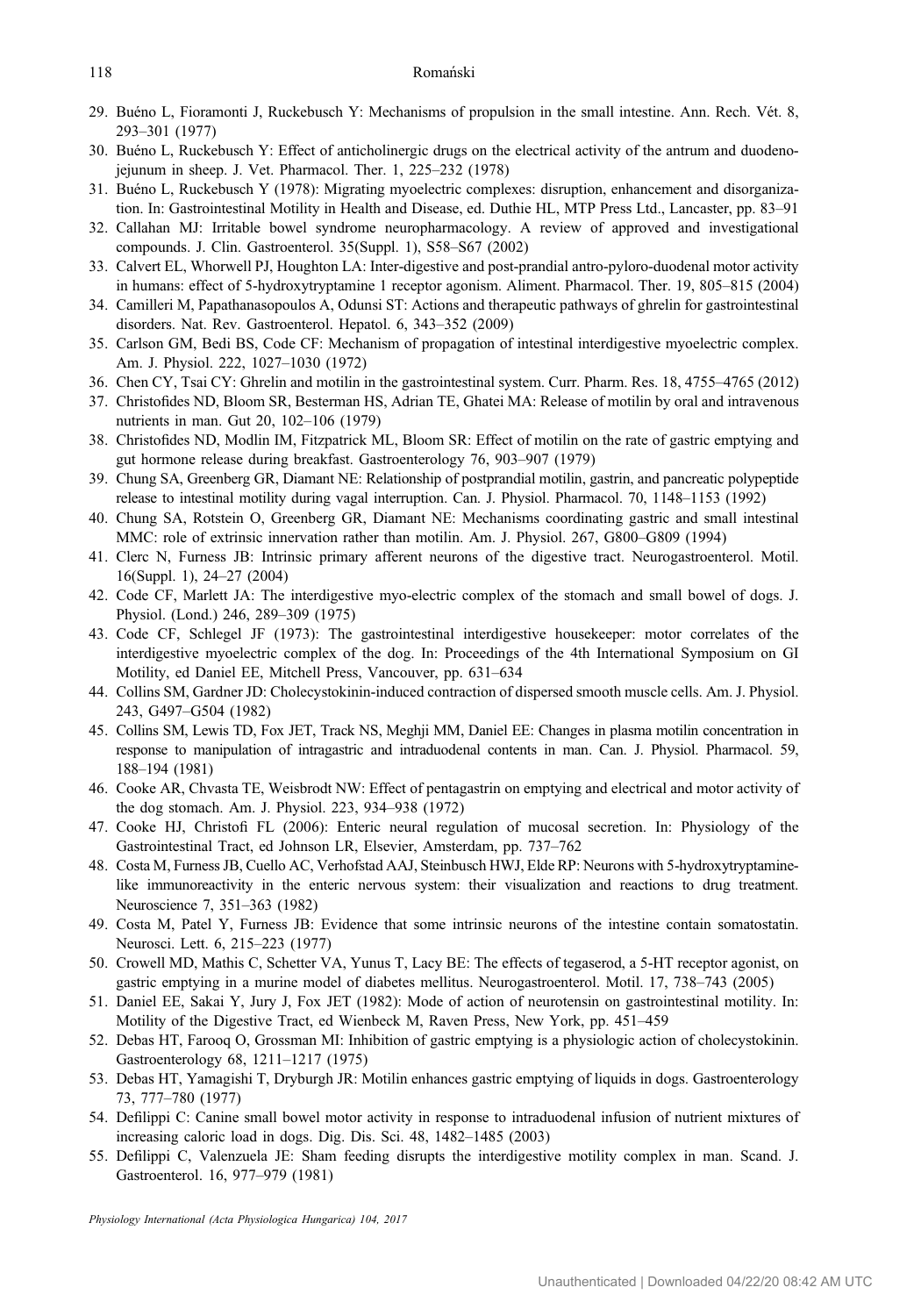29. Buéno L, Fioramonti J, Ruckebusch Y: Mechanisms of propulsion in the small intestine. Ann. Rech. Vét. 8, 293–301 (1977)
30. Buéno L, Ruckebusch Y: Effect of anticholinergic drugs on the electrical activity of the antrum and duodeno-jejunum in sheep. J. Vet. Pharmacol. Ther. 1, 225–232 (1978)
31. Buéno L, Ruckebusch Y (1978): Migrating myoelectric complexes: disruption, enhancement and disorganization. In: Gastrointestinal Motility in Health and Disease, ed. Duthie HL, MTP Press Ltd., Lancaster, pp. 83–91
32. Callahan MJ: Irritable bowel syndrome neuropharmacology. A review of approved and investigational compounds. J. Clin. Gastroenterol. 35(Suppl. 1), S58–S67 (2002)
33. Calvert EL, Whorwell PJ, Houghton LA: Inter-digestive and post-prandial antro-pyloro-duodenal motor activity in humans: effect of 5-hydroxytryptamine 1 receptor agonism. Aliment. Pharmacol. Ther. 19, 805–815 (2004)
34. Camilleri M, Papathanasopoulos A, Odunsi ST: Actions and therapeutic pathways of ghrelin for gastrointestinal disorders. Nat. Rev. Gastroenterol. Hepatol. 6, 343–352 (2009)
35. Carlson GM, Bedi BS, Code CF: Mechanism of propagation of intestinal interdigestive myoelectric complex. Am. J. Physiol. 222, 1027–1030 (1972)
36. Chen CY, Tsai CY: Ghrelin and motilin in the gastrointestinal system. Curr. Pharm. Res. 18, 4755–4765 (2012)
37. Christofides ND, Bloom SR, Besterman HS, Adrian TE, Ghatei MA: Release of motilin by oral and intravenous nutrients in man. Gut 20, 102–106 (1979)
38. Christofides ND, Modlin IM, Fitzpatrick ML, Bloom SR: Effect of motilin on the rate of gastric emptying and gut hormone release during breakfast. Gastroenterology 76, 903–907 (1979)
39. Chung SA, Greenberg GR, Diamant NE: Relationship of postprandial motilin, gastrin, and pancreatic polypeptide release to intestinal motility during vagal interruption. Can. J. Physiol. Pharmacol. 70, 1148–1153 (1992)
40. Chung SA, Rotstein O, Greenberg GR, Diamant NE: Mechanisms coordinating gastric and small intestinal MMC: role of extrinsic innervation rather than motilin. Am. J. Physiol. 267, G800–G809 (1994)
41. Clerc N, Furness JB: Intrinsic primary afferent neurons of the digestive tract. Neurogastroenterol. Motil. 16(Suppl. 1), 24–27 (2004)
42. Code CF, Marlett JA: The interdigestive myo-electric complex of the stomach and small bowel of dogs. J. Physiol. (Lond.) 246, 289–309 (1975)
43. Code CF, Schlegel JF (1973): The gastrointestinal interdigestive housekeeper: motor correlates of the interdigestive myoelectric complex of the dog. In: Proceedings of the 4th International Symposium on GI Motility, ed Daniel EE, Mitchell Press, Vancouver, pp. 631–634
44. Collins SM, Gardner JD: Cholecystokinin-induced contraction of dispersed smooth muscle cells. Am. J. Physiol. 243, G497–G504 (1982)
45. Collins SM, Lewis TD, Fox JET, Track NS, Meghji MM, Daniel EE: Changes in plasma motilin concentration in response to manipulation of intragastric and intraduodenal contents in man. Can. J. Physiol. Pharmacol. 59, 188–194 (1981)
46. Cooke AR, Chvasta TE, Weisbrodt NW: Effect of pentagastrin on emptying and electrical and motor activity of the dog stomach. Am. J. Physiol. 223, 934–938 (1972)
47. Cooke HJ, Christofi FL (2006): Enteric neural regulation of mucosal secretion. In: Physiology of the Gastrointestinal Tract, ed Johnson LR, Elsevier, Amsterdam, pp. 737–762
48. Costa M, Furness JB, Cuello AC, Verhofstad AAJ, Steinbusch HWJ, Elde RP: Neurons with 5-hydroxytryptamine-like immunoreactivity in the enteric nervous system: their visualization and reactions to drug treatment. Neuroscience 7, 351–363 (1982)
49. Costa M, Patel Y, Furness JB: Evidence that some intrinsic neurons of the intestine contain somatostatin. Neurosci. Lett. 6, 215–223 (1977)
50. Crowell MD, Mathis C, Schetter VA, Yunus T, Lacy BE: The effects of tegaserod, a 5-HT receptor agonist, on gastric emptying in a murine model of diabetes mellitus. Neurogastroenterol. Motil. 17, 738–743 (2005)
51. Daniel EE, Sakai Y, Jury J, Fox JET (1982): Mode of action of neurotensin on gastrointestinal motility. In: Motility of the Digestive Tract, ed Wienbeck M, Raven Press, New York, pp. 451–459
52. Debas HT, Farooq O, Grossman MI: Inhibition of gastric emptying is a physiologic action of cholecystokinin. Gastroenterology 68, 1211–1217 (1975)
53. Debas HT, Yamagishi T, Dryburgh JR: Motilin enhances gastric emptying of liquids in dogs. Gastroenterology 73, 777–780 (1977)
54. Defilippi C: Canine small bowel motor activity in response to intraduodenal infusion of nutrient mixtures of increasing caloric load in dogs. Dig. Dis. Sci. 48, 1482–1485 (2003)
55. Defilippi C, Valenzuela JE: Sham feeding disrupts the interdigestive motility complex in man. Scand. J. Gastroenterol. 16, 977–979 (1981)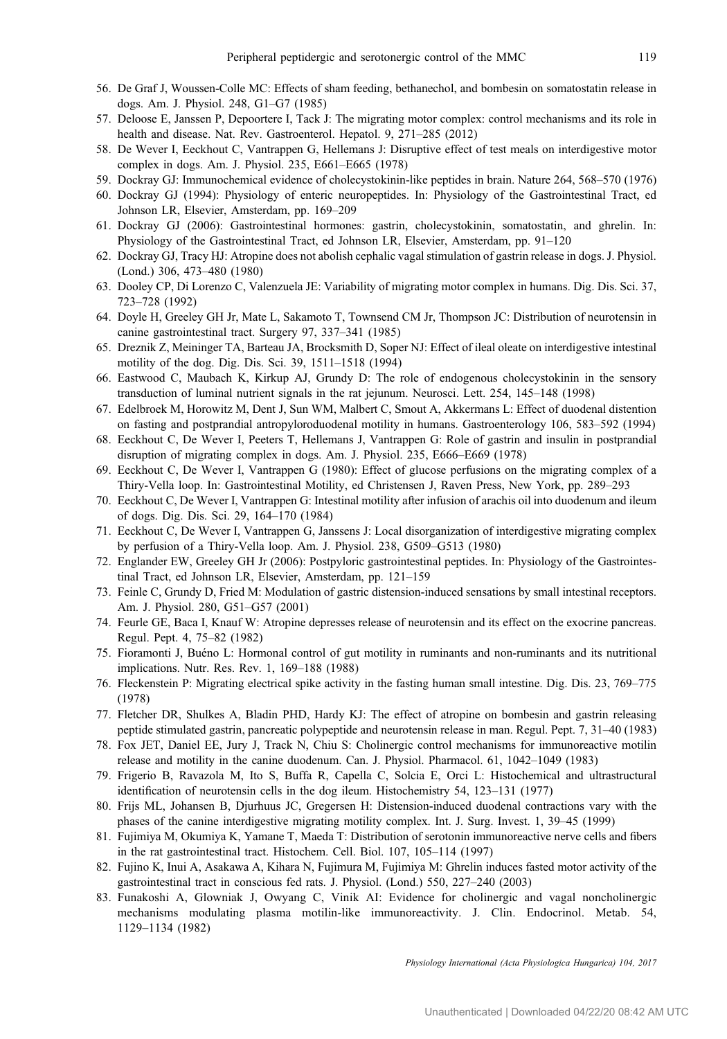56. De Graf J, Woussen-Colle MC: Effects of sham feeding, bethanechol, and bombesin on somatostatin release in dogs. Am. J. Physiol. 248, G1–G7 (1985)
57. Deloose E, Janssen P, Depoortere I, Tack J: The migrating motor complex: control mechanisms and its role in health and disease. Nat. Rev. Gastroenterol. Hepatol. 9, 271–285 (2012)
58. De Wever I, Eeckhout C, Vantrappen G, Hellemans J: Disruptive effect of test meals on interdigestive motor complex in dogs. Am. J. Physiol. 235, E661–E665 (1978)
59. Dockray GJ: Immunochemical evidence of cholecystokinin-like peptides in brain. Nature 264, 568–570 (1976)
60. Dockray GJ (1994): Physiology of enteric neuropeptides. In: Physiology of the Gastrointestinal Tract, ed Johnson LR, Elsevier, Amsterdam, pp. 169–209
61. Dockray GJ (2006): Gastrointestinal hormones: gastrin, cholecystokinin, somatostatin, and ghrelin. In: Physiology of the Gastrointestinal Tract, ed Johnson LR, Elsevier, Amsterdam, pp. 91–120
62. Dockray GJ, Tracy HJ: Atropine does not abolish cephalic vagal stimulation of gastrin release in dogs. J. Physiol. (Lond.) 306, 473–480 (1980)
63. Dooley CP, Di Lorenzo C, Valenzuela JE: Variability of migrating motor complex in humans. Dig. Dis. Sci. 37, 723–728 (1992)
64. Doyle H, Greeley GH Jr, Mate L, Sakamoto T, Townsend CM Jr, Thompson JC: Distribution of neurotensin in canine gastrointestinal tract. Surgery 97, 337–341 (1985)
65. Dreznik Z, Meininger TA, Barteau JA, Brocksmith D, Soper NJ: Effect of ileal oleate on interdigestive intestinal motility of the dog. Dig. Dis. Sci. 39, 1511–1518 (1994)
66. Eastwood C, Maubach K, Kirkup AJ, Grundy D: The role of endogenous cholecystokinin in the sensory transduction of luminal nutrient signals in the rat jejunum. Neurosci. Lett. 254, 145–148 (1998)
67. Edelbroek M, Horowitz M, Dent J, Sun WM, Malbert C, Smout A, Akkermans L: Effect of duodenal distention on fasting and postprandial antropyloroduodenal motility in humans. Gastroenterology 106, 583–592 (1994)
68. Eeckhout C, De Wever I, Peeters T, Hellemans J, Vantrappen G: Role of gastrin and insulin in postprandial disruption of migrating complex in dogs. Am. J. Physiol. 235, E666–E669 (1978)
69. Eeckhout C, De Wever I, Vantrappen G (1980): Effect of glucose perfusions on the migrating complex of a Thiry-Vella loop. In: Gastrointestinal Motility, ed Christensen J, Raven Press, New York, pp. 289–293
70. Eeckhout C, De Wever I, Vantrappen G: Intestinal motility after infusion of arachis oil into duodenum and ileum of dogs. Dig. Dis. Sci. 29, 164–170 (1984)
71. Eeckhout C, De Wever I, Vantrappen G, Janssens J: Local disorganization of interdigestive migrating complex by perfusion of a Thiry-Vella loop. Am. J. Physiol. 238, G509–G513 (1980)
72. Englander EW, Greeley GH Jr (2006): Postpyloric gastrointestinal peptides. In: Physiology of the Gastrointestinal Tract, ed Johnson LR, Elsevier, Amsterdam, pp. 121–159
73. Feinle C, Grundy D, Fried M: Modulation of gastric distension-induced sensations by small intestinal receptors. Am. J. Physiol. 280, G51–G57 (2001)
74. Feurle GE, Baca I, Knauf W: Atropine depresses release of neurotensin and its effect on the exocrine pancreas. Regul. Pept. 4, 75–82 (1982)
75. Fioramonti J, Buéno L: Hormonal control of gut motility in ruminants and non-ruminants and its nutritional implications. Nutr. Res. Rev. 1, 169–188 (1988)
76. Fleckenstein P: Migrating electrical spike activity in the fasting human small intestine. Dig. Dis. 23, 769–775 (1978)
77. Fletcher DR, Shulkes A, Bladin PHD, Hardy KJ: The effect of atropine on bombesin and gastrin releasing peptide stimulated gastrin, pancreatic polypeptide and neurotensin release in man. Regul. Pept. 7, 31–40 (1983)
78. Fox JET, Daniel EE, Jury J, Track N, Chiu S: Cholinergic control mechanisms for immunoreactive motilin release and motility in the canine duodenum. Can. J. Physiol. Pharmacol. 61, 1042–1049 (1983)
79. Frigerio B, Ravazola M, Ito S, Buffa R, Capella C, Solcia E, Orci L: Histochemical and ultrastructural identification of neurotensin cells in the dog ileum. Histochemistry 54, 123–131 (1977)
80. Frijs ML, Johansen B, Djurhuus JC, Gregersen H: Distension-induced duodenal contractions vary with the phases of the canine interdigestive migrating motility complex. Int. J. Surg. Invest. 1, 39–45 (1999)
81. Fujimiya M, Okumiya K, Yamane T, Maeda T: Distribution of serotonin immunoreactive nerve cells and fibers in the rat gastrointestinal tract. Histochem. Cell. Biol. 107, 105–114 (1997)
82. Fujino K, Inui A, Asakawa A, Kihara N, Fujimura M, Fujimiya M: Ghrelin induces fasted motor activity of the gastrointestinal tract in conscious fed rats. J. Physiol. (Lond.) 550, 227–240 (2003)
83. Funakoshi A, Glowniak J, Owyang C, Vinik AI: Evidence for cholinergic and vagal noncholinergic mechanisms modulating plasma motilin-like immunoreactivity. J. Clin. Endocrinol. Metab. 54, 1129–1134 (1982)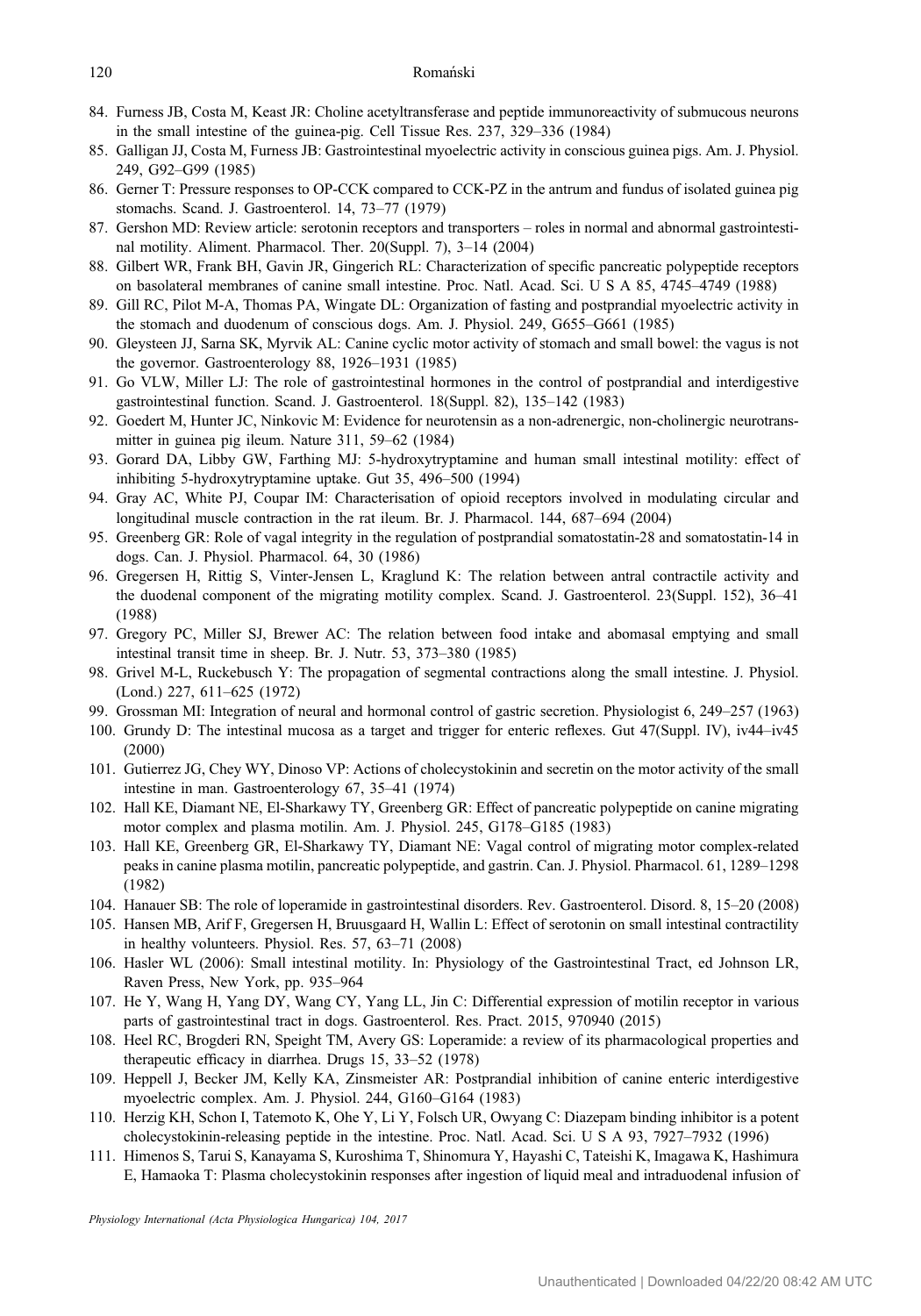84. Furness JB, Costa M, Keast JR: Choline acetyltransferase and peptide immunoreactivity of submucous neurons in the small intestine of the guinea-pig. Cell Tissue Res. 237, 329–336 (1984)
85. Galligan JJ, Costa M, Furness JB: Gastrointestinal myoelectric activity in conscious guinea pigs. Am. J. Physiol. 249, G92–G99 (1985)
86. Gerner T: Pressure responses to OP-CCK compared to CCK-PZ in the antrum and fundus of isolated guinea pig stomachs. Scand. J. Gastroenterol. 14, 73–77 (1979)
87. Gershon MD: Review article: serotonin receptors and transporters – roles in normal and abnormal gastrointestinal motility. Aliment. Pharmacol. Ther. 20(Suppl. 7), 3–14 (2004)
88. Gilbert WR, Frank BH, Gavin JR, Gingerich RL: Characterization of specific pancreatic polypeptide receptors on basolateral membranes of canine small intestine. Proc. Natl. Acad. Sci. U S A 85, 4745–4749 (1988)
89. Gill RC, Pilot M-A, Thomas PA, Wingate DL: Organization of fasting and postprandial myoelectric activity in the stomach and duodenum of conscious dogs. Am. J. Physiol. 249, G655–G661 (1985)
90. Gleysteen JJ, Sarna SK, Myrvik AL: Canine cyclic motor activity of stomach and small bowel: the vagus is not the governor. Gastroenterology 88, 1926–1931 (1985)
91. Go VLW, Miller LJ: The role of gastrointestinal hormones in the control of postprandial and interdigestive gastrointestinal function. Scand. J. Gastroenterol. 18(Suppl. 82), 135–142 (1983)
92. Goedert M, Hunter JC, Ninkovic M: Evidence for neurotensin as a non-adrenergic, non-cholinergic neurotransmitter in guinea pig ileum. Nature 311, 59–62 (1984)
93. Gorard DA, Libby GW, Farthing MJ: 5-hydroxytryptamine and human small intestinal motility: effect of inhibiting 5-hydroxytryptamine uptake. Gut 35, 496–500 (1994)
94. Gray AC, White PJ, Coupar IM: Characterisation of opioid receptors involved in modulating circular and longitudinal muscle contraction in the rat ileum. Br. J. Pharmacol. 144, 687–694 (2004)
95. Greenberg GR: Role of vagal integrity in the regulation of postprandial somatostatin-28 and somatostatin-14 in dogs. Can. J. Physiol. Pharmacol. 64, 30 (1986)
96. Gregersen H, Rittig S, Vinter-Jensen L, Kraglund K: The relation between antral contractile activity and the duodenal component of the migrating motility complex. Scand. J. Gastroenterol. 23(Suppl. 152), 36–41 (1988)
97. Gregory PC, Miller SJ, Brewer AC: The relation between food intake and abomasal emptying and small intestinal transit time in sheep. Br. J. Nutr. 53, 373–380 (1985)
98. Grivel M-L, Ruckebusch Y: The propagation of segmental contractions along the small intestine. J. Physiol. (Lond.) 227, 611–625 (1972)
99. Grossman MI: Integration of neural and hormonal control of gastric secretion. Physiologist 6, 249–257 (1963)
100. Grundy D: The intestinal mucosa as a target and trigger for enteric reflexes. Gut 47(Suppl. IV), iv44–iv45 (2000)
101. Gutierrez JG, Chey WY, Dinoso VP: Actions of cholecystokinin and secretin on the motor activity of the small intestine in man. Gastroenterology 67, 35–41 (1974)
102. Hall KE, Diamant NE, El-Sharkawy TY, Greenberg GR: Effect of pancreatic polypeptide on canine migrating motor complex and plasma motilin. Am. J. Physiol. 245, G178–G185 (1983)
103. Hall KE, Greenberg GR, El-Sharkawy TY, Diamant NE: Vagal control of migrating motor complex-related peaks in canine plasma motilin, pancreatic polypeptide, and gastrin. Can. J. Physiol. Pharmacol. 61, 1289–1298 (1982)
104. Hanauer SB: The role of loperamide in gastrointestinal disorders. Rev. Gastroenterol. Disord. 8, 15–20 (2008)
105. Hansen MB, Arif F, Gregersen H, Bruusgaard H, Wallin L: Effect of serotonin on small intestinal contractility in healthy volunteers. Physiol. Res. 57, 63–71 (2008)
106. Hasler WL (2006): Small intestinal motility. In: Physiology of the Gastrointestinal Tract, ed Johnson LR, Raven Press, New York, pp. 935–964
107. He Y, Wang H, Yang DY, Wang CY, Yang LL, Jin C: Differential expression of motilin receptor in various parts of gastrointestinal tract in dogs. Gastroenterol. Res. Pract. 2015, 970940 (2015)
108. Heel RC, Brogderi RN, Speight TM, Avery GS: Loperamide: a review of its pharmacological properties and therapeutic efficacy in diarrhea. Drugs 15, 33–52 (1978)
109. Heppell J, Becker JM, Kelly KA, Zinsmeister AR: Postprandial inhibition of canine enteric interdigestive myoelectric complex. Am. J. Physiol. 244, G160–G164 (1983)
110. Herzig KH, Schon I, Tatemoto K, Ohe Y, Li Y, Folsch UR, Owyang C: Diazepam binding inhibitor is a potent cholecystokinin-releasing peptide in the intestine. Proc. Natl. Acad. Sci. U S A 93, 7927–7932 (1996)
111. Himenos S, Tarui S, Kanayama S, Kuroshima T, Shinomura Y, Hayashi C, Tateishi K, Imagawa K, Hashimura E, Hamaoka T: Plasma cholecystokinin responses after ingestion of liquid meal and intraduodenal infusion of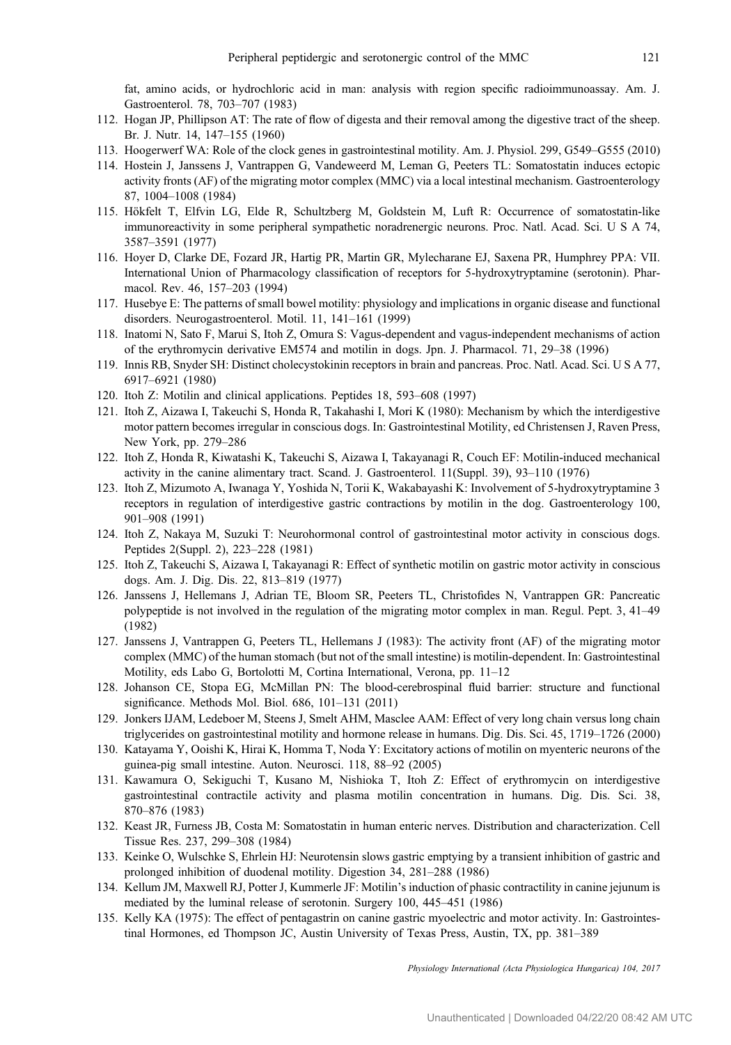fat, amino acids, or hydrochloric acid in man: analysis with region specific radioimmunoassay. Am. J. Gastroenterol. 78, 703–707 (1983)

112. Hogan JP, Phillipson AT: The rate of flow of digesta and their removal among the digestive tract of the sheep. Br. J. Nutr. 14, 147–155 (1960)
113. Hoogerwerf WA: Role of the clock genes in gastrointestinal motility. Am. J. Physiol. 299, G549–G555 (2010)
114. Hostein J, Janssens J, Vantrappen G, Vandeweerd M, Leman G, Peeters TL: Somatostatin induces ectopic activity fronts (AF) of the migrating motor complex (MMC) via a local intestinal mechanism. Gastroenterology 87, 1004–1008 (1984)
115. Hökfelt T, Elfvin LG, Elde R, Schultzberg M, Goldstein M, Luft R: Occurrence of somatostatin-like immunoreactivity in some peripheral sympathetic noradrenergic neurons. Proc. Natl. Acad. Sci. U S A 74, 3587–3591 (1977)
116. Hoyer D, Clarke DE, Fozard JR, Hartig PR, Martin GR, Mylecharane EJ, Saxena PR, Humphrey PPA: VII. International Union of Pharmacology classification of receptors for 5-hydroxytryptamine (serotonin). Pharmacol. Rev. 46, 157–203 (1994)
117. Husebye E: The patterns of small bowel motility: physiology and implications in organic disease and functional disorders. Neurogastroenterol. Motil. 11, 141–161 (1999)
118. Inatomi N, Sato F, Marui S, Itoh Z, Omura S: Vagus-dependent and vagus-independent mechanisms of action of the erythromycin derivative EM574 and motilin in dogs. Jpn. J. Pharmacol. 71, 29–38 (1996)
119. Innis RB, Snyder SH: Distinct cholecystokinin receptors in brain and pancreas. Proc. Natl. Acad. Sci. U S A 77, 6917–6921 (1980)
120. Itoh Z: Motilin and clinical applications. Peptides 18, 593–608 (1997)
121. Itoh Z, Aizawa I, Takeuchi S, Honda R, Takahashi I, Mori K (1980): Mechanism by which the interdigestive motor pattern becomes irregular in conscious dogs. In: Gastrointestinal Motility, ed Christensen J, Raven Press, New York, pp. 279–286
122. Itoh Z, Honda R, Kiwatashi K, Takeuchi S, Aizawa I, Takayanagi R, Couch EF: Motilin-induced mechanical activity in the canine alimentary tract. Scand. J. Gastroenterol. 11(Suppl. 39), 93–110 (1976)
123. Itoh Z, Mizumoto A, Iwanaga Y, Yoshida N, Torii K, Wakabayashi K: Involvement of 5-hydroxytryptamine 3 receptors in regulation of interdigestive gastric contractions by motilin in the dog. Gastroenterology 100, 901–908 (1991)
124. Itoh Z, Nakaya M, Suzuki T: Neurohormonal control of gastrointestinal motor activity in conscious dogs. Peptides 2(Suppl. 2), 223–228 (1981)
125. Itoh Z, Takeuchi S, Aizawa I, Takayanagi R: Effect of synthetic motilin on gastric motor activity in conscious dogs. Am. J. Dig. Dis. 22, 813–819 (1977)
126. Janssens J, Hellemans J, Adrian TE, Bloom SR, Peeters TL, Christofides N, Vantrappen GR: Pancreatic polypeptide is not involved in the regulation of the migrating motor complex in man. Regul. Pept. 3, 41–49 (1982)
127. Janssens J, Vantrappen G, Peeters TL, Hellemans J (1983): The activity front (AF) of the migrating motor complex (MMC) of the human stomach (but not of the small intestine) is motilin-dependent. In: Gastrointestinal Motility, eds Labo G, Bortolotti M, Cortina International, Verona, pp. 11–12
128. Johanson CE, Stopa EG, McMillan PN: The blood-cerebrospinal fluid barrier: structure and functional significance. Methods Mol. Biol. 686, 101–131 (2011)
129. Jonkers IJAM, Ledeboer M, Steens J, Smelt AHM, Masclee AAM: Effect of very long chain versus long chain triglycerides on gastrointestinal motility and hormone release in humans. Dig. Dis. Sci. 45, 1719–1726 (2000)
130. Katayama Y, Ooishi K, Hirai K, Homma T, Noda Y: Excitatory actions of motilin on myenteric neurons of the guinea-pig small intestine. Auton. Neurosci. 118, 88–92 (2005)
131. Kawamura O, Sekiguchi T, Kusano M, Nishioka T, Itoh Z: Effect of erythromycin on interdigestive gastrointestinal contractile activity and plasma motilin concentration in humans. Dig. Dis. Sci. 38, 870–876 (1983)
132. Keast JR, Furness JB, Costa M: Somatostatin in human enteric nerves. Distribution and characterization. Cell Tissue Res. 237, 299–308 (1984)
133. Keinke O, Wulschke S, Ehrlein HJ: Neurotensin slows gastric emptying by a transient inhibition of gastric and prolonged inhibition of duodenal motility. Digestion 34, 281–288 (1986)
134. Kellum JM, Maxwell RJ, Potter J, Kummerle JF: Motilin's induction of phasic contractility in canine jejunum is mediated by the luminal release of serotonin. Surgery 100, 445–451 (1986)
135. Kelly KA (1975): The effect of pentagastrin on canine gastric myoelectric and motor activity. In: Gastrointestinal Hormones, ed Thompson JC, Austin University of Texas Press, Austin, TX, pp. 381–389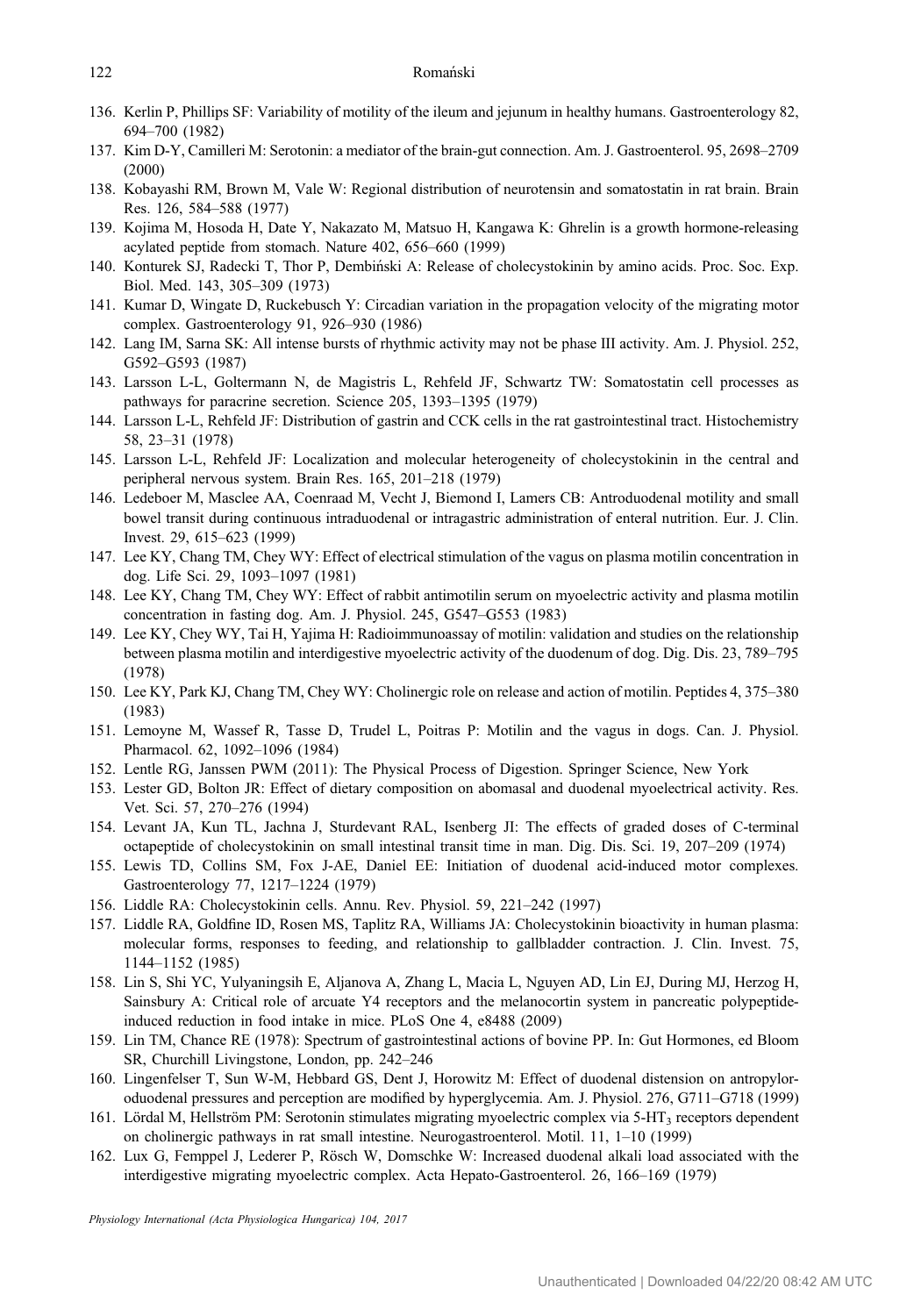136. Kerlin P, Phillips SF: Variability of motility of the ileum and jejunum in healthy humans. Gastroenterology 82, 694–700 (1982)
137. Kim D-Y, Camilleri M: Serotonin: a mediator of the brain-gut connection. Am. J. Gastroenterol. 95, 2698–2709 (2000)
138. Kobayashi RM, Brown M, Vale W: Regional distribution of neurotensin and somatostatin in rat brain. Brain Res. 126, 584–588 (1977)
139. Kojima M, Hosoda H, Date Y, Nakazato M, Matsuo H, Kangawa K: Ghrelin is a growth hormone-releasing acylated peptide from stomach. Nature 402, 656–660 (1999)
140. Konturek SJ, Radecki T, Thor P, Dembiński A: Release of cholecystokinin by amino acids. Proc. Soc. Exp. Biol. Med. 143, 305–309 (1973)
141. Kumar D, Wingate D, Ruckebusch Y: Circadian variation in the propagation velocity of the migrating motor complex. Gastroenterology 91, 926–930 (1986)
142. Lang IM, Sarna SK: All intense bursts of rhythmic activity may not be phase III activity. Am. J. Physiol. 252, G592–G593 (1987)
143. Larsson L-L, Goltermann N, de Magistris L, Rehfeld JF, Schwartz TW: Somatostatin cell processes as pathways for paracrine secretion. Science 205, 1393–1395 (1979)
144. Larsson L-L, Rehfeld JF: Distribution of gastrin and CCK cells in the rat gastrointestinal tract. Histochemistry 58, 23–31 (1978)
145. Larsson L-L, Rehfeld JF: Localization and molecular heterogeneity of cholecystokinin in the central and peripheral nervous system. Brain Res. 165, 201–218 (1979)
146. Ledeboer M, Masclee AA, Coenraad M, Vecht J, Biemond I, Lamers CB: Antroduodenal motility and small bowel transit during continuous intraduodenal or intragastric administration of enteral nutrition. Eur. J. Clin. Invest. 29, 615–623 (1999)
147. Lee KY, Chang TM, Chey WY: Effect of electrical stimulation of the vagus on plasma motilin concentration in dog. Life Sci. 29, 1093–1097 (1981)
148. Lee KY, Chang TM, Chey WY: Effect of rabbit antimotilin serum on myoelectric activity and plasma motilin concentration in fasting dog. Am. J. Physiol. 245, G547–G553 (1983)
149. Lee KY, Chey WY, Tai H, Yajima H: Radioimmunoassay of motilin: validation and studies on the relationship between plasma motilin and interdigestive myoelectric activity of the duodenum of dog. Dig. Dis. 23, 789–795 (1978)
150. Lee KY, Park KJ, Chang TM, Chey WY: Cholinergic role on release and action of motilin. Peptides 4, 375–380 (1983)
151. Lemoyne M, Wassef R, Tasse D, Trudel L, Poitras P: Motilin and the vagus in dogs. Can. J. Physiol. Pharmacol. 62, 1092–1096 (1984)
152. Lentle RG, Janssen PWM (2011): The Physical Process of Digestion. Springer Science, New York
153. Lester GD, Bolton JR: Effect of dietary composition on abomasal and duodenal myoelectrical activity. Res. Vet. Sci. 57, 270–276 (1994)
154. Levant JA, Kun TL, Jachna J, Sturdevant RAL, Isenberg JI: The effects of graded doses of C-terminal octapeptide of cholecystokinin on small intestinal transit time in man. Dig. Dis. Sci. 19, 207–209 (1974)
155. Lewis TD, Collins SM, Fox J-AE, Daniel EE: Initiation of duodenal acid-induced motor complexes. Gastroenterology 77, 1217–1224 (1979)
156. Liddle RA: Cholecystokinin cells. Annu. Rev. Physiol. 59, 221–242 (1997)
157. Liddle RA, Goldfine ID, Rosen MS, Taplitz RA, Williams JA: Cholecystokinin bioactivity in human plasma: molecular forms, responses to feeding, and relationship to gallbladder contraction. J. Clin. Invest. 75, 1144–1152 (1985)
158. Lin S, Shi YC, Yulyaningsih E, Aljanova A, Zhang L, Macia L, Nguyen AD, Lin EJ, During MJ, Herzog H, Sainsbury A: Critical role of arcuate Y4 receptors and the melanocortin system in pancreatic polypeptide-induced reduction in food intake in mice. PLoS One 4, e8488 (2009)
159. Lin TM, Chance RE (1978): Spectrum of gastrointestinal actions of bovine PP. In: Gut Hormones, ed Bloom SR, Churchill Livingstone, London, pp. 242–246
160. Lingenfelser T, Sun W-M, Hebbard GS, Dent J, Horowitz M: Effect of duodenal distension on antropyloroduodenal pressures and perception are modified by hyperglycemia. Am. J. Physiol. 276, G711–G718 (1999)
161. Lördal M, Hellström PM: Serotonin stimulates migrating myoelectric complex via 5-$HT_3$ receptors dependent on cholinergic pathways in rat small intestine. Neurogastroenterol. Motil. 11, 1–10 (1999)
162. Lux G, Femppel J, Lederer P, Rösch W, Domschke W: Increased duodenal alkali load associated with the interdigestive migrating myoelectric complex. Acta Hepato-Gastroenterol. 26, 166–169 (1979)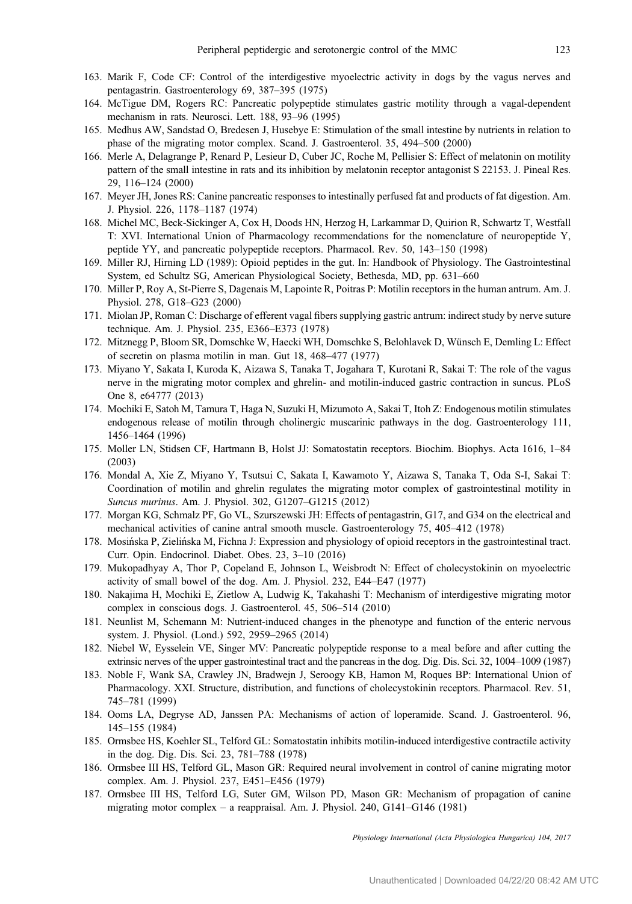163. Marik F, Code CF: Control of the interdigestive myoelectric activity in dogs by the vagus nerves and pentagastrin. Gastroenterology 69, 387–395 (1975)
164. McTigue DM, Rogers RC: Pancreatic polypeptide stimulates gastric motility through a vagal-dependent mechanism in rats. Neurosci. Lett. 188, 93–96 (1995)
165. Medhus AW, Sandstad O, Bredesen J, Husebye E: Stimulation of the small intestine by nutrients in relation to phase of the migrating motor complex. Scand. J. Gastroenterol. 35, 494–500 (2000)
166. Merle A, Delagrange P, Renard P, Lesieur D, Cuber JC, Roche M, Pellisier S: Effect of melatonin on motility pattern of the small intestine in rats and its inhibition by melatonin receptor antagonist S 22153. J. Pineal Res. 29, 116–124 (2000)
167. Meyer JH, Jones RS: Canine pancreatic responses to intestinally perfused fat and products of fat digestion. Am. J. Physiol. 226, 1178–1187 (1974)
168. Michel MC, Beck-Sickinger A, Cox H, Doods HN, Herzog H, Larkammar D, Quirion R, Schwartz T, Westfall T: XVI. International Union of Pharmacology recommendations for the nomenclature of neuropeptide Y, peptide YY, and pancreatic polypeptide receptors. Pharmacol. Rev. 50, 143–150 (1998)
169. Miller RJ, Hirning LD (1989): Opioid peptides in the gut. In: Handbook of Physiology. The Gastrointestinal System, ed Schultz SG, American Physiological Society, Bethesda, MD, pp. 631–660
170. Miller P, Roy A, St-Pierre S, Dagenais M, Lapointe R, Poitras P: Motilin receptors in the human antrum. Am. J. Physiol. 278, G18–G23 (2000)
171. Miolan JP, Roman C: Discharge of efferent vagal fibers supplying gastric antrum: indirect study by nerve suture technique. Am. J. Physiol. 235, E366–E373 (1978)
172. Mitznegg P, Bloom SR, Domschke W, Haecki WH, Domschke S, Belohlavek D, Wünsch E, Demling L: Effect of secretin on plasma motilin in man. Gut 18, 468–477 (1977)
173. Miyano Y, Sakata I, Kuroda K, Aizawa S, Tanaka T, Jogahara T, Kurotani R, Sakai T: The role of the vagus nerve in the migrating motor complex and ghrelin- and motilin-induced gastric contraction in suncus. PLoS One 8, e64777 (2013)
174. Mochiki E, Satoh M, Tamura T, Haga N, Suzuki H, Mizumoto A, Sakai T, Itoh Z: Endogenous motilin stimulates endogenous release of motilin through cholinergic muscarinic pathways in the dog. Gastroenterology 111, 1456–1464 (1996)
175. Moller LN, Stidsen CF, Hartmann B, Holst JJ: Somatostatin receptors. Biochim. Biophys. Acta 1616, 1–84 (2003)
176. Mondal A, Xie Z, Miyano Y, Tsutsui C, Sakata I, Kawamoto Y, Aizawa S, Tanaka T, Oda S-I, Sakai T: Coordination of motilin and ghrelin regulates the migrating motor complex of gastrointestinal motility in *Suncus murinus*. Am. J. Physiol. 302, G1207–G1215 (2012)
177. Morgan KG, Schmalz PF, Go VL, Szurszewski JH: Effects of pentagastrin, G17, and G34 on the electrical and mechanical activities of canine antral smooth muscle. Gastroenterology 75, 405–412 (1978)
178. Mosińska P, Zielińska M, Fichna J: Expression and physiology of opioid receptors in the gastrointestinal tract. Curr. Opin. Endocrinol. Diabet. Obes. 23, 3–10 (2016)
179. Mukopadhyay A, Thor P, Copeland E, Johnson L, Weisbrodt N: Effect of cholecystokinin on myoelectric activity of small bowel of the dog. Am. J. Physiol. 232, E44–E47 (1977)
180. Nakajima H, Mochiki E, Zietlow A, Ludwig K, Takahashi T: Mechanism of interdigestive migrating motor complex in conscious dogs. J. Gastroenterol. 45, 506–514 (2010)
181. Neunlist M, Schemann M: Nutrient-induced changes in the phenotype and function of the enteric nervous system. J. Physiol. (Lond.) 592, 2959–2965 (2014)
182. Niebel W, Eysselein VE, Singer MV: Pancreatic polypeptide response to a meal before and after cutting the extrinsic nerves of the upper gastrointestinal tract and the pancreas in the dog. Dig. Dis. Sci. 32, 1004–1009 (1987)
183. Noble F, Wank SA, Crawley JN, Bradwejn J, Seroogy KB, Hamon M, Roques BP: International Union of Pharmacology. XXI. Structure, distribution, and functions of cholecystokinin receptors. Pharmacol. Rev. 51, 745–781 (1999)
184. Ooms LA, Degryse AD, Janssen PA: Mechanisms of action of loperamide. Scand. J. Gastroenterol. 96, 145–155 (1984)
185. Ormsbee HS, Koehler SL, Telford GL: Somatostatin inhibits motilin-induced interdigestive contractile activity in the dog. Dig. Dis. Sci. 23, 781–788 (1978)
186. Ormsbee III HS, Telford GL, Mason GR: Required neural involvement in control of canine migrating motor complex. Am. J. Physiol. 237, E451–E456 (1979)
187. Ormsbee III HS, Telford LG, Suter GM, Wilson PD, Mason GR: Mechanism of propagation of canine migrating motor complex – a reappraisal. Am. J. Physiol. 240, G141–G146 (1981)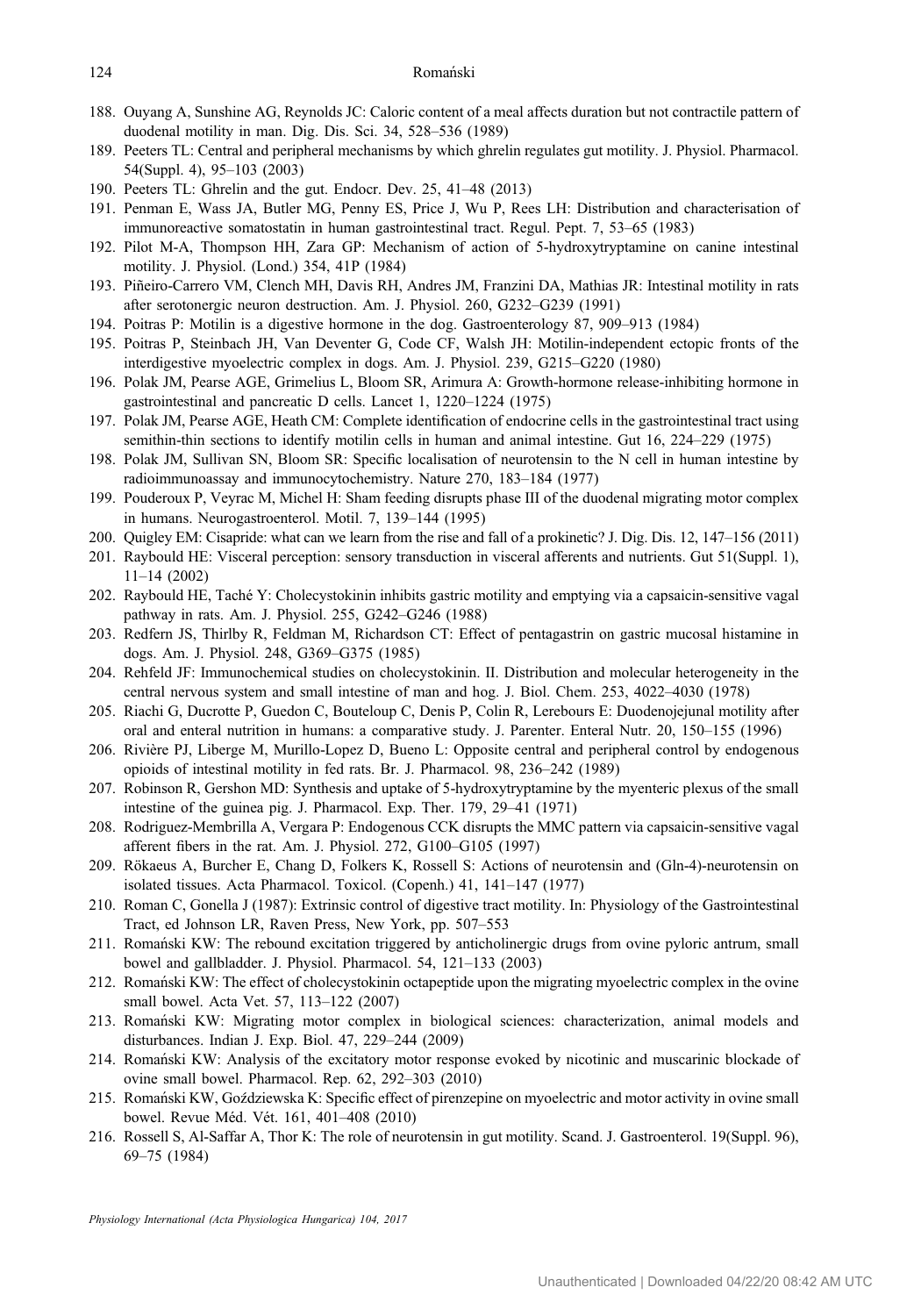188. Ouyang A, Sunshine AG, Reynolds JC: Caloric content of a meal affects duration but not contractile pattern of duodenal motility in man. Dig. Dis. Sci. 34, 528–536 (1989)
189. Peeters TL: Central and peripheral mechanisms by which ghrelin regulates gut motility. J. Physiol. Pharmacol. 54(Suppl. 4), 95–103 (2003)
190. Peeters TL: Ghrelin and the gut. Endocr. Dev. 25, 41–48 (2013)
191. Penman E, Wass JA, Butler MG, Penny ES, Price J, Wu P, Rees LH: Distribution and characterisation of immunoreactive somatostatin in human gastrointestinal tract. Regul. Pept. 7, 53–65 (1983)
192. Pilot M-A, Thompson HH, Zara GP: Mechanism of action of 5-hydroxytryptamine on canine intestinal motility. J. Physiol. (Lond.) 354, 41P (1984)
193. Piñeiro-Carrero VM, Clench MH, Davis RH, Andres JM, Franzini DA, Mathias JR: Intestinal motility in rats after serotonergic neuron destruction. Am. J. Physiol. 260, G232–G239 (1991)
194. Poitras P: Motilin is a digestive hormone in the dog. Gastroenterology 87, 909–913 (1984)
195. Poitras P, Steinbach JH, Van Deventer G, Code CF, Walsh JH: Motilin-independent ectopic fronts of the interdigestive myoelectric complex in dogs. Am. J. Physiol. 239, G215–G220 (1980)
196. Polak JM, Pearse AGE, Grimelius L, Bloom SR, Arimura A: Growth-hormone release-inhibiting hormone in gastrointestinal and pancreatic D cells. Lancet 1, 1220–1224 (1975)
197. Polak JM, Pearse AGE, Heath CM: Complete identification of endocrine cells in the gastrointestinal tract using semithin-thin sections to identify motilin cells in human and animal intestine. Gut 16, 224–229 (1975)
198. Polak JM, Sullivan SN, Bloom SR: Specific localisation of neurotensin to the N cell in human intestine by radioimmunoassay and immunocytochemistry. Nature 270, 183–184 (1977)
199. Pouderoux P, Veyrac M, Michel H: Sham feeding disrupts phase III of the duodenal migrating motor complex in humans. Neurogastroenterol. Motil. 7, 139–144 (1995)
200. Quigley EM: Cisapride: what can we learn from the rise and fall of a prokinetic? J. Dig. Dis. 12, 147–156 (2011)
201. Raybould HE: Visceral perception: sensory transduction in visceral afferents and nutrients. Gut 51(Suppl. 1), 11–14 (2002)
202. Raybould HE, Taché Y: Cholecystokinin inhibits gastric motility and emptying via a capsaicin-sensitive vagal pathway in rats. Am. J. Physiol. 255, G242–G246 (1988)
203. Redfern JS, Thirlby R, Feldman M, Richardson CT: Effect of pentagastrin on gastric mucosal histamine in dogs. Am. J. Physiol. 248, G369–G375 (1985)
204. Rehfeld JF: Immunochemical studies on cholecystokinin. II. Distribution and molecular heterogeneity in the central nervous system and small intestine of man and hog. J. Biol. Chem. 253, 4022–4030 (1978)
205. Riachi G, Ducrotte P, Guedon C, Bouteloup C, Denis P, Colin R, Lerebours E: Duodenojejunal motility after oral and enteral nutrition in humans: a comparative study. J. Parenter. Enteral Nutr. 20, 150–155 (1996)
206. Rivière PJ, Liberge M, Murillo-Lopez D, Bueno L: Opposite central and peripheral control by endogenous opioids of intestinal motility in fed rats. Br. J. Pharmacol. 98, 236–242 (1989)
207. Robinson R, Gershon MD: Synthesis and uptake of 5-hydroxytryptamine by the myenteric plexus of the small intestine of the guinea pig. J. Pharmacol. Exp. Ther. 179, 29–41 (1971)
208. Rodriguez-Membrilla A, Vergara P: Endogenous CCK disrupts the MMC pattern via capsaicin-sensitive vagal afferent fibers in the rat. Am. J. Physiol. 272, G100–G105 (1997)
209. Rökaeus A, Burcher E, Chang D, Folkers K, Rossell S: Actions of neurotensin and (Gln-4)-neurotensin on isolated tissues. Acta Pharmacol. Toxicol. (Copenh.) 41, 141–147 (1977)
210. Roman C, Gonella J (1987): Extrinsic control of digestive tract motility. In: Physiology of the Gastrointestinal Tract, ed Johnson LR, Raven Press, New York, pp. 507–553
211. Romański KW: The rebound excitation triggered by anticholinergic drugs from ovine pyloric antrum, small bowel and gallbladder. J. Physiol. Pharmacol. 54, 121–133 (2003)
212. Romański KW: The effect of cholecystokinin octapeptide upon the migrating myoelectric complex in the ovine small bowel. Acta Vet. 57, 113–122 (2007)
213. Romański KW: Migrating motor complex in biological sciences: characterization, animal models and disturbances. Indian J. Exp. Biol. 47, 229–244 (2009)
214. Romański KW: Analysis of the excitatory motor response evoked by nicotinic and muscarinic blockade of ovine small bowel. Pharmacol. Rep. 62, 292–303 (2010)
215. Romański KW, Goździewska K: Specific effect of pirenzepine on myoelectric and motor activity in ovine small bowel. Revue Méd. Vét. 161, 401–408 (2010)
216. Rossell S, Al-Saffar A, Thor K: The role of neurotensin in gut motility. Scand. J. Gastroenterol. 19(Suppl. 96), 69–75 (1984)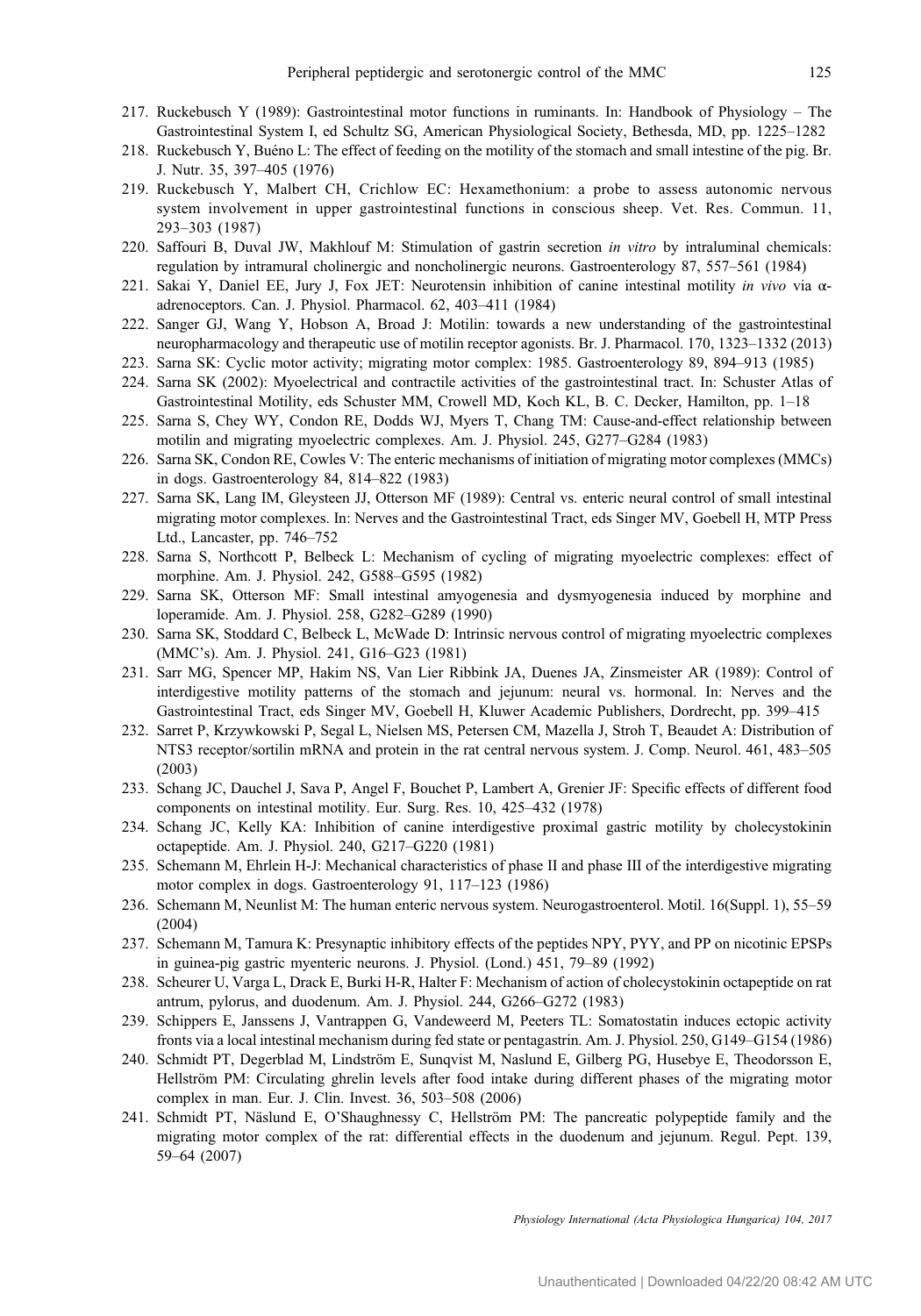217. Ruckebusch Y (1989): Gastrointestinal motor functions in ruminants. In: Handbook of Physiology – The Gastrointestinal System I, ed Schultz SG, American Physiological Society, Bethesda, MD, pp. 1225–1282
218. Ruckebusch Y, Buéno L: The effect of feeding on the motility of the stomach and small intestine of the pig. Br. J. Nutr. 35, 397–405 (1976)
219. Ruckebusch Y, Malbert CH, Crichlow EC: Hexamethonium: a probe to assess autonomic nervous system involvement in upper gastrointestinal functions in conscious sheep. Vet. Res. Commun. 11, 293–303 (1987)
220. Saffouri B, Duval JW, Makhlouf M: Stimulation of gastrin secretion *in vitro* by intraluminal chemicals: regulation by intramural cholinergic and noncholinergic neurons. Gastroenterology 87, 557–561 (1984)
221. Sakai Y, Daniel EE, Jury J, Fox JET: Neurotensin inhibition of canine intestinal motility *in vivo* via α-adrenoceptors. Can. J. Physiol. Pharmacol. 62, 403–411 (1984)
222. Sanger GJ, Wang Y, Hobson A, Broad J: Motilin: towards a new understanding of the gastrointestinal neuropharmacology and therapeutic use of motilin receptor agonists. Br. J. Pharmacol. 170, 1323–1332 (2013)
223. Sarna SK: Cyclic motor activity; migrating motor complex: 1985. Gastroenterology 89, 894–913 (1985)
224. Sarna SK (2002): Myoelectrical and contractile activities of the gastrointestinal tract. In: Schuster Atlas of Gastrointestinal Motility, eds Schuster MM, Crowell MD, Koch KL, B. C. Decker, Hamilton, pp. 1–18
225. Sarna S, Chey WY, Condon RE, Dodds WJ, Myers T, Chang TM: Cause-and-effect relationship between motilin and migrating myoelectric complexes. Am. J. Physiol. 245, G277–G284 (1983)
226. Sarna SK, Condon RE, Cowles V: The enteric mechanisms of initiation of migrating motor complexes (MMCs) in dogs. Gastroenterology 84, 814–822 (1983)
227. Sarna SK, Lang IM, Gleysteen JJ, Otterson MF (1989): Central vs. enteric neural control of small intestinal migrating motor complexes. In: Nerves and the Gastrointestinal Tract, eds Singer MV, Goebell H, MTP Press Ltd., Lancaster, pp. 746–752
228. Sarna S, Northcott P, Belbeck L: Mechanism of cycling of migrating myoelectric complexes: effect of morphine. Am. J. Physiol. 242, G588–G595 (1982)
229. Sarna SK, Otterson MF: Small intestinal amyogenesia and dysmyogenesia induced by morphine and loperamide. Am. J. Physiol. 258, G282–G289 (1990)
230. Sarna SK, Stoddard C, Belbeck L, McWade D: Intrinsic nervous control of migrating myoelectric complexes (MMC's). Am. J. Physiol. 241, G16–G23 (1981)
231. Sarr MG, Spencer MP, Hakim NS, Van Lier Ribbink JA, Duenes JA, Zinsmeister AR (1989): Control of interdigestive motility patterns of the stomach and jejunum: neural vs. hormonal. In: Nerves and the Gastrointestinal Tract, eds Singer MV, Goebell H, Kluwer Academic Publishers, Dordrecht, pp. 399–415
232. Sarret P, Krzywkowski P, Segal L, Nielsen MS, Petersen CM, Mazella J, Stroh T, Beaudet A: Distribution of NTS3 receptor/sortilin mRNA and protein in the rat central nervous system. J. Comp. Neurol. 461, 483–505 (2003)
233. Schang JC, Dauchel J, Sava P, Angel F, Bouchet P, Lambert A, Grenier JF: Specific effects of different food components on intestinal motility. Eur. Surg. Res. 10, 425–432 (1978)
234. Schang JC, Kelly KA: Inhibition of canine interdigestive proximal gastric motility by cholecystokinin octapeptide. Am. J. Physiol. 240, G217–G220 (1981)
235. Schemann M, Ehrlein H-J: Mechanical characteristics of phase II and phase III of the interdigestive migrating motor complex in dogs. Gastroenterology 91, 117–123 (1986)
236. Schemann M, Neunlist M: The human enteric nervous system. Neurogastroenterol. Motil. 16(Suppl. 1), 55–59 (2004)
237. Schemann M, Tamura K: Presynaptic inhibitory effects of the peptides NPY, PYY, and PP on nicotinic EPSPs in guinea-pig gastric myenteric neurons. J. Physiol. (Lond.) 451, 79–89 (1992)
238. Scheurer U, Varga L, Drack E, Burki H-R, Halter F: Mechanism of action of cholecystokinin octapeptide on rat antrum, pylorus, and duodenum. Am. J. Physiol. 244, G266–G272 (1983)
239. Schippers E, Janssens J, Vantrappen G, Vandeweerd M, Peeters TL: Somatostatin induces ectopic activity fronts via a local intestinal mechanism during fed state or pentagastrin. Am. J. Physiol. 250, G149–G154 (1986)
240. Schmidt PT, Degerblad M, Lindström E, Sunqvist M, Naslund E, Gilberg PG, Husebye E, Theodorsson E, Hellström PM: Circulating ghrelin levels after food intake during different phases of the migrating motor complex in man. Eur. J. Clin. Invest. 36, 503–508 (2006)
241. Schmidt PT, Näslund E, O'Shaughnessy C, Hellström PM: The pancreatic polypeptide family and the migrating motor complex of the rat: differential effects in the duodenum and jejunum. Regul. Pept. 139, 59–64 (2007)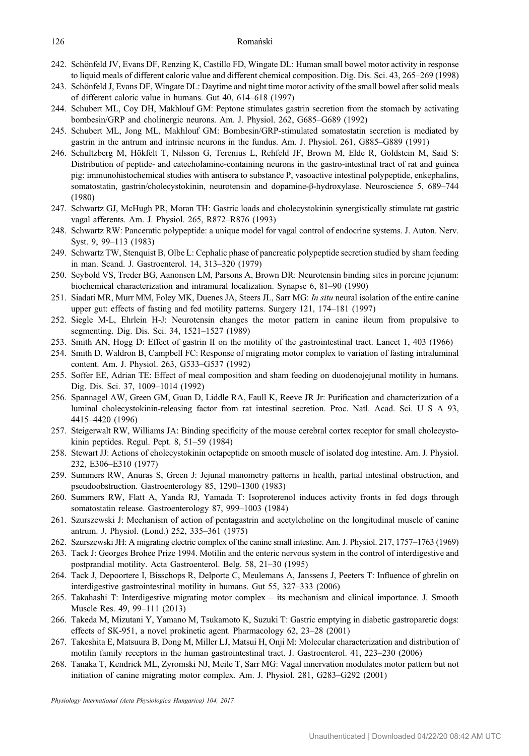242. Schönfeld JV, Evans DF, Renzing K, Castillo FD, Wingate DL: Human small bowel motor activity in response to liquid meals of different caloric value and different chemical composition. Dig. Dis. Sci. 43, 265–269 (1998)
243. Schönfeld J, Evans DF, Wingate DL: Daytime and night time motor activity of the small bowel after solid meals of different caloric value in humans. Gut 40, 614–618 (1997)
244. Schubert ML, Coy DH, Makhlouf GM: Peptone stimulates gastrin secretion from the stomach by activating bombesin/GRP and cholinergic neurons. Am. J. Physiol. 262, G685–G689 (1992)
245. Schubert ML, Jong ML, Makhlouf GM: Bombesin/GRP-stimulated somatostatin secretion is mediated by gastrin in the antrum and intrinsic neurons in the fundus. Am. J. Physiol. 261, G885–G889 (1991)
246. Schultzberg M, Hökfelt T, Nilsson G, Terenius L, Rehfeld JF, Brown M, Elde R, Goldstein M, Said S: Distribution of peptide- and catecholamine-containing neurons in the gastro-intestinal tract of rat and guinea pig: immunohistochemical studies with antisera to substance P, vasoactive intestinal polypeptide, enkephalins, somatostatin, gastrin/cholecystokinin, neurotensin and dopamine-β-hydroxylase. Neuroscience 5, 689–744 (1980)
247. Schwartz GJ, McHugh PR, Moran TH: Gastric loads and cholecystokinin synergistically stimulate rat gastric vagal afferents. Am. J. Physiol. 265, R872–R876 (1993)
248. Schwartz RW: Panceratic polypeptide: a unique model for vagal control of endocrine systems. J. Auton. Nerv. Syst. 9, 99–113 (1983)
249. Schwartz TW, Stenquist B, Olbe L: Cephalic phase of pancreatic polypeptide secretion studied by sham feeding in man. Scand. J. Gastroenterol. 14, 313–320 (1979)
250. Seybold VS, Treder BG, Aanonsen LM, Parsons A, Brown DR: Neurotensin binding sites in porcine jejunum: biochemical characterization and intramural localization. Synapse 6, 81–90 (1990)
251. Siadati MR, Murr MM, Foley MK, Duenes JA, Steers JL, Sarr MG: *In situ* neural isolation of the entire canine upper gut: effects of fasting and fed motility patterns. Surgery 121, 174–181 (1997)
252. Siegle M-L, Ehrlein H-J: Neurotensin changes the motor pattern in canine ileum from propulsive to segmenting. Dig. Dis. Sci. 34, 1521–1527 (1989)
253. Smith AN, Hogg D: Effect of gastrin II on the motility of the gastrointestinal tract. Lancet 1, 403 (1966)
254. Smith D, Waldron B, Campbell FC: Response of migrating motor complex to variation of fasting intraluminal content. Am. J. Physiol. 263, G533–G537 (1992)
255. Soffer EE, Adrian TE: Effect of meal composition and sham feeding on duodenojejunal motility in humans. Dig. Dis. Sci. 37, 1009–1014 (1992)
256. Spannagel AW, Green GM, Guan D, Liddle RA, Faull K, Reeve JR Jr: Purification and characterization of a luminal cholecystokinin-releasing factor from rat intestinal secretion. Proc. Natl. Acad. Sci. U S A 93, 4415–4420 (1996)
257. Steigerwalt RW, Williams JA: Binding specificity of the mouse cerebral cortex receptor for small cholecystokinin peptides. Regul. Pept. 8, 51–59 (1984)
258. Stewart JJ: Actions of cholecystokinin octapeptide on smooth muscle of isolated dog intestine. Am. J. Physiol. 232, E306–E310 (1977)
259. Summers RW, Anuras S, Green J: Jejunal manometry patterns in health, partial intestinal obstruction, and pseudoobstruction. Gastroenterology 85, 1290–1300 (1983)
260. Summers RW, Flatt A, Yanda RJ, Yamada T: Isoproterenol induces activity fronts in fed dogs through somatostatin release. Gastroenterology 87, 999–1003 (1984)
261. Szurszewski J: Mechanism of action of pentagastrin and acetylcholine on the longitudinal muscle of canine antrum. J. Physiol. (Lond.) 252, 335–361 (1975)
262. Szurszewski JH: A migrating electric complex of the canine small intestine. Am. J. Physiol. 217, 1757–1763 (1969)
263. Tack J: Georges Brohee Prize 1994. Motilin and the enteric nervous system in the control of interdigestive and postprandial motility. Acta Gastroenterol. Belg. 58, 21–30 (1995)
264. Tack J, Depoortere I, Bisschops R, Delporte C, Meulemans A, Janssens J, Peeters T: Influence of ghrelin on interdigestive gastrointestinal motility in humans. Gut 55, 327–333 (2006)
265. Takahashi T: Interdigestive migrating motor complex – its mechanism and clinical importance. J. Smooth Muscle Res. 49, 99–111 (2013)
266. Takeda M, Mizutani Y, Yamano M, Tsukamoto K, Suzuki T: Gastric emptying in diabetic gastroparetic dogs: effects of SK-951, a novel prokinetic agent. Pharmacology 62, 23–28 (2001)
267. Takeshita E, Matsuura B, Dong M, Miller LJ, Matsui H, Onji M: Molecular characterization and distribution of motilin family receptors in the human gastrointestinal tract. J. Gastroenterol. 41, 223–230 (2006)
268. Tanaka T, Kendrick ML, Zyromski NJ, Meile T, Sarr MG: Vagal innervation modulates motor pattern but not initiation of canine migrating motor complex. Am. J. Physiol. 281, G283–G292 (2001)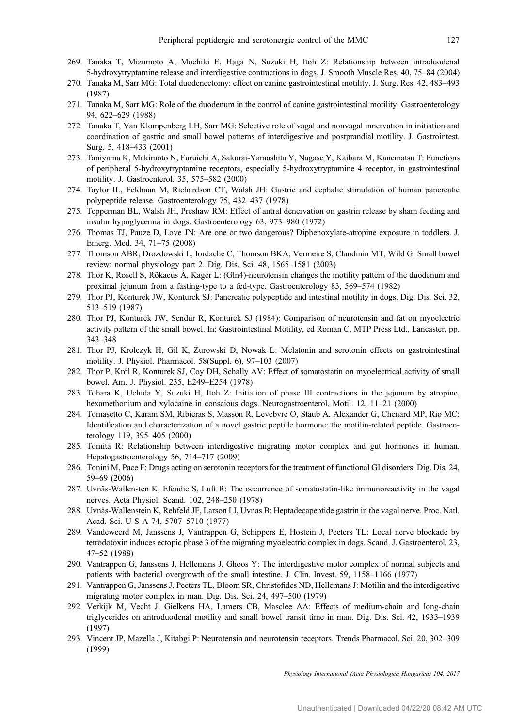269. Tanaka T, Mizumoto A, Mochiki E, Haga N, Suzuki H, Itoh Z: Relationship between intraduodenal 5-hydroxytryptamine release and interdigestive contractions in dogs. J. Smooth Muscle Res. 40, 75–84 (2004)
270. Tanaka M, Sarr MG: Total duodenectomy: effect on canine gastrointestinal motility. J. Surg. Res. 42, 483–493 (1987)
271. Tanaka M, Sarr MG: Role of the duodenum in the control of canine gastrointestinal motility. Gastroenterology 94, 622–629 (1988)
272. Tanaka T, Van Klompenberg LH, Sarr MG: Selective role of vagal and nonvagal innervation in initiation and coordination of gastric and small bowel patterns of interdigestive and postprandial motility. J. Gastrointest. Surg. 5, 418–433 (2001)
273. Taniyama K, Makimoto N, Furuichi A, Sakurai-Yamashita Y, Nagase Y, Kaibara M, Kanematsu T: Functions of peripheral 5-hydroxytryptamine receptors, especially 5-hydroxytryptamine 4 receptor, in gastrointestinal motility. J. Gastroenterol. 35, 575–582 (2000)
274. Taylor IL, Feldman M, Richardson CT, Walsh JH: Gastric and cephalic stimulation of human pancreatic polypeptide release. Gastroenterology 75, 432–437 (1978)
275. Tepperman BL, Walsh JH, Preshaw RM: Effect of antral denervation on gastrin release by sham feeding and insulin hypoglycemia in dogs. Gastroenterology 63, 973–980 (1972)
276. Thomas TJ, Pauze D, Love JN: Are one or two dangerous? Diphenoxylate-atropine exposure in toddlers. J. Emerg. Med. 34, 71–75 (2008)
277. Thomson ABR, Drozdowski L, Iordache C, Thomson BKA, Vermeire S, Clandinin MT, Wild G: Small bowel review: normal physiology part 2. Dig. Dis. Sci. 48, 1565–1581 (2003)
278. Thor K, Rosell S, Rökaeus Å, Kager L: (Gln4)-neurotensin changes the motility pattern of the duodenum and proximal jejunum from a fasting-type to a fed-type. Gastroenterology 83, 569–574 (1982)
279. Thor PJ, Konturek JW, Konturek SJ: Pancreatic polypeptide and intestinal motility in dogs. Dig. Dis. Sci. 32, 513–519 (1987)
280. Thor PJ, Konturek JW, Sendur R, Konturek SJ (1984): Comparison of neurotensin and fat on myoelectric activity pattern of the small bowel. In: Gastrointestinal Motility, ed Roman C, MTP Press Ltd., Lancaster, pp. 343–348
281. Thor PJ, Krolczyk H, Gil K, Żurowski D, Nowak L: Melatonin and serotonin effects on gastrointestinal motility. J. Physiol. Pharmacol. 58(Suppl. 6), 97–103 (2007)
282. Thor P, Król R, Konturek SJ, Coy DH, Schally AV: Effect of somatostatin on myoelectrical activity of small bowel. Am. J. Physiol. 235, E249–E254 (1978)
283. Tohara K, Uchida Y, Suzuki H, Itoh Z: Initiation of phase III contractions in the jejunum by atropine, hexamethonium and xylocaine in conscious dogs. Neurogastroenterol. Motil. 12, 11–21 (2000)
284. Tomasetto C, Karam SM, Ribieras S, Masson R, Levebvre O, Staub A, Alexander G, Chenard MP, Rio MC: Identification and characterization of a novel gastric peptide hormone: the motilin-related peptide. Gastroenterology 119, 395–405 (2000)
285. Tomita R: Relationship between interdigestive migrating motor complex and gut hormones in human. Hepatogastroenterology 56, 714–717 (2009)
286. Tonini M, Pace F: Drugs acting on serotonin receptors for the treatment of functional GI disorders. Dig. Dis. 24, 59–69 (2006)
287. Uvnäs-Wallensten K, Efendic S, Luft R: The occurrence of somatostatin-like immunoreactivity in the vagal nerves. Acta Physiol. Scand. 102, 248–250 (1978)
288. Uvnäs-Wallenstein K, Rehfeld JF, Larson LI, Uvnas B: Heptadecapeptide gastrin in the vagal nerve. Proc. Natl. Acad. Sci. U S A 74, 5707–5710 (1977)
289. Vandeweerd M, Janssens J, Vantrappen G, Schippers E, Hostein J, Peeters TL: Local nerve blockade by tetrodotoxin induces ectopic phase 3 of the migrating myoelectric complex in dogs. Scand. J. Gastroenterol. 23, 47–52 (1988)
290. Vantrappen G, Janssens J, Hellemans J, Ghoos Y: The interdigestive motor complex of normal subjects and patients with bacterial overgrowth of the small intestine. J. Clin. Invest. 59, 1158–1166 (1977)
291. Vantrappen G, Janssens J, Peeters TL, Bloom SR, Christofides ND, Hellemans J: Motilin and the interdigestive migrating motor complex in man. Dig. Dis. Sci. 24, 497–500 (1979)
292. Verkijk M, Vecht J, Gielkens HA, Lamers CB, Masclee AA: Effects of medium-chain and long-chain triglycerides on antroduodenal motility and small bowel transit time in man. Dig. Dis. Sci. 42, 1933–1939 (1997)
293. Vincent JP, Mazella J, Kitabgi P: Neurotensin and neurotensin receptors. Trends Pharmacol. Sci. 20, 302–309 (1999)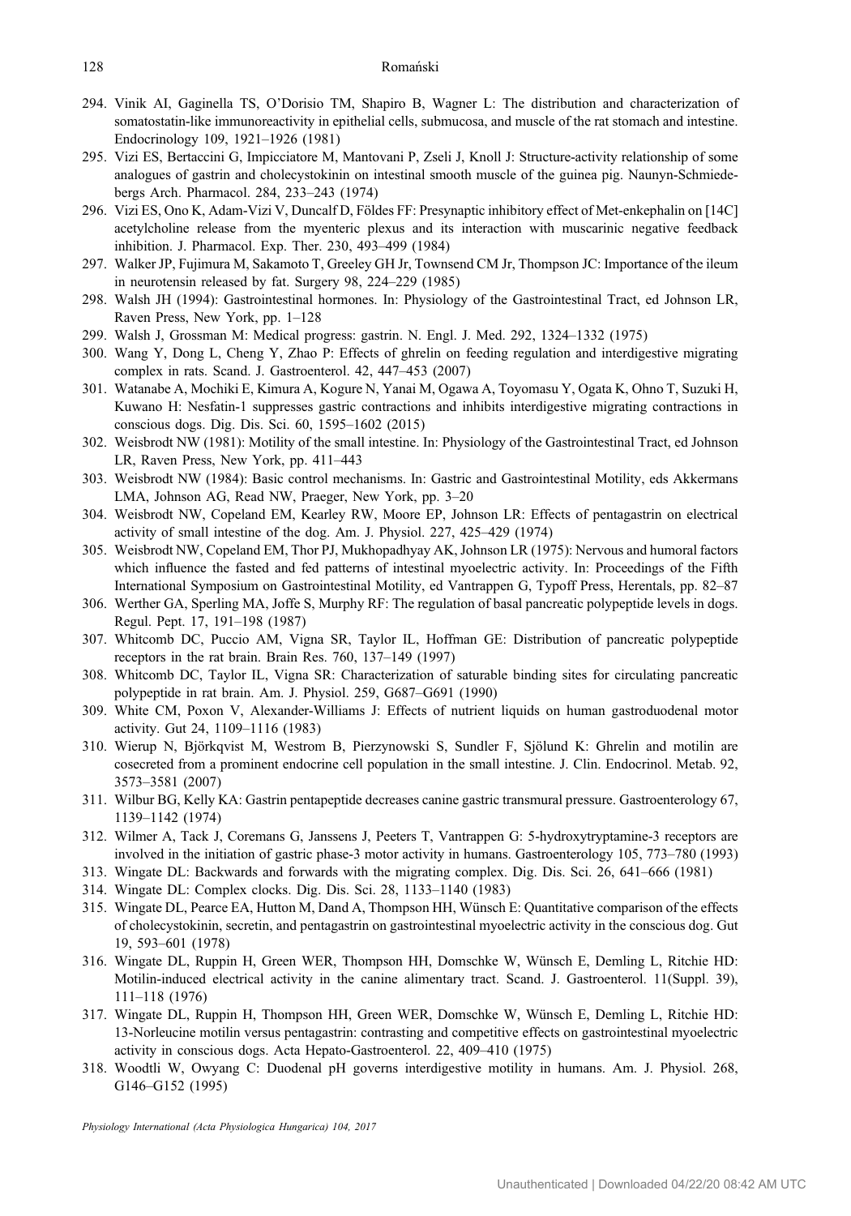294. Vinik AI, Gaginella TS, O'Dorisio TM, Shapiro B, Wagner L: The distribution and characterization of somatostatin-like immunoreactivity in epithelial cells, submucosa, and muscle of the rat stomach and intestine. Endocrinology 109, 1921–1926 (1981)
295. Vizi ES, Bertaccini G, Impicciatore M, Mantovani P, Zseli J, Knoll J: Structure-activity relationship of some analogues of gastrin and cholecystokinin on intestinal smooth muscle of the guinea pig. Naunyn-Schmiedebergs Arch. Pharmacol. 284, 233–243 (1974)
296. Vizi ES, Ono K, Adam-Vizi V, Duncalf D, Földes FF: Presynaptic inhibitory effect of Met-enkephalin on [14C] acetylcholine release from the myenteric plexus and its interaction with muscarinic negative feedback inhibition. J. Pharmacol. Exp. Ther. 230, 493–499 (1984)
297. Walker JP, Fujimura M, Sakamoto T, Greeley GH Jr, Townsend CM Jr, Thompson JC: Importance of the ileum in neurotensin released by fat. Surgery 98, 224–229 (1985)
298. Walsh JH (1994): Gastrointestinal hormones. In: Physiology of the Gastrointestinal Tract, ed Johnson LR, Raven Press, New York, pp. 1–128
299. Walsh J, Grossman M: Medical progress: gastrin. N. Engl. J. Med. 292, 1324–1332 (1975)
300. Wang Y, Dong L, Cheng Y, Zhao P: Effects of ghrelin on feeding regulation and interdigestive migrating complex in rats. Scand. J. Gastroenterol. 42, 447–453 (2007)
301. Watanabe A, Mochiki E, Kimura A, Kogure N, Yanai M, Ogawa A, Toyomasu Y, Ogata K, Ohno T, Suzuki H, Kuwano H: Nesfatin-1 suppresses gastric contractions and inhibits interdigestive migrating contractions in conscious dogs. Dig. Dis. Sci. 60, 1595–1602 (2015)
302. Weisbrodt NW (1981): Motility of the small intestine. In: Physiology of the Gastrointestinal Tract, ed Johnson LR, Raven Press, New York, pp. 411–443
303. Weisbrodt NW (1984): Basic control mechanisms. In: Gastric and Gastrointestinal Motility, eds Akkermans LMA, Johnson AG, Read NW, Praeger, New York, pp. 3–20
304. Weisbrodt NW, Copeland EM, Kearley RW, Moore EP, Johnson LR: Effects of pentagastrin on electrical activity of small intestine of the dog. Am. J. Physiol. 227, 425–429 (1974)
305. Weisbrodt NW, Copeland EM, Thor PJ, Mukhopadhyay AK, Johnson LR (1975): Nervous and humoral factors which influence the fasted and fed patterns of intestinal myoelectric activity. In: Proceedings of the Fifth International Symposium on Gastrointestinal Motility, ed Vantrappen G, Typoff Press, Herentals, pp. 82–87
306. Werther GA, Sperling MA, Joffe S, Murphy RF: The regulation of basal pancreatic polypeptide levels in dogs. Regul. Pept. 17, 191–198 (1987)
307. Whitcomb DC, Puccio AM, Vigna SR, Taylor IL, Hoffman GE: Distribution of pancreatic polypeptide receptors in the rat brain. Brain Res. 760, 137–149 (1997)
308. Whitcomb DC, Taylor IL, Vigna SR: Characterization of saturable binding sites for circulating pancreatic polypeptide in rat brain. Am. J. Physiol. 259, G687–G691 (1990)
309. White CM, Poxon V, Alexander-Williams J: Effects of nutrient liquids on human gastroduodenal motor activity. Gut 24, 1109–1116 (1983)
310. Wierup N, Björkqvist M, Westrom B, Pierzynowski S, Sundler F, Sjölund K: Ghrelin and motilin are cosecreted from a prominent endocrine cell population in the small intestine. J. Clin. Endocrinol. Metab. 92, 3573–3581 (2007)
311. Wilbur BG, Kelly KA: Gastrin pentapeptide decreases canine gastric transmural pressure. Gastroenterology 67, 1139–1142 (1974)
312. Wilmer A, Tack J, Coremans G, Janssens J, Peeters T, Vantrappen G: 5-hydroxytryptamine-3 receptors are involved in the initiation of gastric phase-3 motor activity in humans. Gastroenterology 105, 773–780 (1993)
313. Wingate DL: Backwards and forwards with the migrating complex. Dig. Dis. Sci. 26, 641–666 (1981)
314. Wingate DL: Complex clocks. Dig. Dis. Sci. 28, 1133–1140 (1983)
315. Wingate DL, Pearce EA, Hutton M, Dand A, Thompson HH, Wünsch E: Quantitative comparison of the effects of cholecystokinin, secretin, and pentagastrin on gastrointestinal myoelectric activity in the conscious dog. Gut 19, 593–601 (1978)
316. Wingate DL, Ruppin H, Green WER, Thompson HH, Domschke W, Wünsch E, Demling L, Ritchie HD: Motilin-induced electrical activity in the canine alimentary tract. Scand. J. Gastroenterol. 11(Suppl. 39), 111–118 (1976)
317. Wingate DL, Ruppin H, Thompson HH, Green WER, Domschke W, Wünsch E, Demling L, Ritchie HD: 13-Norleucine motilin versus pentagastrin: contrasting and competitive effects on gastrointestinal myoelectric activity in conscious dogs. Acta Hepato-Gastroenterol. 22, 409–410 (1975)
318. Woodtli W, Owyang C: Duodenal pH governs interdigestive motility in humans. Am. J. Physiol. 268, G146–G152 (1995)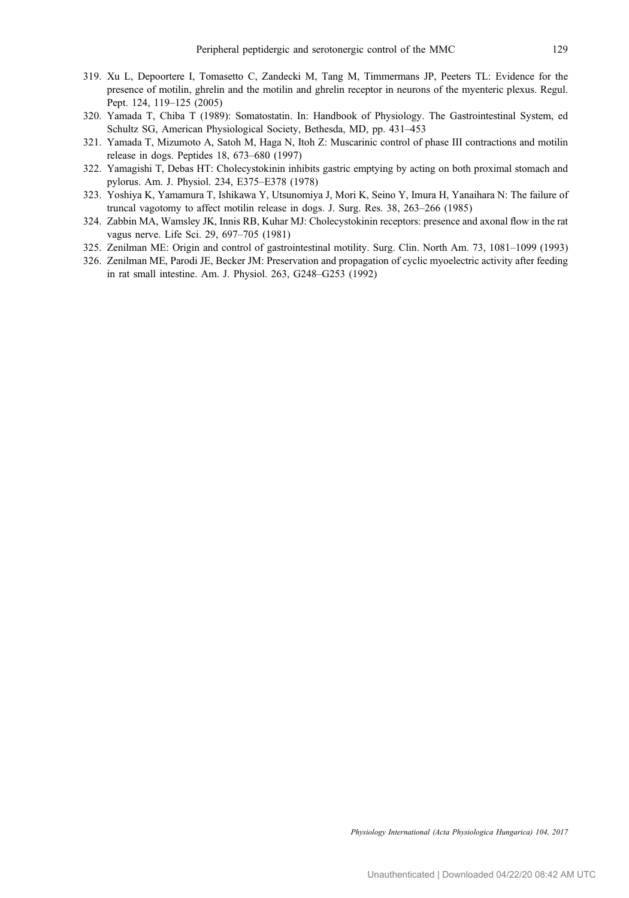319. Xu L, Depoortere I, Tomasetto C, Zandecki M, Tang M, Timmermans JP, Peeters TL: Evidence for the presence of motilin, ghrelin and the motilin and ghrelin receptor in neurons of the myenteric plexus. Regul. Pept. 124, 119–125 (2005)
320. Yamada T, Chiba T (1989): Somatostatin. In: Handbook of Physiology. The Gastrointestinal System, ed Schultz SG, American Physiological Society, Bethesda, MD, pp. 431–453
321. Yamada T, Mizumoto A, Satoh M, Haga N, Itoh Z: Muscarinic control of phase III contractions and motilin release in dogs. Peptides 18, 673–680 (1997)
322. Yamagishi T, Debas HT: Cholecystokinin inhibits gastric emptying by acting on both proximal stomach and pylorus. Am. J. Physiol. 234, E375–E378 (1978)
323. Yoshiya K, Yamamura T, Ishikawa Y, Utsunomiya J, Mori K, Seino Y, Imura H, Yanaihara N: The failure of truncal vagotomy to affect motilin release in dogs. J. Surg. Res. 38, 263–266 (1985)
324. Zabbin MA, Wamsley JK, Innis RB, Kuhar MJ: Cholecystokinin receptors: presence and axonal flow in the rat vagus nerve. Life Sci. 29, 697–705 (1981)
325. Zenilman ME: Origin and control of gastrointestinal motility. Surg. Clin. North Am. 73, 1081–1099 (1993)
326. Zenilman ME, Parodi JE, Becker JM: Preservation and propagation of cyclic myoelectric activity after feeding in rat small intestine. Am. J. Physiol. 263, G248–G253 (1992)